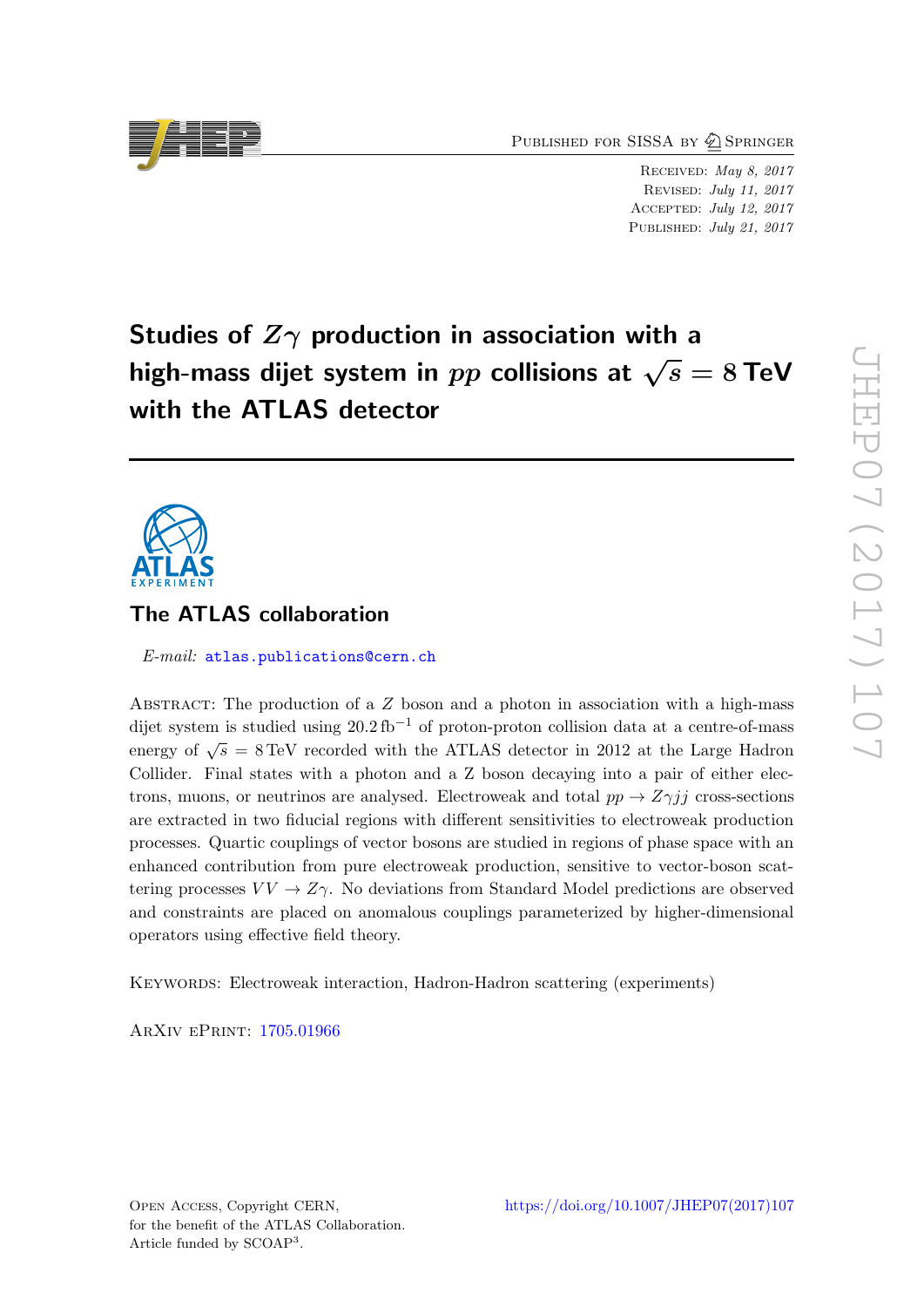Published for SISSA by Springer

Received: *May 8, 2017*
Revised: *July 11, 2017*
Accepted: *July 12, 2017*
Published: *July 21, 2017*

# Studies of $Z\gamma$ production in association with a high-mass dijet system in $pp$ collisions at $\sqrt{s} = 8$ TeV with the ATLAS detector

## The ATLAS collaboration

*E-mail:* atlas.publications@cern.ch

Abstract: The production of a $Z$ boson and a photon in association with a high-mass dijet system is studied using $20.2\,\text{fb}^{-1}$ of proton-proton collision data at a centre-of-mass energy of $\sqrt{s} = 8\,\text{TeV}$ recorded with the ATLAS detector in 2012 at the Large Hadron Collider. Final states with a photon and a Z boson decaying into a pair of either electrons, muons, or neutrinos are analysed. Electroweak and total $pp \to Z\gamma jj$ cross-sections are extracted in two fiducial regions with different sensitivities to electroweak production processes. Quartic couplings of vector bosons are studied in regions of phase space with an enhanced contribution from pure electroweak production, sensitive to vector-boson scattering processes $VV \to Z\gamma$. No deviations from Standard Model predictions are observed and constraints are placed on anomalous couplings parameterized by higher-dimensional operators using effective field theory.

Keywords: Electroweak interaction, Hadron-Hadron scattering (experiments)

ArXiv ePrint: 1705.01966

Open Access, Copyright CERN, for the benefit of the ATLAS Collaboration. Article funded by SCOAP[3].

https://doi.org/10.1007/JHEP07(2017)107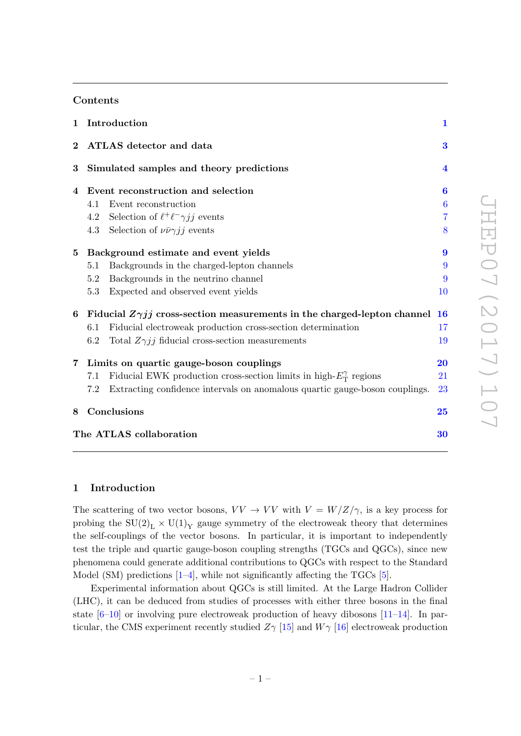## Contents

| | | |
|---|---|---|
| **1** | **Introduction** | **1** |
| **2** | **ATLAS detector and data** | **3** |
| **3** | **Simulated samples and theory predictions** | **4** |
| **4** | **Event reconstruction and selection** | **6** |
| | 4.1 Event reconstruction | 6 |
| | 4.2 Selection of $\ell^+\ell^-\gamma jj$ events | 7 |
| | 4.3 Selection of $\nu\bar{\nu}\gamma jj$ events | 8 |
| **5** | **Background estimate and event yields** | **9** |
| | 5.1 Backgrounds in the charged-lepton channels | 9 |
| | 5.2 Backgrounds in the neutrino channel | 9 |
| | 5.3 Expected and observed event yields | 10 |
| **6** | **Fiducial $Z\gamma jj$ cross-section measurements in the charged-lepton channel** | **16** |
| | 6.1 Fiducial electroweak production cross-section determination | 17 |
| | 6.2 Total $Z\gamma jj$ fiducial cross-section measurements | 19 |
| **7** | **Limits on quartic gauge-boson couplings** | **20** |
| | 7.1 Fiducial EWK production cross-section limits in high-$E_{\mathrm{T}}^{\gamma}$ regions | 21 |
| | 7.2 Extracting confidence intervals on anomalous quartic gauge-boson couplings. | 23 |
| **8** | **Conclusions** | **25** |
| | **The ATLAS collaboration** | **30** |

## 1 Introduction

The scattering of two vector bosons, $VV \to VV$ with $V = W/Z/\gamma$, is a key process for probing the $\mathrm{SU(2)_L} \times \mathrm{U(1)_Y}$ gauge symmetry of the electroweak theory that determines the self-couplings of the vector bosons. In particular, it is important to independently test the triple and quartic gauge-boson coupling strengths (TGCs and QGCs), since new phenomena could generate additional contributions to QGCs with respect to the Standard Model (SM) predictions [1–4], while not significantly affecting the TGCs [5].

Experimental information about QGCs is still limited. At the Large Hadron Collider (LHC), it can be deduced from studies of processes with either three bosons in the final state [6–10] or involving pure electroweak production of heavy dibosons [11–14]. In particular, the CMS experiment recently studied $Z\gamma$ [15] and $W\gamma$ [16] electroweak production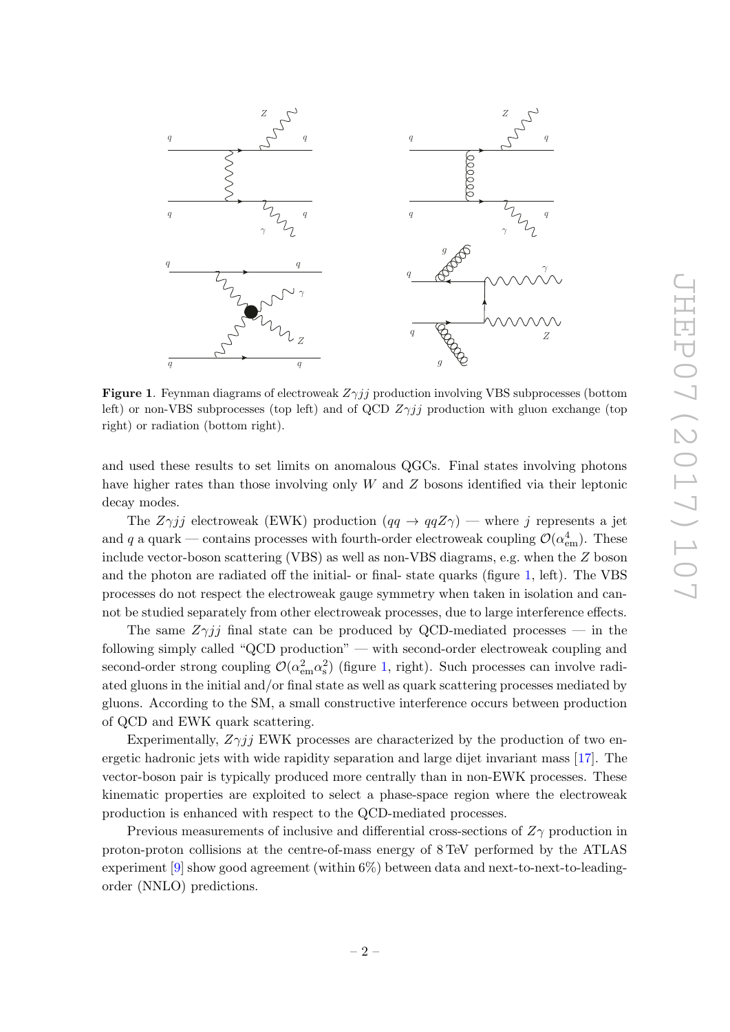**Figure 1**. Feynman diagrams of electroweak $Z\gamma jj$ production involving VBS subprocesses (bottom left) or non-VBS subprocesses (top left) and of QCD $Z\gamma jj$ production with gluon exchange (top right) or radiation (bottom right).

and used these results to set limits on anomalous QGCs. Final states involving photons have higher rates than those involving only $W$ and $Z$ bosons identified via their leptonic decay modes.

The $Z\gamma jj$ electroweak (EWK) production ($qq \to qqZ\gamma$) — where $j$ represents a jet and $q$ a quark — contains processes with fourth-order electroweak coupling $\mathcal{O}(\alpha_{\rm em}^4)$. These include vector-boson scattering (VBS) as well as non-VBS diagrams, e.g. when the $Z$ boson and the photon are radiated off the initial- or final- state quarks (figure 1, left). The VBS processes do not respect the electroweak gauge symmetry when taken in isolation and cannot be studied separately from other electroweak processes, due to large interference effects.

The same $Z\gamma jj$ final state can be produced by QCD-mediated processes — in the following simply called "QCD production" — with second-order electroweak coupling and second-order strong coupling $\mathcal{O}(\alpha_{\rm em}^2\alpha_{\rm s}^2)$ (figure 1, right). Such processes can involve radiated gluons in the initial and/or final state as well as quark scattering processes mediated by gluons. According to the SM, a small constructive interference occurs between production of QCD and EWK quark scattering.

Experimentally, $Z\gamma jj$ EWK processes are characterized by the production of two energetic hadronic jets with wide rapidity separation and large dijet invariant mass [17]. The vector-boson pair is typically produced more centrally than in non-EWK processes. These kinematic properties are exploited to select a phase-space region where the electroweak production is enhanced with respect to the QCD-mediated processes.

Previous measurements of inclusive and differential cross-sections of $Z\gamma$ production in proton-proton collisions at the centre-of-mass energy of 8 TeV performed by the ATLAS experiment [9] show good agreement (within 6%) between data and next-to-next-to-leading-order (NNLO) predictions.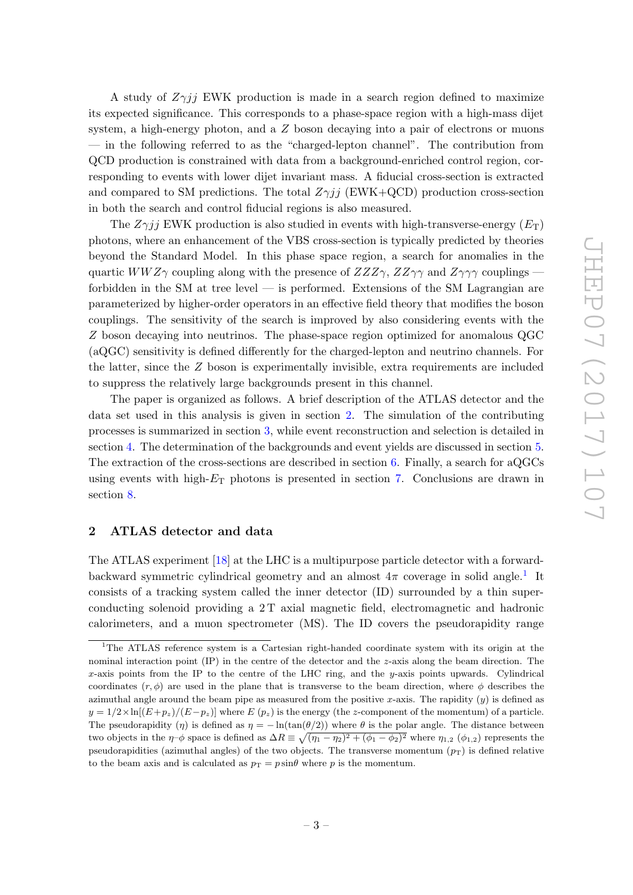A study of $Z\gamma jj$ EWK production is made in a search region defined to maximize its expected significance. This corresponds to a phase-space region with a high-mass dijet system, a high-energy photon, and a $Z$ boson decaying into a pair of electrons or muons — in the following referred to as the "charged-lepton channel". The contribution from QCD production is constrained with data from a background-enriched control region, corresponding to events with lower dijet invariant mass. A fiducial cross-section is extracted and compared to SM predictions. The total $Z\gamma jj$ (EWK+QCD) production cross-section in both the search and control fiducial regions is also measured.

The $Z\gamma jj$ EWK production is also studied in events with high-transverse-energy ($E_{\mathrm{T}}$) photons, where an enhancement of the VBS cross-section is typically predicted by theories beyond the Standard Model. In this phase space region, a search for anomalies in the quartic $WWZ\gamma$ coupling along with the presence of $ZZZ\gamma$, $ZZ\gamma\gamma$ and $Z\gamma\gamma\gamma$ couplings — forbidden in the SM at tree level — is performed. Extensions of the SM Lagrangian are parameterized by higher-order operators in an effective field theory that modifies the boson couplings. The sensitivity of the search is improved by also considering events with the $Z$ boson decaying into neutrinos. The phase-space region optimized for anomalous QGC (aQGC) sensitivity is defined differently for the charged-lepton and neutrino channels. For the latter, since the $Z$ boson is experimentally invisible, extra requirements are included to suppress the relatively large backgrounds present in this channel.

The paper is organized as follows. A brief description of the ATLAS detector and the data set used in this analysis is given in section 2. The simulation of the contributing processes is summarized in section 3, while event reconstruction and selection is detailed in section 4. The determination of the backgrounds and event yields are discussed in section 5. The extraction of the cross-sections are described in section 6. Finally, a search for aQGCs using events with high-$E_{\mathrm{T}}$ photons is presented in section 7. Conclusions are drawn in section 8.

## 2 ATLAS detector and data

The ATLAS experiment [18] at the LHC is a multipurpose particle detector with a forward-backward symmetric cylindrical geometry and an almost $4\pi$ coverage in solid angle.[1] It consists of a tracking system called the inner detector (ID) surrounded by a thin superconducting solenoid providing a 2 T axial magnetic field, electromagnetic and hadronic calorimeters, and a muon spectrometer (MS). The ID covers the pseudorapidity range

[1] The ATLAS reference system is a Cartesian right-handed coordinate system with its origin at the nominal interaction point (IP) in the centre of the detector and the $z$-axis along the beam direction. The $x$-axis points from the IP to the centre of the LHC ring, and the $y$-axis points upwards. Cylindrical coordinates $(r, \phi)$ are used in the plane that is transverse to the beam direction, where $\phi$ describes the azimuthal angle around the beam pipe as measured from the positive $x$-axis. The rapidity ($y$) is defined as $y = 1/2 \times \ln[(E+p_z)/(E-p_z)]$ where $E$ ($p_z$) is the energy (the $z$-component of the momentum) of a particle. The pseudorapidity ($\eta$) is defined as $\eta = -\ln(\tan(\theta/2))$ where $\theta$ is the polar angle. The distance between two objects in the $\eta$–$\phi$ space is defined as $\Delta R \equiv \sqrt{(\eta_1 - \eta_2)^2 + (\phi_1 - \phi_2)^2}$ where $\eta_{1,2}$ ($\phi_{1,2}$) represents the pseudorapidities (azimuthal angles) of the two objects. The transverse momentum ($p_{\mathrm{T}}$) is defined relative to the beam axis and is calculated as $p_{\mathrm{T}} = p \sin\theta$ where $p$ is the momentum.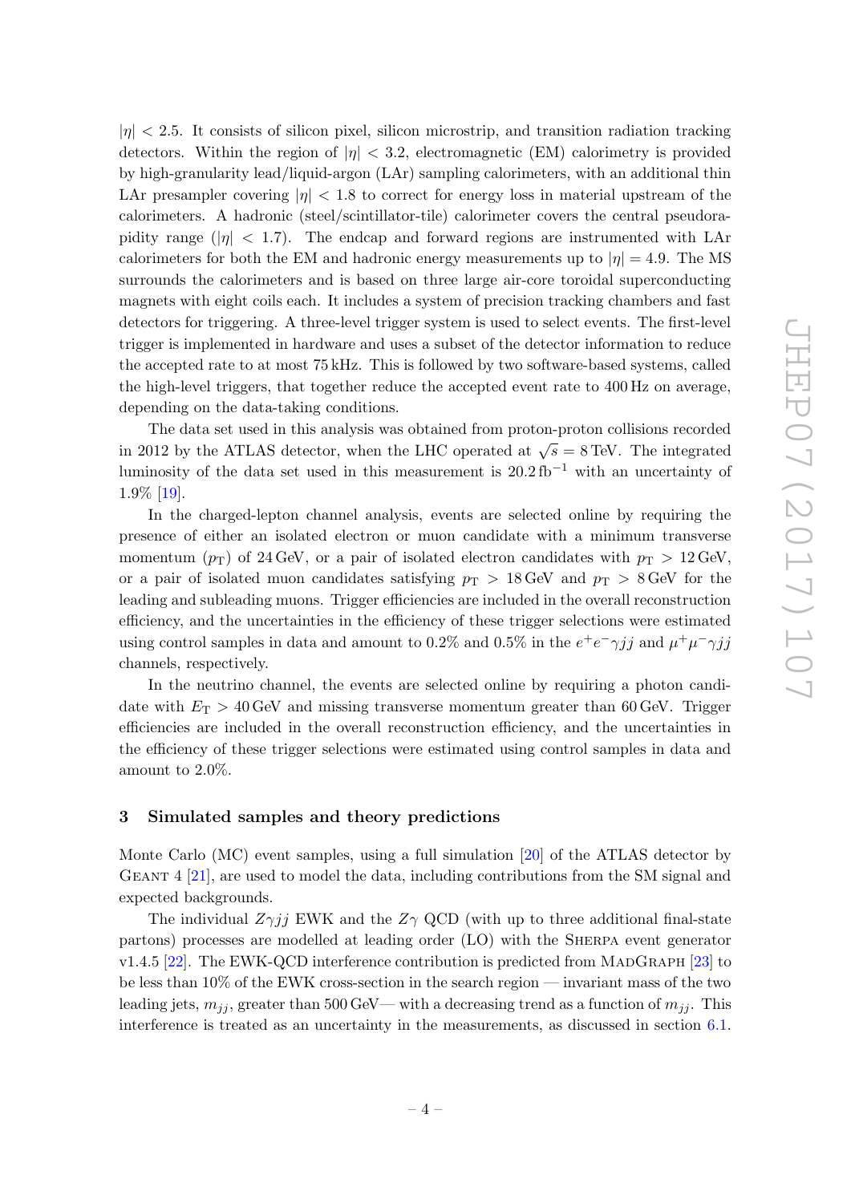$|\eta| < 2.5$. It consists of silicon pixel, silicon microstrip, and transition radiation tracking detectors. Within the region of $|\eta| < 3.2$, electromagnetic (EM) calorimetry is provided by high-granularity lead/liquid-argon (LAr) sampling calorimeters, with an additional thin LAr presampler covering $|\eta| < 1.8$ to correct for energy loss in material upstream of the calorimeters. A hadronic (steel/scintillator-tile) calorimeter covers the central pseudorapidity range ($|\eta| < 1.7$). The endcap and forward regions are instrumented with LAr calorimeters for both the EM and hadronic energy measurements up to $|\eta| = 4.9$. The MS surrounds the calorimeters and is based on three large air-core toroidal superconducting magnets with eight coils each. It includes a system of precision tracking chambers and fast detectors for triggering. A three-level trigger system is used to select events. The first-level trigger is implemented in hardware and uses a subset of the detector information to reduce the accepted rate to at most 75 kHz. This is followed by two software-based systems, called the high-level triggers, that together reduce the accepted event rate to 400 Hz on average, depending on the data-taking conditions.

The data set used in this analysis was obtained from proton-proton collisions recorded in 2012 by the ATLAS detector, when the LHC operated at $\sqrt{s} = 8\,\text{TeV}$. The integrated luminosity of the data set used in this measurement is $20.2\,\text{fb}^{-1}$ with an uncertainty of 1.9% [19].

In the charged-lepton channel analysis, events are selected online by requiring the presence of either an isolated electron or muon candidate with a minimum transverse momentum ($p_\text{T}$) of 24 GeV, or a pair of isolated electron candidates with $p_\text{T} > 12\,\text{GeV}$, or a pair of isolated muon candidates satisfying $p_\text{T} > 18\,\text{GeV}$ and $p_\text{T} > 8\,\text{GeV}$ for the leading and subleading muons. Trigger efficiencies are included in the overall reconstruction efficiency, and the uncertainties in the efficiency of these trigger selections were estimated using control samples in data and amount to 0.2% and 0.5% in the $e^+e^-\gamma jj$ and $\mu^+\mu^-\gamma jj$ channels, respectively.

In the neutrino channel, the events are selected online by requiring a photon candidate with $E_\text{T} > 40\,\text{GeV}$ and missing transverse momentum greater than 60 GeV. Trigger efficiencies are included in the overall reconstruction efficiency, and the uncertainties in the efficiency of these trigger selections were estimated using control samples in data and amount to 2.0%.

## 3 Simulated samples and theory predictions

Monte Carlo (MC) event samples, using a full simulation [20] of the ATLAS detector by Geant 4 [21], are used to model the data, including contributions from the SM signal and expected backgrounds.

The individual $Z\gamma jj$ EWK and the $Z\gamma$ QCD (with up to three additional final-state partons) processes are modelled at leading order (LO) with the Sherpa event generator v1.4.5 [22]. The EWK-QCD interference contribution is predicted from MadGraph [23] to be less than 10% of the EWK cross-section in the search region — invariant mass of the two leading jets, $m_{jj}$, greater than 500 GeV— with a decreasing trend as a function of $m_{jj}$. This interference is treated as an uncertainty in the measurements, as discussed in section 6.1.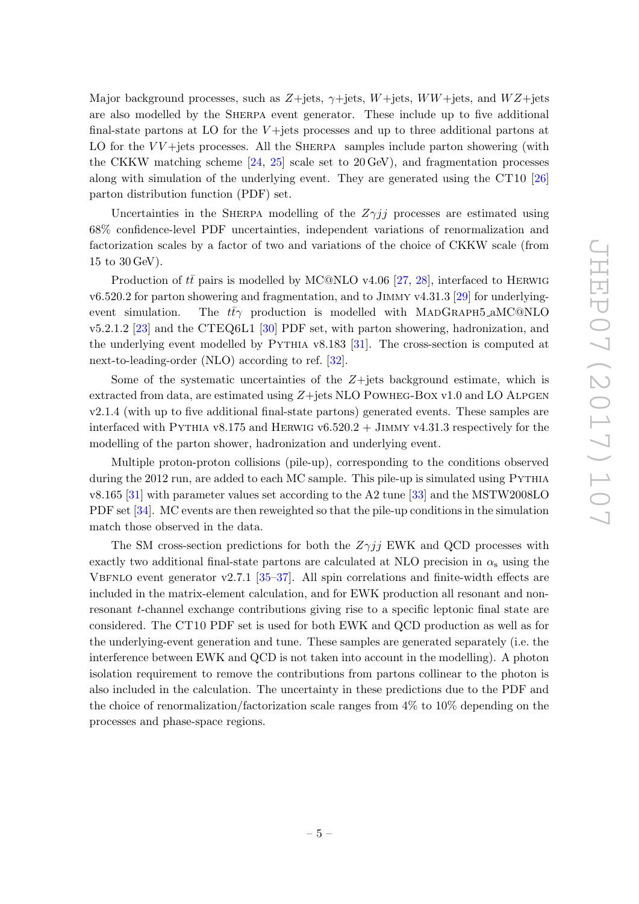Major background processes, such as $Z$+jets, $\gamma$+jets, $W$+jets, $WW$+jets, and $WZ$+jets are also modelled by the SHERPA event generator. These include up to five additional final-state partons at LO for the $V$+jets processes and up to three additional partons at LO for the $VV$+jets processes. All the SHERPA samples include parton showering (with the CKKW matching scheme [24, 25] scale set to 20 GeV), and fragmentation processes along with simulation of the underlying event. They are generated using the CT10 [26] parton distribution function (PDF) set.

Uncertainties in the SHERPA modelling of the $Z\gamma jj$ processes are estimated using 68% confidence-level PDF uncertainties, independent variations of renormalization and factorization scales by a factor of two and variations of the choice of CKKW scale (from 15 to 30 GeV).

Production of $t\bar{t}$ pairs is modelled by MC@NLO v4.06 [27, 28], interfaced to HERWIG v6.520.2 for parton showering and fragmentation, and to JIMMY v4.31.3 [29] for underlying-event simulation. The $t\bar{t}\gamma$ production is modelled with MADGRAPH5_aMC@NLO v5.2.1.2 [23] and the CTEQ6L1 [30] PDF set, with parton showering, hadronization, and the underlying event modelled by PYTHIA v8.183 [31]. The cross-section is computed at next-to-leading-order (NLO) according to ref. [32].

Some of the systematic uncertainties of the $Z$+jets background estimate, which is extracted from data, are estimated using $Z$+jets NLO POWHEG-BOX v1.0 and LO ALPGEN v2.1.4 (with up to five additional final-state partons) generated events. These samples are interfaced with PYTHIA v8.175 and HERWIG v6.520.2 + JIMMY v4.31.3 respectively for the modelling of the parton shower, hadronization and underlying event.

Multiple proton-proton collisions (pile-up), corresponding to the conditions observed during the 2012 run, are added to each MC sample. This pile-up is simulated using PYTHIA v8.165 [31] with parameter values set according to the A2 tune [33] and the MSTW2008LO PDF set [34]. MC events are then reweighted so that the pile-up conditions in the simulation match those observed in the data.

The SM cross-section predictions for both the $Z\gamma jj$ EWK and QCD processes with exactly two additional final-state partons are calculated at NLO precision in $\alpha_s$ using the VBFNLO event generator v2.7.1 [35–37]. All spin correlations and finite-width effects are included in the matrix-element calculation, and for EWK production all resonant and non-resonant $t$-channel exchange contributions giving rise to a specific leptonic final state are considered. The CT10 PDF set is used for both EWK and QCD production as well as for the underlying-event generation and tune. These samples are generated separately (i.e. the interference between EWK and QCD is not taken into account in the modelling). A photon isolation requirement to remove the contributions from partons collinear to the photon is also included in the calculation. The uncertainty in these predictions due to the PDF and the choice of renormalization/factorization scale ranges from 4% to 10% depending on the processes and phase-space regions.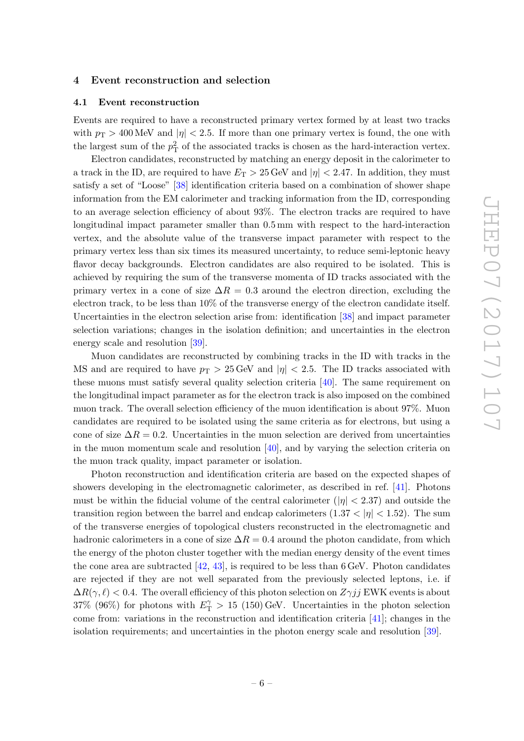## 4 Event reconstruction and selection

### 4.1 Event reconstruction

Events are required to have a reconstructed primary vertex formed by at least two tracks with $p_{\mathrm{T}} > 400\,\mathrm{MeV}$ and $|\eta| < 2.5$. If more than one primary vertex is found, the one with the largest sum of the $p_{\mathrm{T}}^2$ of the associated tracks is chosen as the hard-interaction vertex.

Electron candidates, reconstructed by matching an energy deposit in the calorimeter to a track in the ID, are required to have $E_{\mathrm{T}} > 25\,\mathrm{GeV}$ and $|\eta| < 2.47$. In addition, they must satisfy a set of "Loose" [38] identification criteria based on a combination of shower shape information from the EM calorimeter and tracking information from the ID, corresponding to an average selection efficiency of about 93%. The electron tracks are required to have longitudinal impact parameter smaller than 0.5 mm with respect to the hard-interaction vertex, and the absolute value of the transverse impact parameter with respect to the primary vertex less than six times its measured uncertainty, to reduce semi-leptonic heavy flavor decay backgrounds. Electron candidates are also required to be isolated. This is achieved by requiring the sum of the transverse momenta of ID tracks associated with the primary vertex in a cone of size $\Delta R = 0.3$ around the electron direction, excluding the electron track, to be less than 10% of the transverse energy of the electron candidate itself. Uncertainties in the electron selection arise from: identification [38] and impact parameter selection variations; changes in the isolation definition; and uncertainties in the electron energy scale and resolution [39].

Muon candidates are reconstructed by combining tracks in the ID with tracks in the MS and are required to have $p_{\mathrm{T}} > 25\,\mathrm{GeV}$ and $|\eta| < 2.5$. The ID tracks associated with these muons must satisfy several quality selection criteria [40]. The same requirement on the longitudinal impact parameter as for the electron track is also imposed on the combined muon track. The overall selection efficiency of the muon identification is about 97%. Muon candidates are required to be isolated using the same criteria as for electrons, but using a cone of size $\Delta R = 0.2$. Uncertainties in the muon selection are derived from uncertainties in the muon momentum scale and resolution [40], and by varying the selection criteria on the muon track quality, impact parameter or isolation.

Photon reconstruction and identification criteria are based on the expected shapes of showers developing in the electromagnetic calorimeter, as described in ref. [41]. Photons must be within the fiducial volume of the central calorimeter ($|\eta| < 2.37$) and outside the transition region between the barrel and endcap calorimeters ($1.37 < |\eta| < 1.52$). The sum of the transverse energies of topological clusters reconstructed in the electromagnetic and hadronic calorimeters in a cone of size $\Delta R = 0.4$ around the photon candidate, from which the energy of the photon cluster together with the median energy density of the event times the cone area are subtracted [42, 43], is required to be less than 6 GeV. Photon candidates are rejected if they are not well separated from the previously selected leptons, i.e. if $\Delta R(\gamma, \ell) < 0.4$. The overall efficiency of this photon selection on $Z\gamma jj$ EWK events is about 37% (96%) for photons with $E_{\mathrm{T}}^{\gamma} > 15$ (150) GeV. Uncertainties in the photon selection come from: variations in the reconstruction and identification criteria [41]; changes in the isolation requirements; and uncertainties in the photon energy scale and resolution [39].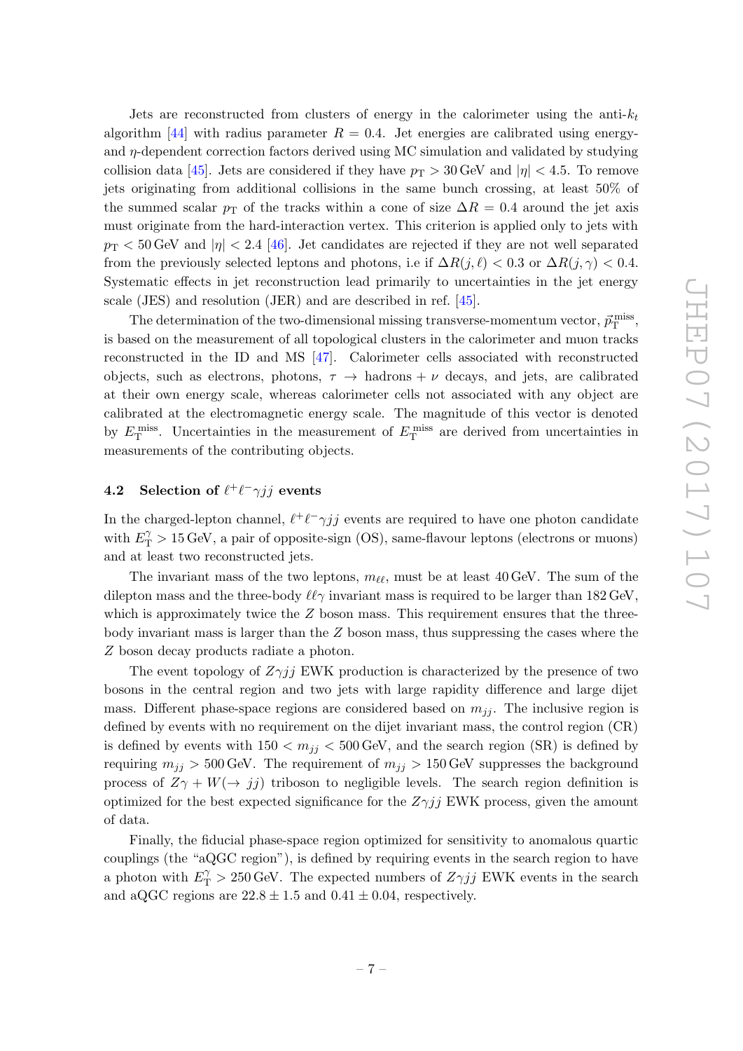Jets are reconstructed from clusters of energy in the calorimeter using the anti-$k_t$ algorithm [44] with radius parameter $R = 0.4$. Jet energies are calibrated using energy- and $\eta$-dependent correction factors derived using MC simulation and validated by studying collision data [45]. Jets are considered if they have $p_{\mathrm{T}} > 30\,\mathrm{GeV}$ and $|\eta| < 4.5$. To remove jets originating from additional collisions in the same bunch crossing, at least 50% of the summed scalar $p_{\mathrm{T}}$ of the tracks within a cone of size $\Delta R = 0.4$ around the jet axis must originate from the hard-interaction vertex. This criterion is applied only to jets with $p_{\mathrm{T}} < 50\,\mathrm{GeV}$ and $|\eta| < 2.4$ [46]. Jet candidates are rejected if they are not well separated from the previously selected leptons and photons, i.e if $\Delta R(j, \ell) < 0.3$ or $\Delta R(j, \gamma) < 0.4$. Systematic effects in jet reconstruction lead primarily to uncertainties in the jet energy scale (JES) and resolution (JER) and are described in ref. [45].

The determination of the two-dimensional missing transverse-momentum vector, $\vec{p}_{\mathrm{T}}^{\,\mathrm{miss}}$, is based on the measurement of all topological clusters in the calorimeter and muon tracks reconstructed in the ID and MS [47]. Calorimeter cells associated with reconstructed objects, such as electrons, photons, $\tau \to \mathrm{hadrons} + \nu$ decays, and jets, are calibrated at their own energy scale, whereas calorimeter cells not associated with any object are calibrated at the electromagnetic energy scale. The magnitude of this vector is denoted by $E_{\mathrm{T}}^{\mathrm{miss}}$. Uncertainties in the measurement of $E_{\mathrm{T}}^{\mathrm{miss}}$ are derived from uncertainties in measurements of the contributing objects.

### 4.2 Selection of $\ell^+\ell^-\gamma jj$ events

In the charged-lepton channel, $\ell^+\ell^-\gamma jj$ events are required to have one photon candidate with $E_{\mathrm{T}}^{\gamma} > 15\,\mathrm{GeV}$, a pair of opposite-sign (OS), same-flavour leptons (electrons or muons) and at least two reconstructed jets.

The invariant mass of the two leptons, $m_{\ell\ell}$, must be at least 40 GeV. The sum of the dilepton mass and the three-body $\ell\ell\gamma$ invariant mass is required to be larger than 182 GeV, which is approximately twice the $Z$ boson mass. This requirement ensures that the three-body invariant mass is larger than the $Z$ boson mass, thus suppressing the cases where the $Z$ boson decay products radiate a photon.

The event topology of $Z\gamma jj$ EWK production is characterized by the presence of two bosons in the central region and two jets with large rapidity difference and large dijet mass. Different phase-space regions are considered based on $m_{jj}$. The inclusive region is defined by events with no requirement on the dijet invariant mass, the control region (CR) is defined by events with $150 < m_{jj} < 500\,\mathrm{GeV}$, and the search region (SR) is defined by requiring $m_{jj} > 500\,\mathrm{GeV}$. The requirement of $m_{jj} > 150\,\mathrm{GeV}$ suppresses the background process of $Z\gamma + W(\to jj)$ triboson to negligible levels. The search region definition is optimized for the best expected significance for the $Z\gamma jj$ EWK process, given the amount of data.

Finally, the fiducial phase-space region optimized for sensitivity to anomalous quartic couplings (the "aQGC region"), is defined by requiring events in the search region to have a photon with $E_{\mathrm{T}}^{\gamma} > 250\,\mathrm{GeV}$. The expected numbers of $Z\gamma jj$ EWK events in the search and aQGC regions are $22.8 \pm 1.5$ and $0.41 \pm 0.04$, respectively.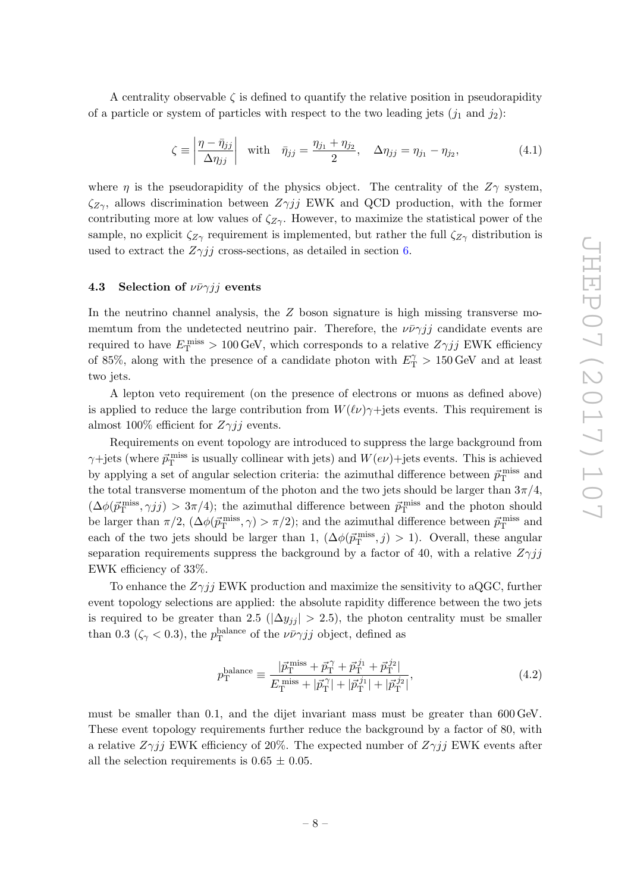A centrality observable $\zeta$ is defined to quantify the relative position in pseudorapidity of a particle or system of particles with respect to the two leading jets ($j_1$ and $j_2$):

$$\zeta \equiv \left| \frac{\eta - \bar{\eta}_{jj}}{\Delta\eta_{jj}} \right| \quad \text{with} \quad \bar{\eta}_{jj} = \frac{\eta_{j_1} + \eta_{j_2}}{2}, \quad \Delta\eta_{jj} = \eta_{j_1} - \eta_{j_2}, \tag{4.1}$$

where $\eta$ is the pseudorapidity of the physics object. The centrality of the $Z\gamma$ system, $\zeta_{Z\gamma}$, allows discrimination between $Z\gamma jj$ EWK and QCD production, with the former contributing more at low values of $\zeta_{Z\gamma}$. However, to maximize the statistical power of the sample, no explicit $\zeta_{Z\gamma}$ requirement is implemented, but rather the full $\zeta_{Z\gamma}$ distribution is used to extract the $Z\gamma jj$ cross-sections, as detailed in section 6.

### 4.3 Selection of $\nu\bar{\nu}\gamma jj$ events

In the neutrino channel analysis, the $Z$ boson signature is high missing transverse momemtum from the undetected neutrino pair. Therefore, the $\nu\bar{\nu}\gamma jj$ candidate events are required to have $E_{\mathrm{T}}^{\mathrm{miss}} > 100\,\mathrm{GeV}$, which corresponds to a relative $Z\gamma jj$ EWK efficiency of 85%, along with the presence of a candidate photon with $E_{\mathrm{T}}^{\gamma} > 150\,\mathrm{GeV}$ and at least two jets.

A lepton veto requirement (on the presence of electrons or muons as defined above) is applied to reduce the large contribution from $W(\ell\nu)\gamma$+jets events. This requirement is almost 100% efficient for $Z\gamma jj$ events.

Requirements on event topology are introduced to suppress the large background from $\gamma$+jets (where $\vec{p}_{\mathrm{T}}^{\mathrm{miss}}$ is usually collinear with jets) and $W(e\nu)$+jets events. This is achieved by applying a set of angular selection criteria: the azimuthal difference between $\vec{p}_{\mathrm{T}}^{\mathrm{miss}}$ and the total transverse momentum of the photon and the two jets should be larger than $3\pi/4$, ($\Delta\phi(\vec{p}_{\mathrm{T}}^{\mathrm{miss}}, \gamma jj) > 3\pi/4$); the azimuthal difference between $\vec{p}_{\mathrm{T}}^{\mathrm{miss}}$ and the photon should be larger than $\pi/2$, ($\Delta\phi(\vec{p}_{\mathrm{T}}^{\mathrm{miss}}, \gamma) > \pi/2$); and the azimuthal difference between $\vec{p}_{\mathrm{T}}^{\mathrm{miss}}$ and each of the two jets should be larger than 1, ($\Delta\phi(\vec{p}_{\mathrm{T}}^{\mathrm{miss}}, j) > 1$). Overall, these angular separation requirements suppress the background by a factor of 40, with a relative $Z\gamma jj$ EWK efficiency of 33%.

To enhance the $Z\gamma jj$ EWK production and maximize the sensitivity to aQGC, further event topology selections are applied: the absolute rapidity difference between the two jets is required to be greater than 2.5 ($|\Delta y_{jj}| > 2.5$), the photon centrality must be smaller than 0.3 ($\zeta_{\gamma} < 0.3$), the $p_{\mathrm{T}}^{\mathrm{balance}}$ of the $\nu\bar{\nu}\gamma jj$ object, defined as

$$p_{\mathrm{T}}^{\mathrm{balance}} \equiv \frac{|\vec{p}_{\mathrm{T}}^{\mathrm{miss}} + \vec{p}_{\mathrm{T}}^{\gamma} + \vec{p}_{\mathrm{T}}^{j_1} + \vec{p}_{\mathrm{T}}^{j_2}|}{E_{\mathrm{T}}^{\mathrm{miss}} + |\vec{p}_{\mathrm{T}}^{\gamma}| + |\vec{p}_{\mathrm{T}}^{j_1}| + |\vec{p}_{\mathrm{T}}^{j_2}|}, \tag{4.2}$$

must be smaller than 0.1, and the dijet invariant mass must be greater than 600 GeV. These event topology requirements further reduce the background by a factor of 80, with a relative $Z\gamma jj$ EWK efficiency of 20%. The expected number of $Z\gamma jj$ EWK events after all the selection requirements is $0.65 \pm 0.05$.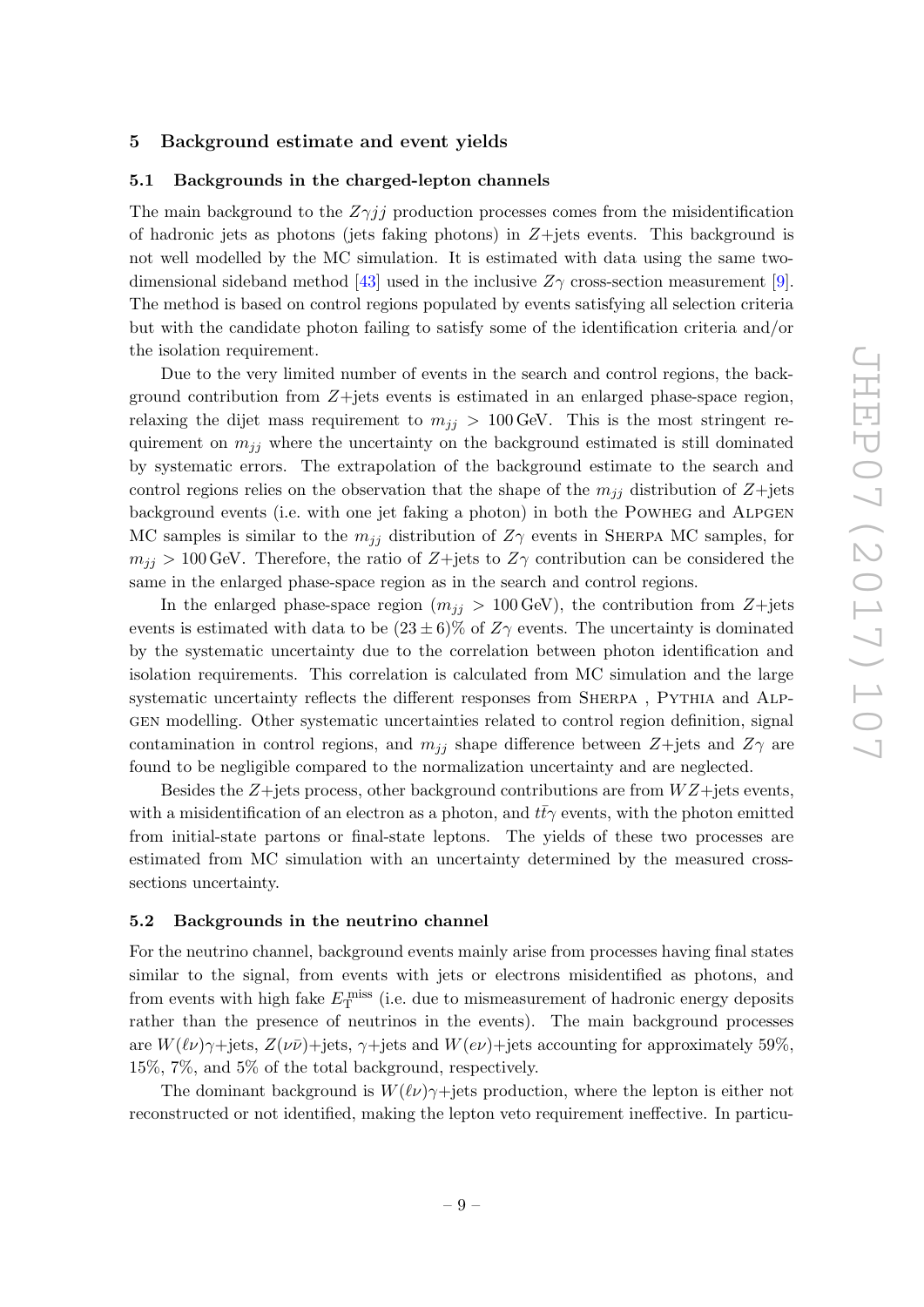## 5 Background estimate and event yields

### 5.1 Backgrounds in the charged-lepton channels

The main background to the $Z\gamma jj$ production processes comes from the misidentification of hadronic jets as photons (jets faking photons) in $Z$+jets events. This background is not well modelled by the MC simulation. It is estimated with data using the same two-dimensional sideband method [43] used in the inclusive $Z\gamma$ cross-section measurement [9]. The method is based on control regions populated by events satisfying all selection criteria but with the candidate photon failing to satisfy some of the identification criteria and/or the isolation requirement.

Due to the very limited number of events in the search and control regions, the background contribution from $Z$+jets events is estimated in an enlarged phase-space region, relaxing the dijet mass requirement to $m_{jj} > 100\,\text{GeV}$. This is the most stringent requirement on $m_{jj}$ where the uncertainty on the background estimated is still dominated by systematic errors. The extrapolation of the background estimate to the search and control regions relies on the observation that the shape of the $m_{jj}$ distribution of $Z$+jets background events (i.e. with one jet faking a photon) in both the Powheg and Alpgen MC samples is similar to the $m_{jj}$ distribution of $Z\gamma$ events in Sherpa MC samples, for $m_{jj} > 100\,\text{GeV}$. Therefore, the ratio of $Z$+jets to $Z\gamma$ contribution can be considered the same in the enlarged phase-space region as in the search and control regions.

In the enlarged phase-space region ($m_{jj} > 100\,\text{GeV}$), the contribution from $Z$+jets events is estimated with data to be $(23 \pm 6)\%$ of $Z\gamma$ events. The uncertainty is dominated by the systematic uncertainty due to the correlation between photon identification and isolation requirements. This correlation is calculated from MC simulation and the large systematic uncertainty reflects the different responses from Sherpa , Pythia and Alpgen modelling. Other systematic uncertainties related to control region definition, signal contamination in control regions, and $m_{jj}$ shape difference between $Z$+jets and $Z\gamma$ are found to be negligible compared to the normalization uncertainty and are neglected.

Besides the $Z$+jets process, other background contributions are from $WZ$+jets events, with a misidentification of an electron as a photon, and $t\bar{t}\gamma$ events, with the photon emitted from initial-state partons or final-state leptons. The yields of these two processes are estimated from MC simulation with an uncertainty determined by the measured cross-sections uncertainty.

### 5.2 Backgrounds in the neutrino channel

For the neutrino channel, background events mainly arise from processes having final states similar to the signal, from events with jets or electrons misidentified as photons, and from events with high fake $E_{\mathrm{T}}^{\mathrm{miss}}$ (i.e. due to mismeasurement of hadronic energy deposits rather than the presence of neutrinos in the events). The main background processes are $W(\ell\nu)\gamma$+jets, $Z(\nu\bar{\nu})$+jets, $\gamma$+jets and $W(e\nu)$+jets accounting for approximately 59%, 15%, 7%, and 5% of the total background, respectively.

The dominant background is $W(\ell\nu)\gamma$+jets production, where the lepton is either not reconstructed or not identified, making the lepton veto requirement ineffective. In particu-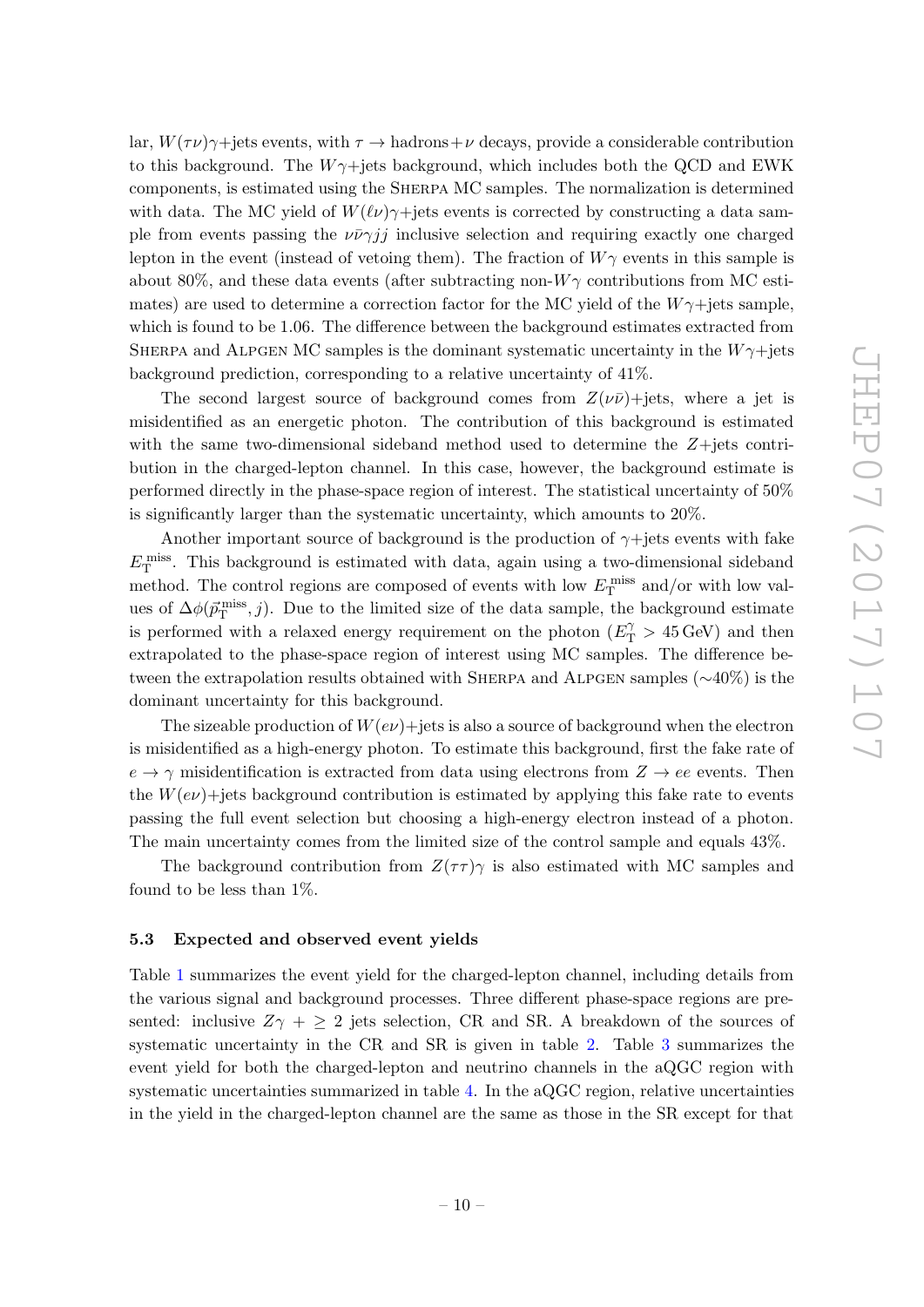lar, $W(\tau\nu)\gamma$+jets events, with $\tau \to$ hadrons+$\nu$ decays, provide a considerable contribution to this background. The $W\gamma$+jets background, which includes both the QCD and EWK components, is estimated using the SHERPA MC samples. The normalization is determined with data. The MC yield of $W(\ell\nu)\gamma$+jets events is corrected by constructing a data sample from events passing the $\nu\bar{\nu}\gamma jj$ inclusive selection and requiring exactly one charged lepton in the event (instead of vetoing them). The fraction of $W\gamma$ events in this sample is about 80%, and these data events (after subtracting non-$W\gamma$ contributions from MC estimates) are used to determine a correction factor for the MC yield of the $W\gamma$+jets sample, which is found to be 1.06. The difference between the background estimates extracted from SHERPA and ALPGEN MC samples is the dominant systematic uncertainty in the $W\gamma$+jets background prediction, corresponding to a relative uncertainty of 41%.

The second largest source of background comes from $Z(\nu\bar{\nu})$+jets, where a jet is misidentified as an energetic photon. The contribution of this background is estimated with the same two-dimensional sideband method used to determine the $Z$+jets contribution in the charged-lepton channel. In this case, however, the background estimate is performed directly in the phase-space region of interest. The statistical uncertainty of 50% is significantly larger than the systematic uncertainty, which amounts to 20%.

Another important source of background is the production of $\gamma$+jets events with fake $E_{\mathrm{T}}^{\mathrm{miss}}$. This background is estimated with data, again using a two-dimensional sideband method. The control regions are composed of events with low $E_{\mathrm{T}}^{\mathrm{miss}}$ and/or with low values of $\Delta\phi(\vec{p}_{\mathrm{T}}^{\mathrm{miss}}, j)$. Due to the limited size of the data sample, the background estimate is performed with a relaxed energy requirement on the photon ($E_{\mathrm{T}}^{\gamma} > 45\,\mathrm{GeV}$) and then extrapolated to the phase-space region of interest using MC samples. The difference between the extrapolation results obtained with SHERPA and ALPGEN samples ($\sim$40%) is the dominant uncertainty for this background.

The sizeable production of $W(e\nu)$+jets is also a source of background when the electron is misidentified as a high-energy photon. To estimate this background, first the fake rate of $e \to \gamma$ misidentification is extracted from data using electrons from $Z \to ee$ events. Then the $W(e\nu)$+jets background contribution is estimated by applying this fake rate to events passing the full event selection but choosing a high-energy electron instead of a photon. The main uncertainty comes from the limited size of the control sample and equals 43%.

The background contribution from $Z(\tau\tau)\gamma$ is also estimated with MC samples and found to be less than 1%.

### 5.3 Expected and observed event yields

Table 1 summarizes the event yield for the charged-lepton channel, including details from the various signal and background processes. Three different phase-space regions are presented: inclusive $Z\gamma$ + $\geq$ 2 jets selection, CR and SR. A breakdown of the sources of systematic uncertainty in the CR and SR is given in table 2. Table 3 summarizes the event yield for both the charged-lepton and neutrino channels in the aQGC region with systematic uncertainties summarized in table 4. In the aQGC region, relative uncertainties in the yield in the charged-lepton channel are the same as those in the SR except for that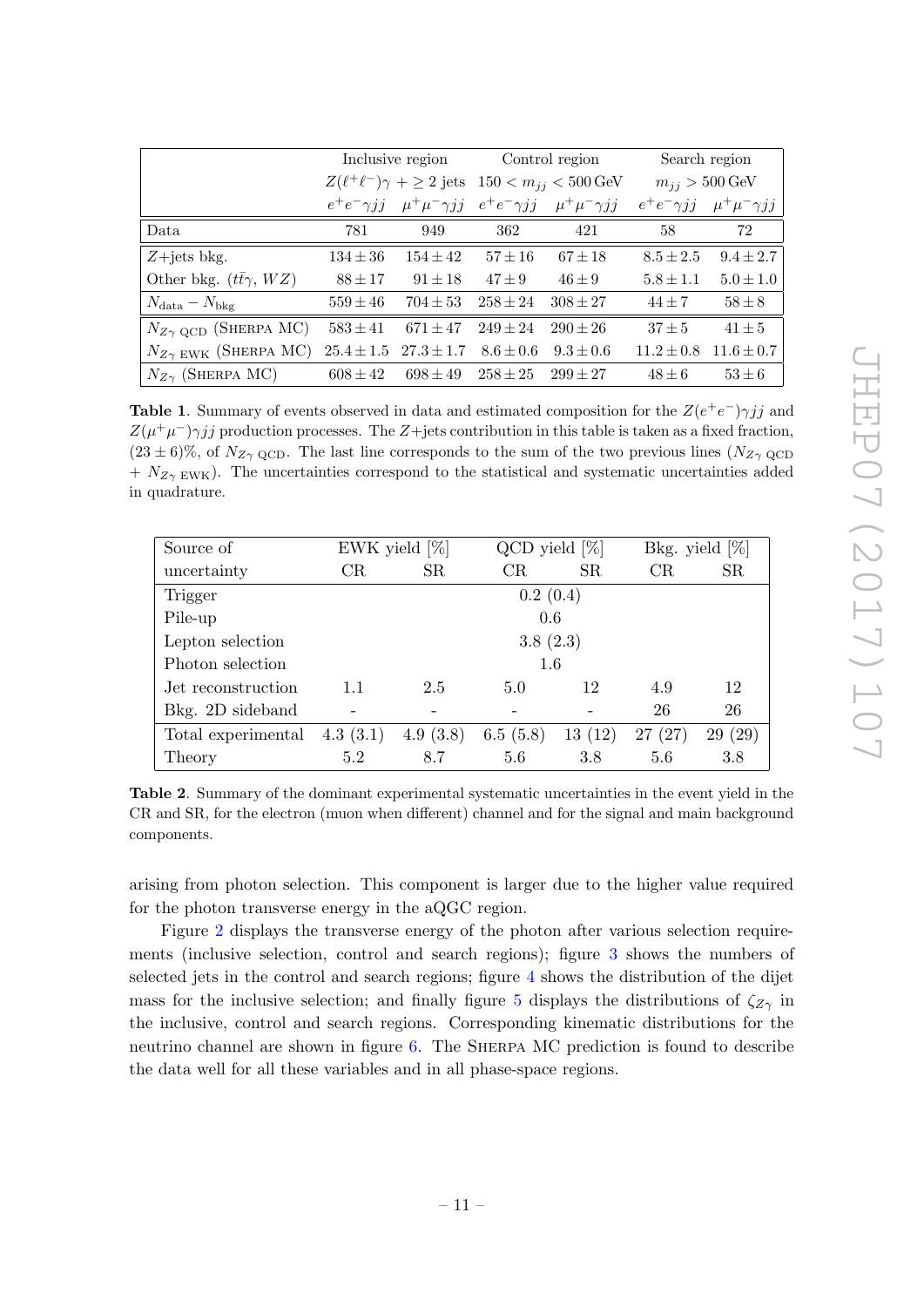| | Inclusive region | | Control region | | Search region | |
|---|---|---|---|---|---|---|
| | $Z(\ell^+\ell^-)\gamma + \geq 2$ jets | | $150 < m_{jj} < 500\,\mathrm{GeV}$ | | $m_{jj} > 500\,\mathrm{GeV}$ | |
| | $e^+e^-\gamma jj$ | $\mu^+\mu^-\gamma jj$ | $e^+e^-\gamma jj$ | $\mu^+\mu^-\gamma jj$ | $e^+e^-\gamma jj$ | $\mu^+\mu^-\gamma jj$ |
| Data | 781 | 949 | 362 | 421 | 58 | 72 |
| $Z$+jets bkg. | $134 \pm 36$ | $154 \pm 42$ | $57 \pm 16$ | $67 \pm 18$ | $8.5 \pm 2.5$ | $9.4 \pm 2.7$ |
| Other bkg. ($t\bar{t}\gamma$, $WZ$) | $88 \pm 17$ | $91 \pm 18$ | $47 \pm 9$ | $46 \pm 9$ | $5.8 \pm 1.1$ | $5.0 \pm 1.0$ |
| $N_{\mathrm{data}} - N_{\mathrm{bkg}}$ | $559 \pm 46$ | $704 \pm 53$ | $258 \pm 24$ | $308 \pm 27$ | $44 \pm 7$ | $58 \pm 8$ |
| $N_{Z\gamma\ \mathrm{QCD}}$ (SHERPA MC) | $583 \pm 41$ | $671 \pm 47$ | $249 \pm 24$ | $290 \pm 26$ | $37 \pm 5$ | $41 \pm 5$ |
| $N_{Z\gamma\ \mathrm{EWK}}$ (SHERPA MC) | $25.4 \pm 1.5$ | $27.3 \pm 1.7$ | $8.6 \pm 0.6$ | $9.3 \pm 0.6$ | $11.2 \pm 0.8$ | $11.6 \pm 0.7$ |
| $N_{Z\gamma}$ (SHERPA MC) | $608 \pm 42$ | $698 \pm 49$ | $258 \pm 25$ | $299 \pm 27$ | $48 \pm 6$ | $53 \pm 6$ |

**Table 1**. Summary of events observed in data and estimated composition for the $Z(e^+e^-)\gamma jj$ and $Z(\mu^+\mu^-)\gamma jj$ production processes. The $Z$+jets contribution in this table is taken as a fixed fraction, $(23 \pm 6)\%$, of $N_{Z\gamma\ \mathrm{QCD}}$. The last line corresponds to the sum of the two previous lines ($N_{Z\gamma\ \mathrm{QCD}}$ + $N_{Z\gamma\ \mathrm{EWK}}$). The uncertainties correspond to the statistical and systematic uncertainties added in quadrature.

| Source of uncertainty | EWK yield [%] CR | EWK yield [%] SR | QCD yield [%] CR | QCD yield [%] SR | Bkg. yield [%] CR | Bkg. yield [%] SR |
|---|---|---|---|---|---|---|
| Trigger | 0.2 (0.4) | | | | | |
| Pile-up | 0.6 | | | | | |
| Lepton selection | 3.8 (2.3) | | | | | |
| Photon selection | 1.6 | | | | | |
| Jet reconstruction | 1.1 | 2.5 | 5.0 | 12 | 4.9 | 12 |
| Bkg. 2D sideband | - | - | - | - | 26 | 26 |
| Total experimental | 4.3 (3.1) | 4.9 (3.8) | 6.5 (5.8) | 13 (12) | 27 (27) | 29 (29) |
| Theory | 5.2 | 8.7 | 5.6 | 3.8 | 5.6 | 3.8 |

**Table 2**. Summary of the dominant experimental systematic uncertainties in the event yield in the CR and SR, for the electron (muon when different) channel and for the signal and main background components.

arising from photon selection. This component is larger due to the higher value required for the photon transverse energy in the aQGC region.

Figure 2 displays the transverse energy of the photon after various selection requirements (inclusive selection, control and search regions); figure 3 shows the numbers of selected jets in the control and search regions; figure 4 shows the distribution of the dijet mass for the inclusive selection; and finally figure 5 displays the distributions of $\zeta_{Z\gamma}$ in the inclusive, control and search regions. Corresponding kinematic distributions for the neutrino channel are shown in figure 6. The SHERPA MC prediction is found to describe the data well for all these variables and in all phase-space regions.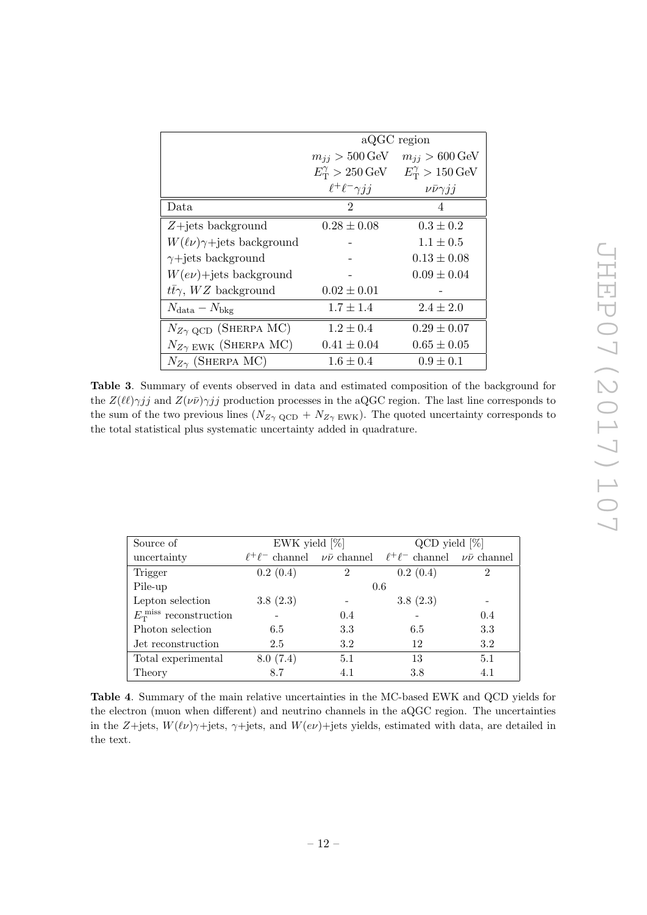| | aQGC region | |
|---|---|---|
| | $m_{jj} > 500\,\text{GeV}$ | $m_{jj} > 600\,\text{GeV}$ |
| | $E_{\text{T}}^{\gamma} > 250\,\text{GeV}$ | $E_{\text{T}}^{\gamma} > 150\,\text{GeV}$ |
| | $\ell^+\ell^-\gamma jj$ | $\nu\bar{\nu}\gamma jj$ |
| Data | 2 | 4 |
| $Z$+jets background | $0.28 \pm 0.08$ | $0.3 \pm 0.2$ |
| $W(\ell\nu)\gamma$+jets background | - | $1.1 \pm 0.5$ |
| $\gamma$+jets background | - | $0.13 \pm 0.08$ |
| $W(e\nu)$+jets background | - | $0.09 \pm 0.04$ |
| $t\bar{t}\gamma$, $WZ$ background | $0.02 \pm 0.01$ | - |
| $N_{\text{data}} - N_{\text{bkg}}$ | $1.7 \pm 1.4$ | $2.4 \pm 2.0$ |
| $N_{Z\gamma\ \text{QCD}}$ (SHERPA MC) | $1.2 \pm 0.4$ | $0.29 \pm 0.07$ |
| $N_{Z\gamma\ \text{EWK}}$ (SHERPA MC) | $0.41 \pm 0.04$ | $0.65 \pm 0.05$ |
| $N_{Z\gamma}$ (SHERPA MC) | $1.6 \pm 0.4$ | $0.9 \pm 0.1$ |

**Table 3**. Summary of events observed in data and estimated composition of the background for the $Z(\ell\ell)\gamma jj$ and $Z(\nu\bar{\nu})\gamma jj$ production processes in the aQGC region. The last line corresponds to the sum of the two previous lines ($N_{Z\gamma\ \text{QCD}} + N_{Z\gamma\ \text{EWK}}$). The quoted uncertainty corresponds to the total statistical plus systematic uncertainty added in quadrature.

| Source of uncertainty | EWK yield [%] $\ell^+\ell^-$ channel | EWK yield [%] $\nu\bar{\nu}$ channel | QCD yield [%] $\ell^+\ell^-$ channel | QCD yield [%] $\nu\bar{\nu}$ channel |
|---|---|---|---|---|
| Trigger | 0.2 (0.4) | 2 | 0.2 (0.4) | 2 |
| Pile-up | 0.6 | 0.6 | 0.6 | 0.6 |
| Lepton selection | 3.8 (2.3) | - | 3.8 (2.3) | - |
| $E_{\text{T}}^{\text{miss}}$ reconstruction | - | 0.4 | - | 0.4 |
| Photon selection | 6.5 | 3.3 | 6.5 | 3.3 |
| Jet reconstruction | 2.5 | 3.2 | 12 | 3.2 |
| Total experimental | 8.0 (7.4) | 5.1 | 13 | 5.1 |
| Theory | 8.7 | 4.1 | 3.8 | 4.1 |

**Table 4**. Summary of the main relative uncertainties in the MC-based EWK and QCD yields for the electron (muon when different) and neutrino channels in the aQGC region. The uncertainties in the $Z$+jets, $W(\ell\nu)\gamma$+jets, $\gamma$+jets, and $W(e\nu)$+jets yields, estimated with data, are detailed in the text.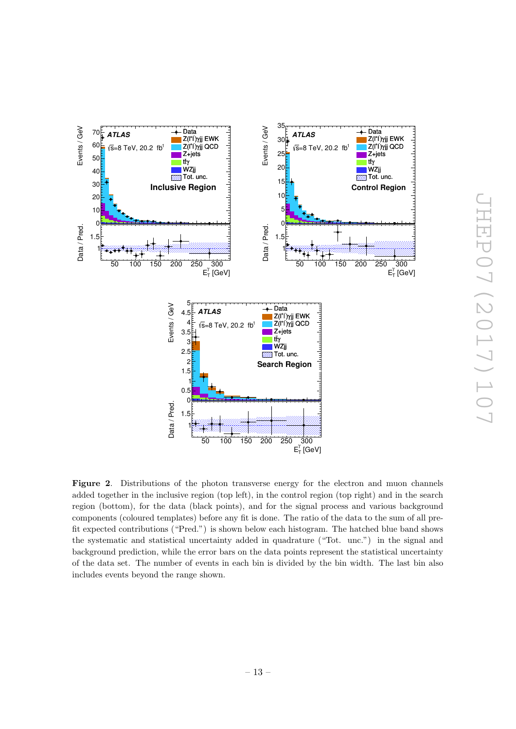**Figure 2**. Distributions of the photon transverse energy for the electron and muon channels added together in the inclusive region (top left), in the control region (top right) and in the search region (bottom), for the data (black points), and for the signal process and various background components (coloured templates) before any fit is done. The ratio of the data to the sum of all pre-fit expected contributions ("Pred.") is shown below each histogram. The hatched blue band shows the systematic and statistical uncertainty added in quadrature ("Tot. unc.") in the signal and background prediction, while the error bars on the data points represent the statistical uncertainty of the data set. The number of events in each bin is divided by the bin width. The last bin also includes events beyond the range shown.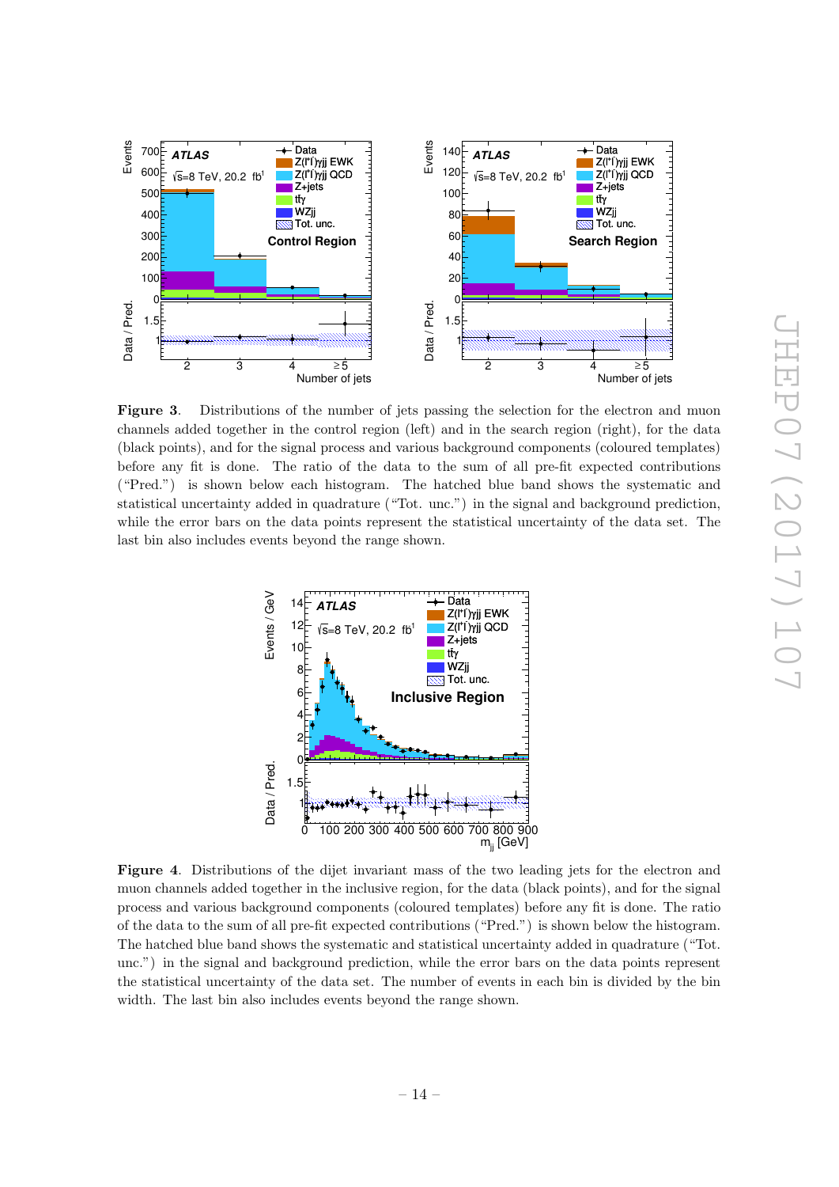**Figure 3**. Distributions of the number of jets passing the selection for the electron and muon channels added together in the control region (left) and in the search region (right), for the data (black points), and for the signal process and various background components (coloured templates) before any fit is done. The ratio of the data to the sum of all pre-fit expected contributions ("Pred.") is shown below each histogram. The hatched blue band shows the systematic and statistical uncertainty added in quadrature ("Tot. unc.") in the signal and background prediction, while the error bars on the data points represent the statistical uncertainty of the data set. The last bin also includes events beyond the range shown.

**Figure 4**. Distributions of the dijet invariant mass of the two leading jets for the electron and muon channels added together in the inclusive region, for the data (black points), and for the signal process and various background components (coloured templates) before any fit is done. The ratio of the data to the sum of all pre-fit expected contributions ("Pred.") is shown below the histogram. The hatched blue band shows the systematic and statistical uncertainty added in quadrature ("Tot. unc.") in the signal and background prediction, while the error bars on the data points represent the statistical uncertainty of the data set. The number of events in each bin is divided by the bin width. The last bin also includes events beyond the range shown.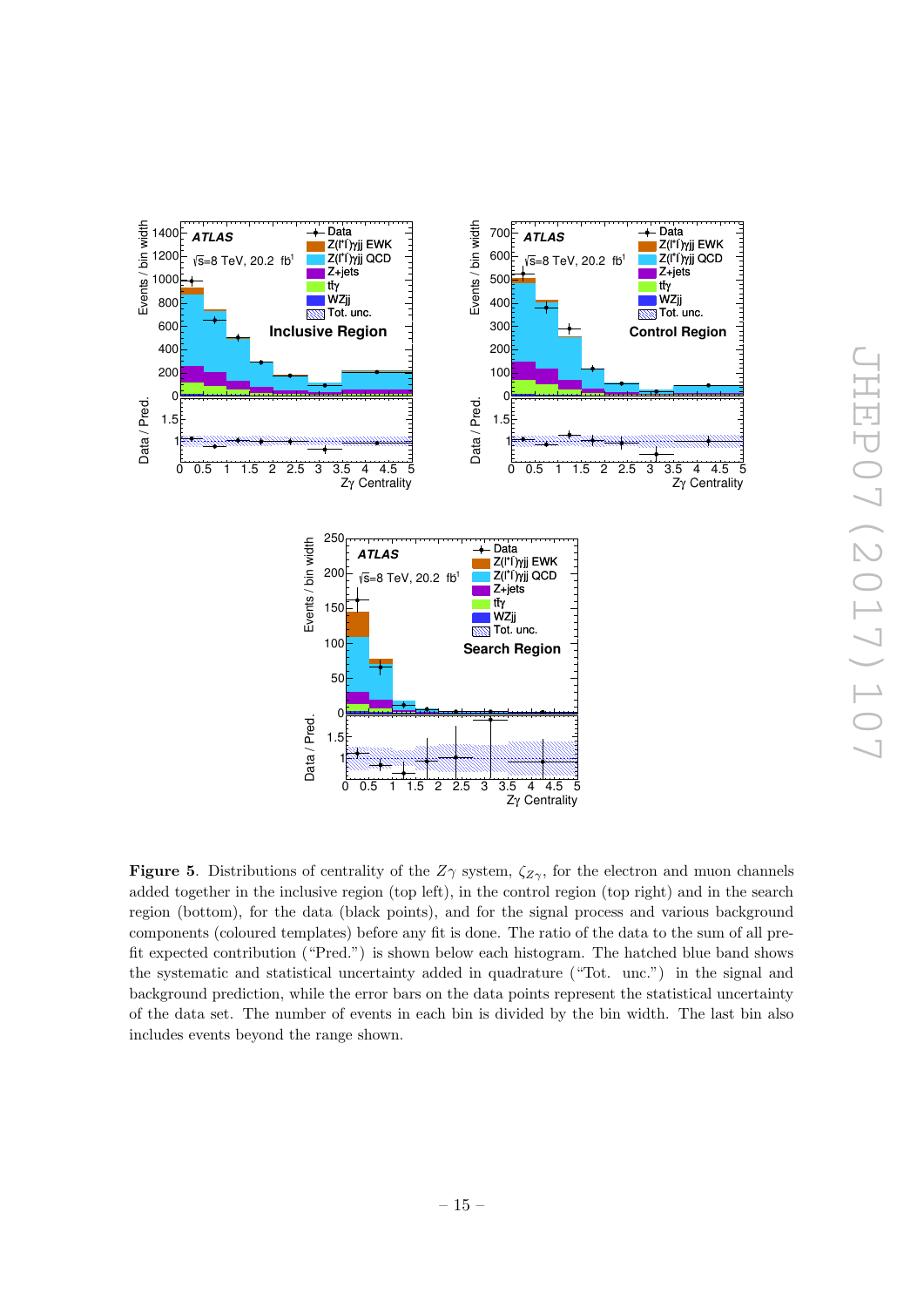**Figure 5**. Distributions of centrality of the $Z\gamma$ system, $\zeta_{Z\gamma}$, for the electron and muon channels added together in the inclusive region (top left), in the control region (top right) and in the search region (bottom), for the data (black points), and for the signal process and various background components (coloured templates) before any fit is done. The ratio of the data to the sum of all pre-fit expected contribution ("Pred.") is shown below each histogram. The hatched blue band shows the systematic and statistical uncertainty added in quadrature ("Tot. unc.") in the signal and background prediction, while the error bars on the data points represent the statistical uncertainty of the data set. The number of events in each bin is divided by the bin width. The last bin also includes events beyond the range shown.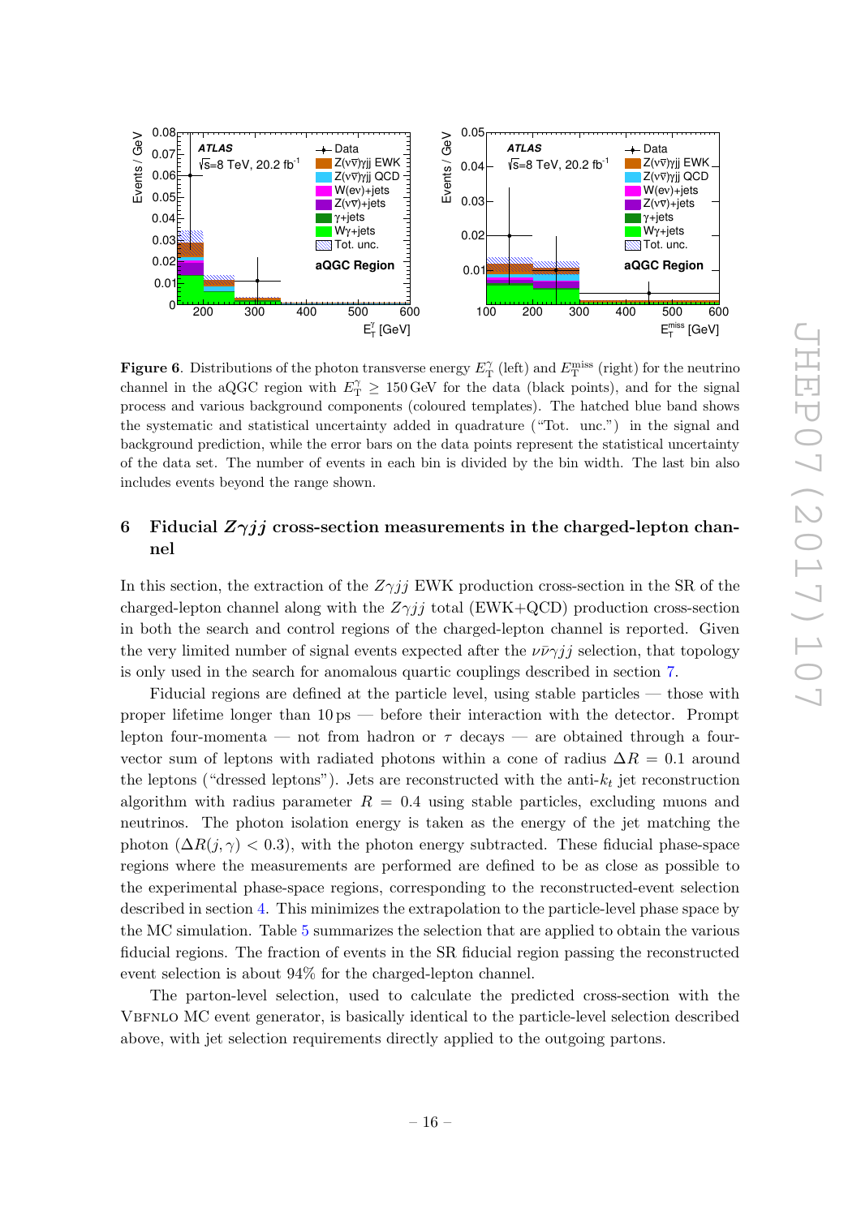**Figure 6**. Distributions of the photon transverse energy $E_{\mathrm{T}}^{\gamma}$ (left) and $E_{\mathrm{T}}^{\mathrm{miss}}$ (right) for the neutrino channel in the aQGC region with $E_{\mathrm{T}}^{\gamma} \geq 150\,\mathrm{GeV}$ for the data (black points), and for the signal process and various background components (coloured templates). The hatched blue band shows the systematic and statistical uncertainty added in quadrature ("Tot. unc.") in the signal and background prediction, while the error bars on the data points represent the statistical uncertainty of the data set. The number of events in each bin is divided by the bin width. The last bin also includes events beyond the range shown.

## 6 Fiducial $Z\gamma jj$ cross-section measurements in the charged-lepton channel

In this section, the extraction of the $Z\gamma jj$ EWK production cross-section in the SR of the charged-lepton channel along with the $Z\gamma jj$ total (EWK+QCD) production cross-section in both the search and control regions of the charged-lepton channel is reported. Given the very limited number of signal events expected after the $\nu\bar{\nu}\gamma jj$ selection, that topology is only used in the search for anomalous quartic couplings described in section 7.

Fiducial regions are defined at the particle level, using stable particles — those with proper lifetime longer than 10 ps — before their interaction with the detector. Prompt lepton four-momenta — not from hadron or $\tau$ decays — are obtained through a four-vector sum of leptons with radiated photons within a cone of radius $\Delta R = 0.1$ around the leptons ("dressed leptons"). Jets are reconstructed with the anti-$k_t$ jet reconstruction algorithm with radius parameter $R = 0.4$ using stable particles, excluding muons and neutrinos. The photon isolation energy is taken as the energy of the jet matching the photon ($\Delta R(j, \gamma) < 0.3$), with the photon energy subtracted. These fiducial phase-space regions where the measurements are performed are defined to be as close as possible to the experimental phase-space regions, corresponding to the reconstructed-event selection described in section 4. This minimizes the extrapolation to the particle-level phase space by the MC simulation. Table 5 summarizes the selection that are applied to obtain the various fiducial regions. The fraction of events in the SR fiducial region passing the reconstructed event selection is about 94% for the charged-lepton channel.

The parton-level selection, used to calculate the predicted cross-section with the VBFNLO MC event generator, is basically identical to the particle-level selection described above, with jet selection requirements directly applied to the outgoing partons.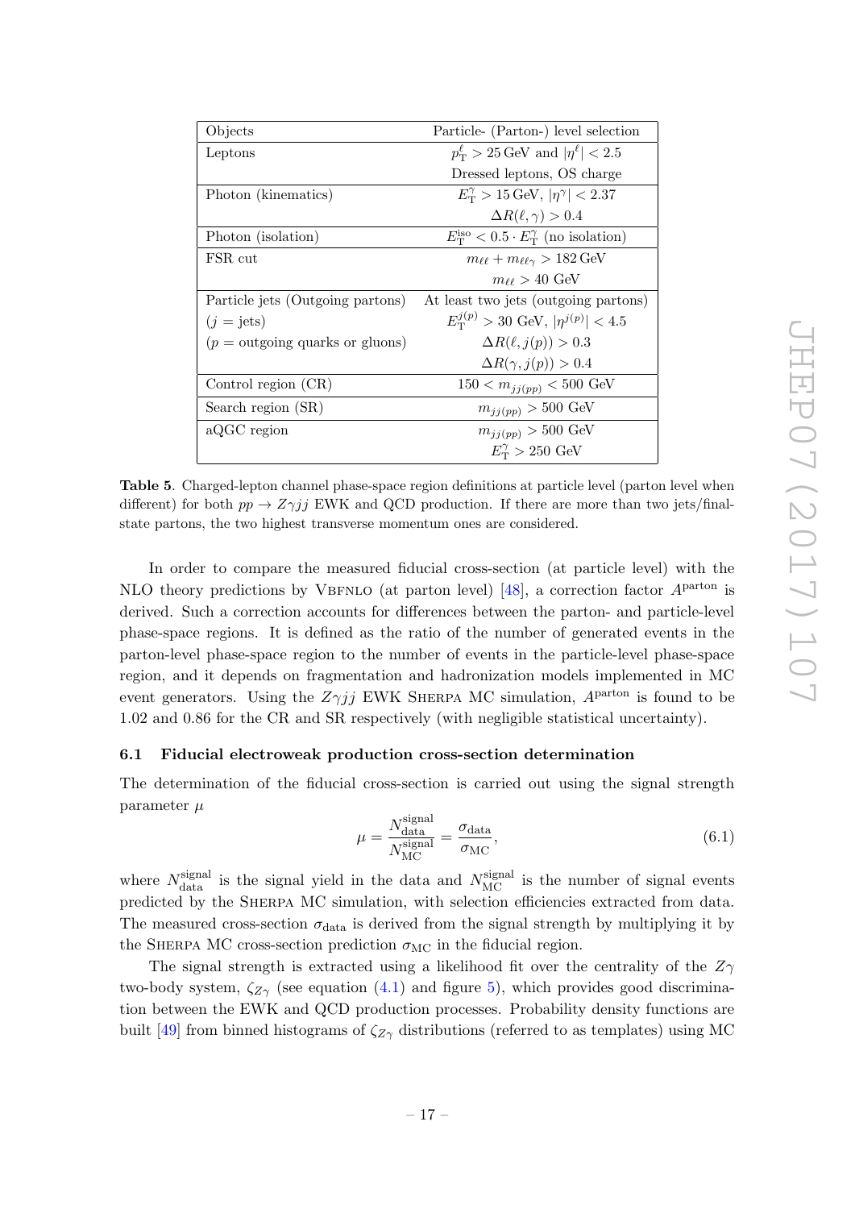| Objects | Particle- (Parton-) level selection |
|---|---|
| Leptons | $p_{\mathrm{T}}^{\ell} > 25\,\mathrm{GeV}$ and $\lvert\eta^{\ell}\rvert < 2.5$ |
| | Dressed leptons, OS charge |
| Photon (kinematics) | $E_{\mathrm{T}}^{\gamma} > 15\,\mathrm{GeV}$, $\lvert\eta^{\gamma}\rvert < 2.37$ |
| | $\Delta R(\ell, \gamma) > 0.4$ |
| Photon (isolation) | $E_{\mathrm{T}}^{\mathrm{iso}} < 0.5 \cdot E_{\mathrm{T}}^{\gamma}$ (no isolation) |
| FSR cut | $m_{\ell\ell} + m_{\ell\ell\gamma} > 182\,\mathrm{GeV}$ |
| | $m_{\ell\ell} > 40$ GeV |
| Particle jets (Outgoing partons) | At least two jets (outgoing partons) |
| ($j$ = jets) | $E_{\mathrm{T}}^{j(p)} > 30$ GeV, $\lvert\eta^{j(p)}\rvert < 4.5$ |
| ($p$ = outgoing quarks or gluons) | $\Delta R(\ell, j(p)) > 0.3$ |
| | $\Delta R(\gamma, j(p)) > 0.4$ |
| Control region (CR) | $150 < m_{jj(pp)} < 500$ GeV |
| Search region (SR) | $m_{jj(pp)} > 500$ GeV |
| aQGC region | $m_{jj(pp)} > 500$ GeV |
| | $E_{\mathrm{T}}^{\gamma} > 250$ GeV |

**Table 5**. Charged-lepton channel phase-space region definitions at particle level (parton level when different) for both $pp \to Z\gamma jj$ EWK and QCD production. If there are more than two jets/final-state partons, the two highest transverse momentum ones are considered.

In order to compare the measured fiducial cross-section (at particle level) with the NLO theory predictions by VBFNLO (at parton level) [48], a correction factor $A^{\mathrm{parton}}$ is derived. Such a correction accounts for differences between the parton- and particle-level phase-space regions. It is defined as the ratio of the number of generated events in the parton-level phase-space region to the number of events in the particle-level phase-space region, and it depends on fragmentation and hadronization models implemented in MC event generators. Using the $Z\gamma jj$ EWK SHERPA MC simulation, $A^{\mathrm{parton}}$ is found to be 1.02 and 0.86 for the CR and SR respectively (with negligible statistical uncertainty).

### 6.1 Fiducial electroweak production cross-section determination

The determination of the fiducial cross-section is carried out using the signal strength parameter $\mu$

$$\mu = \frac{N_{\mathrm{data}}^{\mathrm{signal}}}{N_{\mathrm{MC}}^{\mathrm{signal}}} = \frac{\sigma_{\mathrm{data}}}{\sigma_{\mathrm{MC}}}, \tag{6.1}$$

where $N_{\mathrm{data}}^{\mathrm{signal}}$ is the signal yield in the data and $N_{\mathrm{MC}}^{\mathrm{signal}}$ is the number of signal events predicted by the SHERPA MC simulation, with selection efficiencies extracted from data. The measured cross-section $\sigma_{\mathrm{data}}$ is derived from the signal strength by multiplying it by the SHERPA MC cross-section prediction $\sigma_{\mathrm{MC}}$ in the fiducial region.

The signal strength is extracted using a likelihood fit over the centrality of the $Z\gamma$ two-body system, $\zeta_{Z\gamma}$ (see equation (4.1) and figure 5), which provides good discrimination between the EWK and QCD production processes. Probability density functions are built [49] from binned histograms of $\zeta_{Z\gamma}$ distributions (referred to as templates) using MC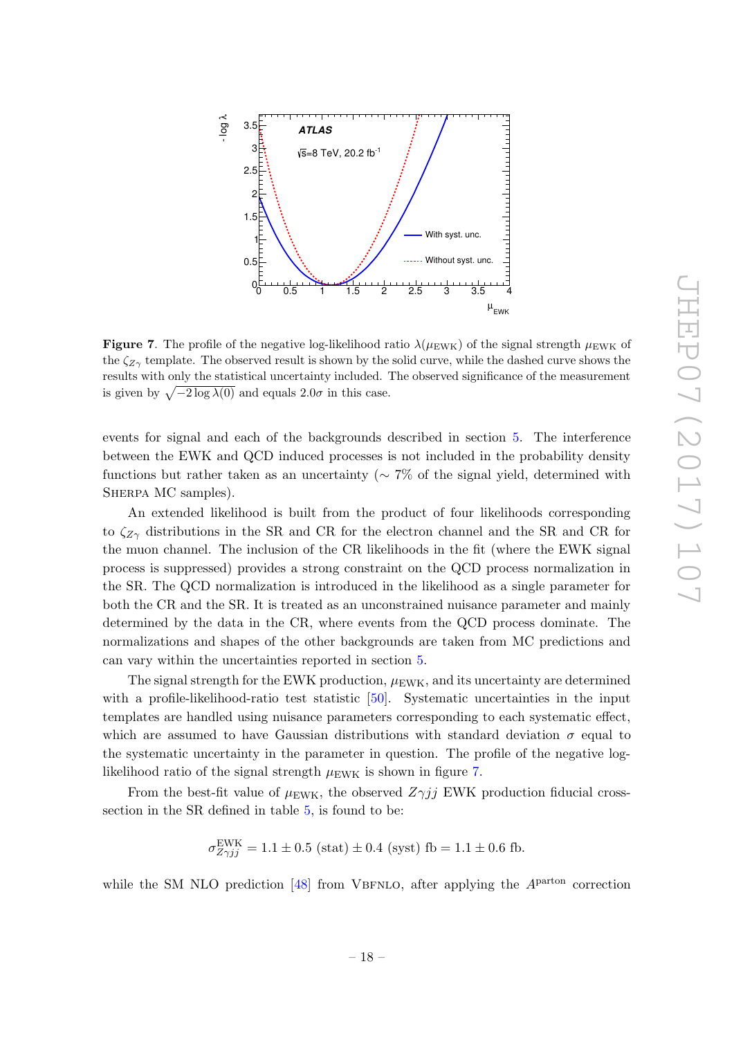**Figure 7**. The profile of the negative log-likelihood ratio $\lambda(\mu_{\rm EWK})$ of the signal strength $\mu_{\rm EWK}$ of the $\zeta_{Z\gamma}$ template. The observed result is shown by the solid curve, while the dashed curve shows the results with only the statistical uncertainty included. The observed significance of the measurement is given by $\sqrt{-2\log\lambda(0)}$ and equals $2.0\sigma$ in this case.

events for signal and each of the backgrounds described in section 5. The interference between the EWK and QCD induced processes is not included in the probability density functions but rather taken as an uncertainty ($\sim 7\%$ of the signal yield, determined with SHERPA MC samples).

An extended likelihood is built from the product of four likelihoods corresponding to $\zeta_{Z\gamma}$ distributions in the SR and CR for the electron channel and the SR and CR for the muon channel. The inclusion of the CR likelihoods in the fit (where the EWK signal process is suppressed) provides a strong constraint on the QCD process normalization in the SR. The QCD normalization is introduced in the likelihood as a single parameter for both the CR and the SR. It is treated as an unconstrained nuisance parameter and mainly determined by the data in the CR, where events from the QCD process dominate. The normalizations and shapes of the other backgrounds are taken from MC predictions and can vary within the uncertainties reported in section 5.

The signal strength for the EWK production, $\mu_{\rm EWK}$, and its uncertainty are determined with a profile-likelihood-ratio test statistic [50]. Systematic uncertainties in the input templates are handled using nuisance parameters corresponding to each systematic effect, which are assumed to have Gaussian distributions with standard deviation $\sigma$ equal to the systematic uncertainty in the parameter in question. The profile of the negative log-likelihood ratio of the signal strength $\mu_{\rm EWK}$ is shown in figure 7.

From the best-fit value of $\mu_{\rm EWK}$, the observed $Z\gamma jj$ EWK production fiducial cross-section in the SR defined in table 5, is found to be:

$$\sigma^{\rm EWK}_{Z\gamma jj} = 1.1 \pm 0.5\ (\text{stat}) \pm 0.4\ (\text{syst})\ \text{fb} = 1.1 \pm 0.6\ \text{fb}.$$

while the SM NLO prediction [48] from VBFNLO, after applying the $A^{\rm parton}$ correction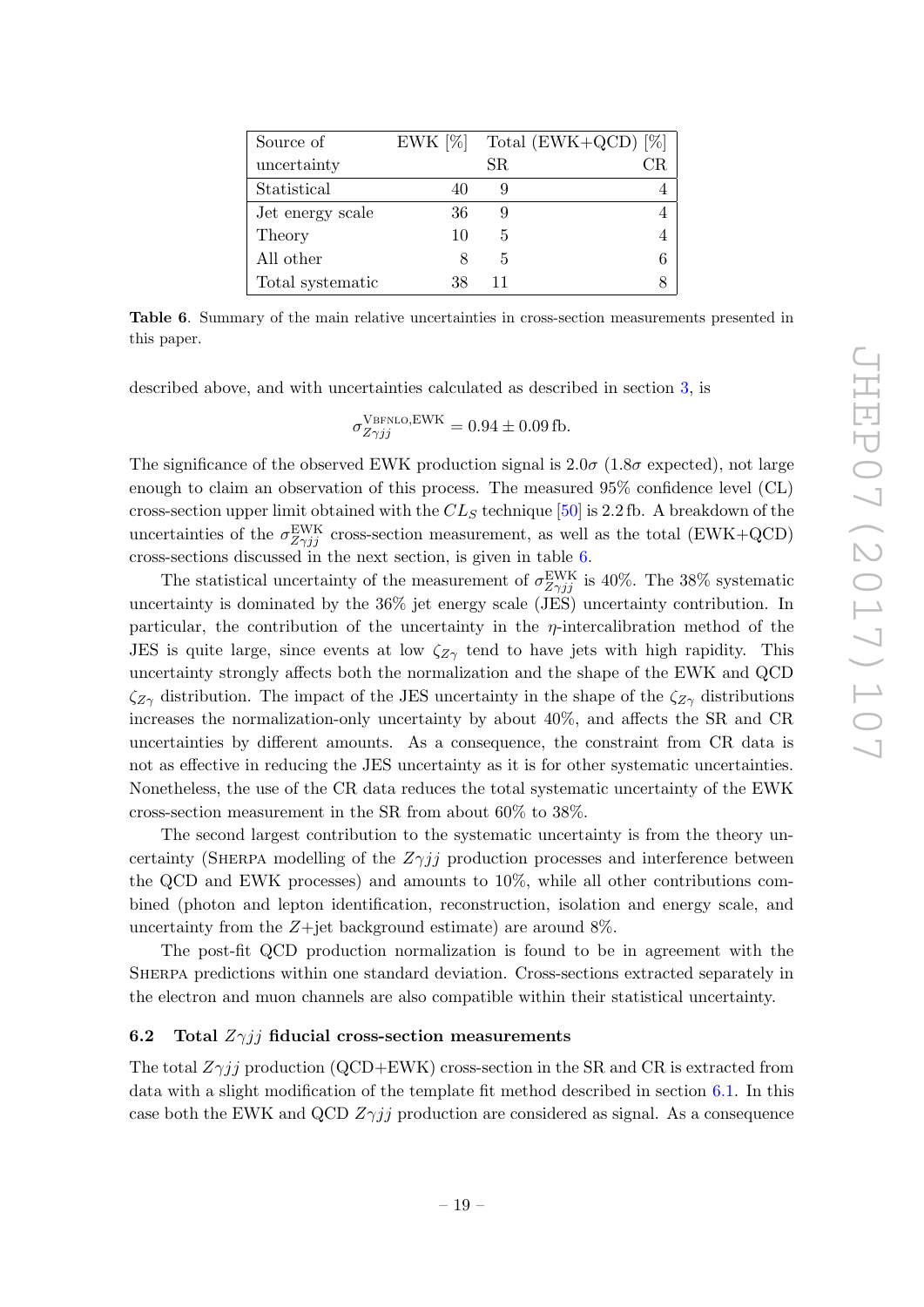| Source of uncertainty | EWK [%] | Total (EWK+QCD) [%] SR | Total (EWK+QCD) [%] CR |
|---|---|---|---|
| Statistical | 40 | 9 | 4 |
| Jet energy scale | 36 | 9 | 4 |
| Theory | 10 | 5 | 4 |
| All other | 8 | 5 | 6 |
| Total systematic | 38 | 11 | 8 |

**Table 6**. Summary of the main relative uncertainties in cross-section measurements presented in this paper.

described above, and with uncertainties calculated as described in section 3, is

$$\sigma_{Z\gamma jj}^{\text{VBFNLO,EWK}} = 0.94 \pm 0.09\,\text{fb}.$$

The significance of the observed EWK production signal is $2.0\sigma$ ($1.8\sigma$ expected), not large enough to claim an observation of this process. The measured 95% confidence level (CL) cross-section upper limit obtained with the $CL_S$ technique [50] is 2.2 fb. A breakdown of the uncertainties of the $\sigma_{Z\gamma jj}^{\text{EWK}}$ cross-section measurement, as well as the total (EWK+QCD) cross-sections discussed in the next section, is given in table 6.

The statistical uncertainty of the measurement of $\sigma_{Z\gamma jj}^{\text{EWK}}$ is 40%. The 38% systematic uncertainty is dominated by the 36% jet energy scale (JES) uncertainty contribution. In particular, the contribution of the uncertainty in the $\eta$-intercalibration method of the JES is quite large, since events at low $\zeta_{Z\gamma}$ tend to have jets with high rapidity. This uncertainty strongly affects both the normalization and the shape of the EWK and QCD $\zeta_{Z\gamma}$ distribution. The impact of the JES uncertainty in the shape of the $\zeta_{Z\gamma}$ distributions increases the normalization-only uncertainty by about 40%, and affects the SR and CR uncertainties by different amounts. As a consequence, the constraint from CR data is not as effective in reducing the JES uncertainty as it is for other systematic uncertainties. Nonetheless, the use of the CR data reduces the total systematic uncertainty of the EWK cross-section measurement in the SR from about 60% to 38%.

The second largest contribution to the systematic uncertainty is from the theory uncertainty (Sherpa modelling of the $Z\gamma jj$ production processes and interference between the QCD and EWK processes) and amounts to 10%, while all other contributions combined (photon and lepton identification, reconstruction, isolation and energy scale, and uncertainty from the $Z$+jet background estimate) are around 8%.

The post-fit QCD production normalization is found to be in agreement with the Sherpa predictions within one standard deviation. Cross-sections extracted separately in the electron and muon channels are also compatible within their statistical uncertainty.

### 6.2 Total $Z\gamma jj$ fiducial cross-section measurements

The total $Z\gamma jj$ production (QCD+EWK) cross-section in the SR and CR is extracted from data with a slight modification of the template fit method described in section 6.1. In this case both the EWK and QCD $Z\gamma jj$ production are considered as signal. As a consequence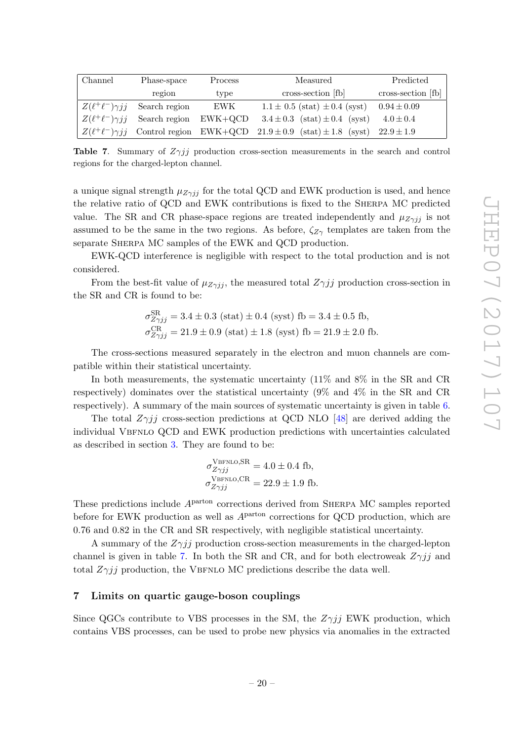| Channel | Phase-space region | Process type | Measured cross-section [fb] | Predicted cross-section [fb] |
|---|---|---|---|---|
| $Z(\ell^+\ell^-)\gamma jj$ | Search region | EWK | $1.1 \pm 0.5$ (stat) $\pm 0.4$ (syst) | $0.94 \pm 0.09$ |
| $Z(\ell^+\ell^-)\gamma jj$ | Search region | EWK+QCD | $3.4 \pm 0.3$ (stat) $\pm 0.4$ (syst) | $4.0 \pm 0.4$ |
| $Z(\ell^+\ell^-)\gamma jj$ | Control region | EWK+QCD | $21.9 \pm 0.9$ (stat) $\pm 1.8$ (syst) | $22.9 \pm 1.9$ |

**Table 7**. Summary of $Z\gamma jj$ production cross-section measurements in the search and control regions for the charged-lepton channel.

a unique signal strength $\mu_{Z\gamma jj}$ for the total QCD and EWK production is used, and hence the relative ratio of QCD and EWK contributions is fixed to the SHERPA MC predicted value. The SR and CR phase-space regions are treated independently and $\mu_{Z\gamma jj}$ is not assumed to be the same in the two regions. As before, $\zeta_{Z\gamma}$ templates are taken from the separate SHERPA MC samples of the EWK and QCD production.

EWK-QCD interference is negligible with respect to the total production and is not considered.

From the best-fit value of $\mu_{Z\gamma jj}$, the measured total $Z\gamma jj$ production cross-section in the SR and CR is found to be:

$$\sigma^{\text{SR}}_{Z\gamma jj} = 3.4 \pm 0.3 \text{ (stat)} \pm 0.4 \text{ (syst) fb} = 3.4 \pm 0.5 \text{ fb},$$
$$\sigma^{\text{CR}}_{Z\gamma jj} = 21.9 \pm 0.9 \text{ (stat)} \pm 1.8 \text{ (syst) fb} = 21.9 \pm 2.0 \text{ fb}.$$

The cross-sections measured separately in the electron and muon channels are compatible within their statistical uncertainty.

In both measurements, the systematic uncertainty (11% and 8% in the SR and CR respectively) dominates over the statistical uncertainty (9% and 4% in the SR and CR respectively). A summary of the main sources of systematic uncertainty is given in table 6.

The total $Z\gamma jj$ cross-section predictions at QCD NLO [48] are derived adding the individual VBFNLO QCD and EWK production predictions with uncertainties calculated as described in section 3. They are found to be:

$$\sigma^{\text{VBFNLO,SR}}_{Z\gamma jj} = 4.0 \pm 0.4 \text{ fb},$$
$$\sigma^{\text{VBFNLO,CR}}_{Z\gamma jj} = 22.9 \pm 1.9 \text{ fb}.$$

These predictions include $A^{\text{parton}}$ corrections derived from SHERPA MC samples reported before for EWK production as well as $A^{\text{parton}}$ corrections for QCD production, which are 0.76 and 0.82 in the CR and SR respectively, with negligible statistical uncertainty.

A summary of the $Z\gamma jj$ production cross-section measurements in the charged-lepton channel is given in table 7. In both the SR and CR, and for both electroweak $Z\gamma jj$ and total $Z\gamma jj$ production, the VBFNLO MC predictions describe the data well.

## 7 Limits on quartic gauge-boson couplings

Since QGCs contribute to VBS processes in the SM, the $Z\gamma jj$ EWK production, which contains VBS processes, can be used to probe new physics via anomalies in the extracted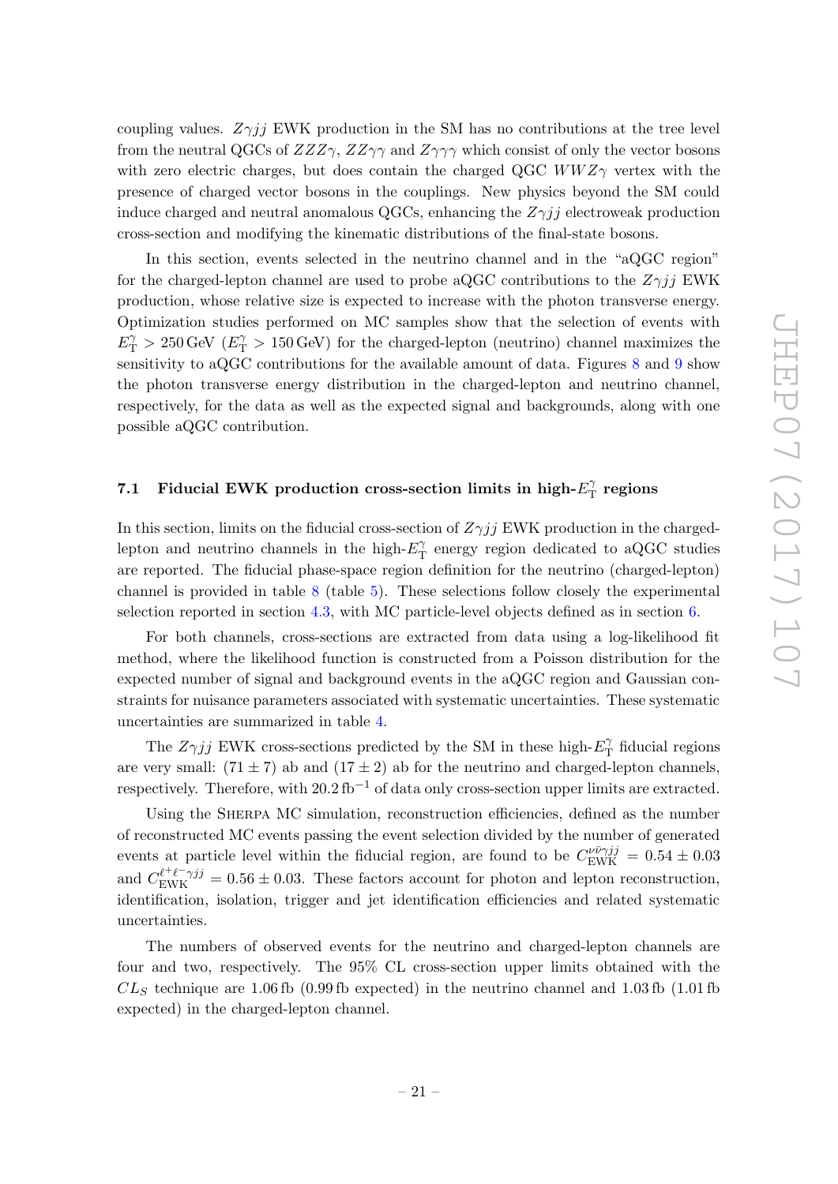coupling values. $Z\gamma jj$ EWK production in the SM has no contributions at the tree level from the neutral QGCs of $ZZZ\gamma$, $ZZ\gamma\gamma$ and $Z\gamma\gamma\gamma$ which consist of only the vector bosons with zero electric charges, but does contain the charged QGC $WWZ\gamma$ vertex with the presence of charged vector bosons in the couplings. New physics beyond the SM could induce charged and neutral anomalous QGCs, enhancing the $Z\gamma jj$ electroweak production cross-section and modifying the kinematic distributions of the final-state bosons.

In this section, events selected in the neutrino channel and in the "aQGC region" for the charged-lepton channel are used to probe aQGC contributions to the $Z\gamma jj$ EWK production, whose relative size is expected to increase with the photon transverse energy. Optimization studies performed on MC samples show that the selection of events with $E_{\mathrm{T}}^{\gamma} > 250\,\mathrm{GeV}$ ($E_{\mathrm{T}}^{\gamma} > 150\,\mathrm{GeV}$) for the charged-lepton (neutrino) channel maximizes the sensitivity to aQGC contributions for the available amount of data. Figures 8 and 9 show the photon transverse energy distribution in the charged-lepton and neutrino channel, respectively, for the data as well as the expected signal and backgrounds, along with one possible aQGC contribution.

### 7.1 Fiducial EWK production cross-section limits in high-$E_{\mathrm{T}}^{\gamma}$ regions

In this section, limits on the fiducial cross-section of $Z\gamma jj$ EWK production in the charged-lepton and neutrino channels in the high-$E_{\mathrm{T}}^{\gamma}$ energy region dedicated to aQGC studies are reported. The fiducial phase-space region definition for the neutrino (charged-lepton) channel is provided in table 8 (table 5). These selections follow closely the experimental selection reported in section 4.3, with MC particle-level objects defined as in section 6.

For both channels, cross-sections are extracted from data using a log-likelihood fit method, where the likelihood function is constructed from a Poisson distribution for the expected number of signal and background events in the aQGC region and Gaussian constraints for nuisance parameters associated with systematic uncertainties. These systematic uncertainties are summarized in table 4.

The $Z\gamma jj$ EWK cross-sections predicted by the SM in these high-$E_{\mathrm{T}}^{\gamma}$ fiducial regions are very small: $(71 \pm 7)$ ab and $(17 \pm 2)$ ab for the neutrino and charged-lepton channels, respectively. Therefore, with $20.2\,\mathrm{fb}^{-1}$ of data only cross-section upper limits are extracted.

Using the Sherpa MC simulation, reconstruction efficiencies, defined as the number of reconstructed MC events passing the event selection divided by the number of generated events at particle level within the fiducial region, are found to be $C_{\mathrm{EWK}}^{\nu\bar{\nu}\gamma jj} = 0.54 \pm 0.03$ and $C_{\mathrm{EWK}}^{\ell^+\ell^-\gamma jj} = 0.56 \pm 0.03$. These factors account for photon and lepton reconstruction, identification, isolation, trigger and jet identification efficiencies and related systematic uncertainties.

The numbers of observed events for the neutrino and charged-lepton channels are four and two, respectively. The 95% CL cross-section upper limits obtained with the $CL_S$ technique are 1.06 fb (0.99 fb expected) in the neutrino channel and 1.03 fb (1.01 fb expected) in the charged-lepton channel.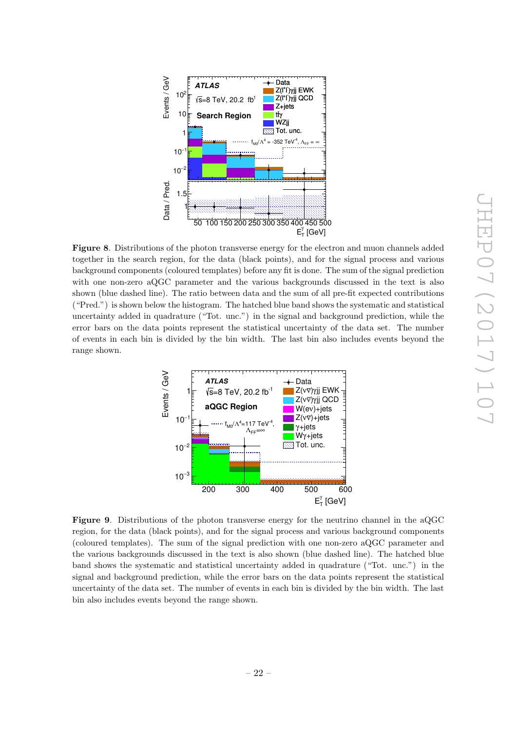**Figure 8**. Distributions of the photon transverse energy for the electron and muon channels added together in the search region, for the data (black points), and for the signal process and various background components (coloured templates) before any fit is done. The sum of the signal prediction with one non-zero aQGC parameter and the various backgrounds discussed in the text is also shown (blue dashed line). The ratio between data and the sum of all pre-fit expected contributions ("Pred.") is shown below the histogram. The hatched blue band shows the systematic and statistical uncertainty added in quadrature ("Tot. unc.") in the signal and background prediction, while the error bars on the data points represent the statistical uncertainty of the data set. The number of events in each bin is divided by the bin width. The last bin also includes events beyond the range shown.

**Figure 9**. Distributions of the photon transverse energy for the neutrino channel in the aQGC region, for the data (black points), and for the signal process and various background components (coloured templates). The sum of the signal prediction with one non-zero aQGC parameter and the various backgrounds discussed in the text is also shown (blue dashed line). The hatched blue band shows the systematic and statistical uncertainty added in quadrature ("Tot. unc.") in the signal and background prediction, while the error bars on the data points represent the statistical uncertainty of the data set. The number of events in each bin is divided by the bin width. The last bin also includes events beyond the range shown.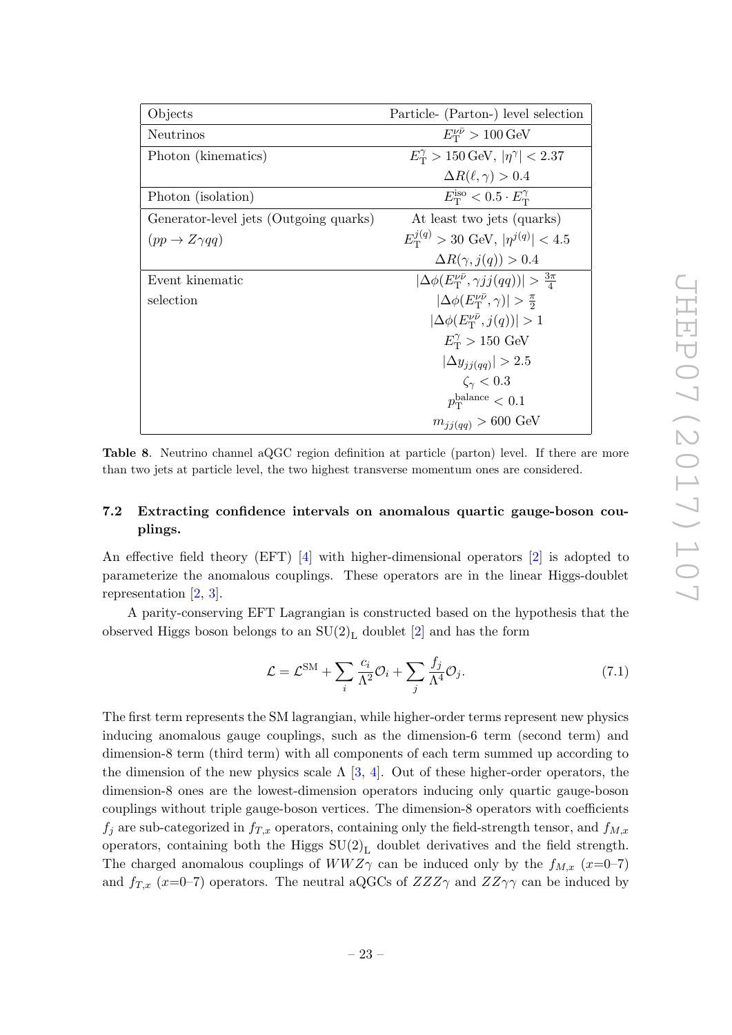| Objects | Particle- (Parton-) level selection |
|---|---|
| Neutrinos | $E_{\mathrm{T}}^{\nu\bar{\nu}} > 100\,\mathrm{GeV}$ |
| Photon (kinematics) | $E_{\mathrm{T}}^{\gamma} > 150\,\mathrm{GeV}$, $\lvert\eta^{\gamma}\rvert < 2.37$ |
| | $\Delta R(\ell,\gamma) > 0.4$ |
| Photon (isolation) | $E_{\mathrm{T}}^{\mathrm{iso}} < 0.5 \cdot E_{\mathrm{T}}^{\gamma}$ |
| Generator-level jets (Outgoing quarks) | At least two jets (quarks) |
| ($pp \to Z\gamma qq$) | $E_{\mathrm{T}}^{j(q)} > 30$ GeV, $\lvert\eta^{j(q)}\rvert < 4.5$ |
| | $\Delta R(\gamma, j(q)) > 0.4$ |
| Event kinematic | $\lvert\Delta\phi(E_{\mathrm{T}}^{\nu\bar{\nu}}, \gamma jj(qq))\rvert > \frac{3\pi}{4}$ |
| selection | $\lvert\Delta\phi(E_{\mathrm{T}}^{\nu\bar{\nu}}, \gamma)\rvert > \frac{\pi}{2}$ |
| | $\lvert\Delta\phi(E_{\mathrm{T}}^{\nu\bar{\nu}}, j(q))\rvert > 1$ |
| | $E_{\mathrm{T}}^{\gamma} > 150$ GeV |
| | $\lvert\Delta y_{jj(qq)}\rvert > 2.5$ |
| | $\zeta_{\gamma} < 0.3$ |
| | $p_{\mathrm{T}}^{\mathrm{balance}} < 0.1$ |
| | $m_{jj(qq)} > 600$ GeV |

**Table 8**. Neutrino channel aQGC region definition at particle (parton) level. If there are more than two jets at particle level, the two highest transverse momentum ones are considered.

### 7.2 Extracting confidence intervals on anomalous quartic gauge-boson couplings.

An effective field theory (EFT) [4] with higher-dimensional operators [2] is adopted to parameterize the anomalous couplings. These operators are in the linear Higgs-doublet representation [2, 3].

A parity-conserving EFT Lagrangian is constructed based on the hypothesis that the observed Higgs boson belongs to an $\mathrm{SU(2)_L}$ doublet [2] and has the form

$$\mathcal{L} = \mathcal{L}^{\mathrm{SM}} + \sum_i \frac{c_i}{\Lambda^2}\mathcal{O}_i + \sum_j \frac{f_j}{\Lambda^4}\mathcal{O}_j. \tag{7.1}$$

The first term represents the SM lagrangian, while higher-order terms represent new physics inducing anomalous gauge couplings, such as the dimension-6 term (second term) and dimension-8 term (third term) with all components of each term summed up according to the dimension of the new physics scale $\Lambda$ [3, 4]. Out of these higher-order operators, the dimension-8 ones are the lowest-dimension operators inducing only quartic gauge-boson couplings without triple gauge-boson vertices. The dimension-8 operators with coefficients $f_j$ are sub-categorized in $f_{T,x}$ operators, containing only the field-strength tensor, and $f_{M,x}$ operators, containing both the Higgs $\mathrm{SU(2)_L}$ doublet derivatives and the field strength. The charged anomalous couplings of $WWZ\gamma$ can be induced only by the $f_{M,x}$ ($x$=0–7) and $f_{T,x}$ ($x$=0–7) operators. The neutral aQGCs of $ZZZ\gamma$ and $ZZ\gamma\gamma$ can be induced by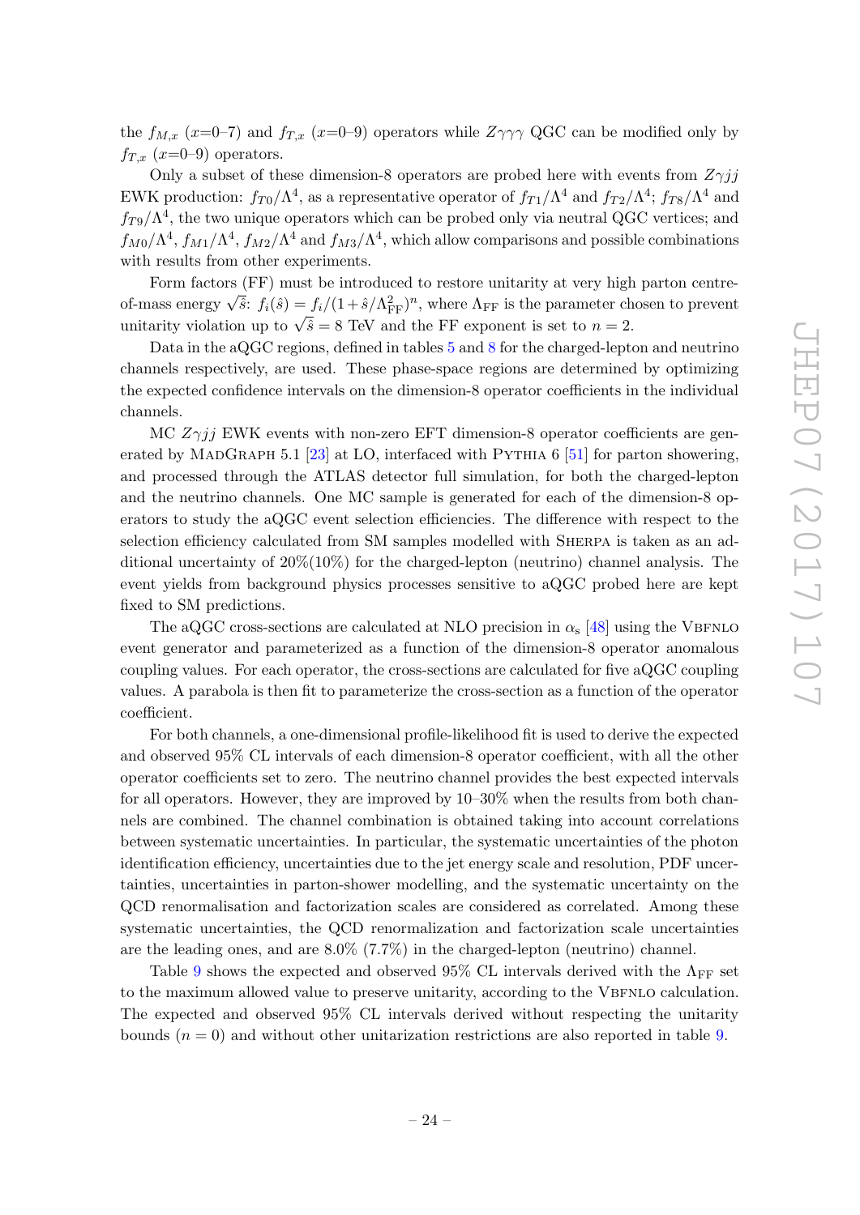the $f_{M,x}$ ($x$=0–7) and $f_{T,x}$ ($x$=0–9) operators while $Z\gamma\gamma\gamma$ QGC can be modified only by $f_{T,x}$ ($x$=0–9) operators.

Only a subset of these dimension-8 operators are probed here with events from $Z\gamma jj$ EWK production: $f_{T0}/\Lambda^4$, as a representative operator of $f_{T1}/\Lambda^4$ and $f_{T2}/\Lambda^4$; $f_{T8}/\Lambda^4$ and $f_{T9}/\Lambda^4$, the two unique operators which can be probed only via neutral QGC vertices; and $f_{M0}/\Lambda^4$, $f_{M1}/\Lambda^4$, $f_{M2}/\Lambda^4$ and $f_{M3}/\Lambda^4$, which allow comparisons and possible combinations with results from other experiments.

Form factors (FF) must be introduced to restore unitarity at very high parton centre-of-mass energy $\sqrt{\hat{s}}$: $f_i(\hat{s}) = f_i/(1+\hat{s}/\Lambda_{\mathrm{FF}}^2)^n$, where $\Lambda_{\mathrm{FF}}$ is the parameter chosen to prevent unitarity violation up to $\sqrt{\hat{s}} = 8$ TeV and the FF exponent is set to $n = 2$.

Data in the aQGC regions, defined in tables 5 and 8 for the charged-lepton and neutrino channels respectively, are used. These phase-space regions are determined by optimizing the expected confidence intervals on the dimension-8 operator coefficients in the individual channels.

MC $Z\gamma jj$ EWK events with non-zero EFT dimension-8 operator coefficients are generated by MadGraph 5.1 [23] at LO, interfaced with Pythia 6 [51] for parton showering, and processed through the ATLAS detector full simulation, for both the charged-lepton and the neutrino channels. One MC sample is generated for each of the dimension-8 operators to study the aQGC event selection efficiencies. The difference with respect to the selection efficiency calculated from SM samples modelled with Sherpa is taken as an additional uncertainty of 20%(10%) for the charged-lepton (neutrino) channel analysis. The event yields from background physics processes sensitive to aQGC probed here are kept fixed to SM predictions.

The aQGC cross-sections are calculated at NLO precision in $\alpha_{\mathrm{s}}$ [48] using the Vbfnlo event generator and parameterized as a function of the dimension-8 operator anomalous coupling values. For each operator, the cross-sections are calculated for five aQGC coupling values. A parabola is then fit to parameterize the cross-section as a function of the operator coefficient.

For both channels, a one-dimensional profile-likelihood fit is used to derive the expected and observed 95% CL intervals of each dimension-8 operator coefficient, with all the other operator coefficients set to zero. The neutrino channel provides the best expected intervals for all operators. However, they are improved by 10–30% when the results from both channels are combined. The channel combination is obtained taking into account correlations between systematic uncertainties. In particular, the systematic uncertainties of the photon identification efficiency, uncertainties due to the jet energy scale and resolution, PDF uncertainties, uncertainties in parton-shower modelling, and the systematic uncertainty on the QCD renormalisation and factorization scales are considered as correlated. Among these systematic uncertainties, the QCD renormalization and factorization scale uncertainties are the leading ones, and are 8.0% (7.7%) in the charged-lepton (neutrino) channel.

Table 9 shows the expected and observed 95% CL intervals derived with the $\Lambda_{\mathrm{FF}}$ set to the maximum allowed value to preserve unitarity, according to the Vbfnlo calculation. The expected and observed 95% CL intervals derived without respecting the unitarity bounds ($n = 0$) and without other unitarization restrictions are also reported in table 9.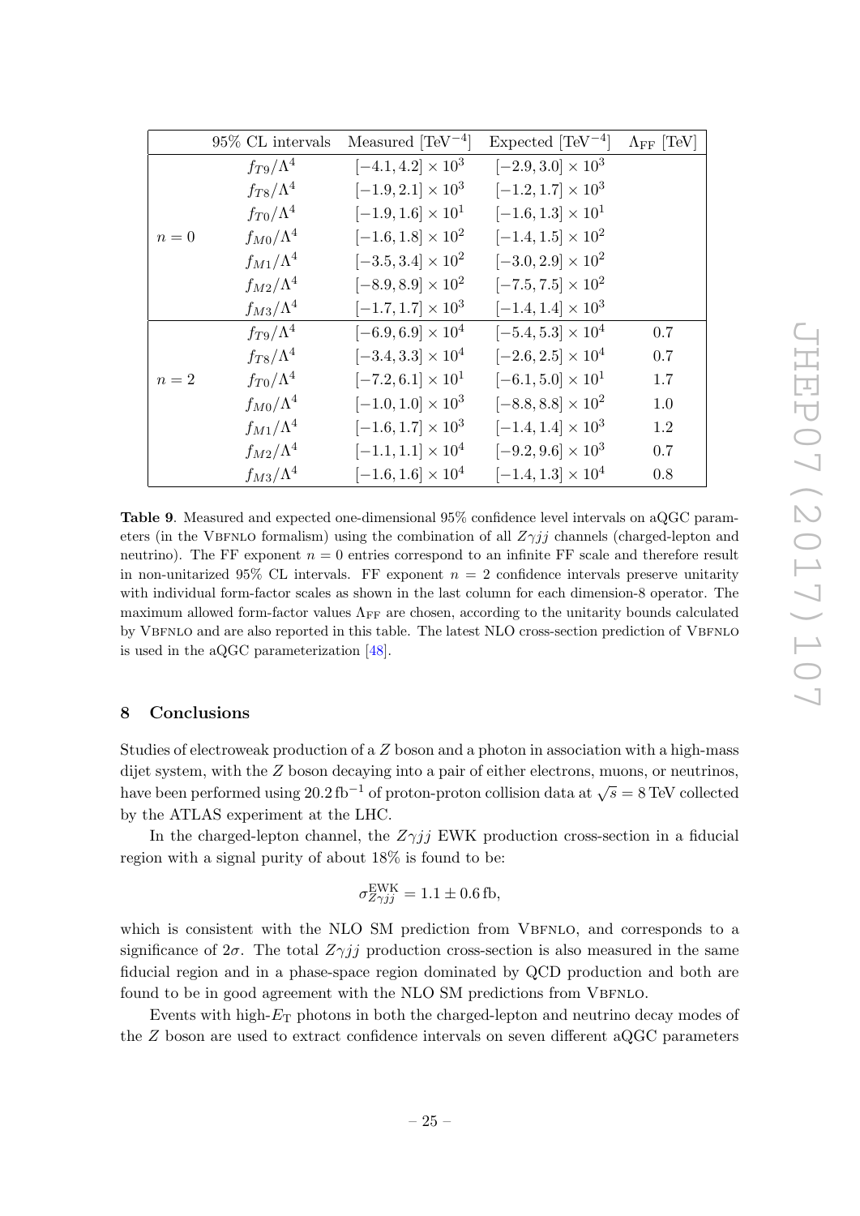| | 95% CL intervals | Measured [TeV$^{-4}$] | Expected [TeV$^{-4}$] | $\Lambda_{\rm FF}$ [TeV] |
|---|---|---|---|---|
| $n = 0$ | $f_{T9}/\Lambda^4$ | $[-4.1, 4.2] \times 10^3$ | $[-2.9, 3.0] \times 10^3$ | |
| | $f_{T8}/\Lambda^4$ | $[-1.9, 2.1] \times 10^3$ | $[-1.2, 1.7] \times 10^3$ | |
| | $f_{T0}/\Lambda^4$ | $[-1.9, 1.6] \times 10^1$ | $[-1.6, 1.3] \times 10^1$ | |
| | $f_{M0}/\Lambda^4$ | $[-1.6, 1.8] \times 10^2$ | $[-1.4, 1.5] \times 10^2$ | |
| | $f_{M1}/\Lambda^4$ | $[-3.5, 3.4] \times 10^2$ | $[-3.0, 2.9] \times 10^2$ | |
| | $f_{M2}/\Lambda^4$ | $[-8.9, 8.9] \times 10^2$ | $[-7.5, 7.5] \times 10^2$ | |
| | $f_{M3}/\Lambda^4$ | $[-1.7, 1.7] \times 10^3$ | $[-1.4, 1.4] \times 10^3$ | |
| $n = 2$ | $f_{T9}/\Lambda^4$ | $[-6.9, 6.9] \times 10^4$ | $[-5.4, 5.3] \times 10^4$ | 0.7 |
| | $f_{T8}/\Lambda^4$ | $[-3.4, 3.3] \times 10^4$ | $[-2.6, 2.5] \times 10^4$ | 0.7 |
| | $f_{T0}/\Lambda^4$ | $[-7.2, 6.1] \times 10^1$ | $[-6.1, 5.0] \times 10^1$ | 1.7 |
| | $f_{M0}/\Lambda^4$ | $[-1.0, 1.0] \times 10^3$ | $[-8.8, 8.8] \times 10^2$ | 1.0 |
| | $f_{M1}/\Lambda^4$ | $[-1.6, 1.7] \times 10^3$ | $[-1.4, 1.4] \times 10^3$ | 1.2 |
| | $f_{M2}/\Lambda^4$ | $[-1.1, 1.1] \times 10^4$ | $[-9.2, 9.6] \times 10^3$ | 0.7 |
| | $f_{M3}/\Lambda^4$ | $[-1.6, 1.6] \times 10^4$ | $[-1.4, 1.3] \times 10^4$ | 0.8 |

**Table 9**. Measured and expected one-dimensional 95% confidence level intervals on aQGC parameters (in the VBFNLO formalism) using the combination of all $Z\gamma jj$ channels (charged-lepton and neutrino). The FF exponent $n = 0$ entries correspond to an infinite FF scale and therefore result in non-unitarized 95% CL intervals. FF exponent $n = 2$ confidence intervals preserve unitarity with individual form-factor scales as shown in the last column for each dimension-8 operator. The maximum allowed form-factor values $\Lambda_{\rm FF}$ are chosen, according to the unitarity bounds calculated by VBFNLO and are also reported in this table. The latest NLO cross-section prediction of VBFNLO is used in the aQGC parameterization [48].

## 8 Conclusions

Studies of electroweak production of a $Z$ boson and a photon in association with a high-mass dijet system, with the $Z$ boson decaying into a pair of either electrons, muons, or neutrinos, have been performed using $20.2\,\mathrm{fb}^{-1}$ of proton-proton collision data at $\sqrt{s} = 8\,\mathrm{TeV}$ collected by the ATLAS experiment at the LHC.

In the charged-lepton channel, the $Z\gamma jj$ EWK production cross-section in a fiducial region with a signal purity of about 18% is found to be:

$$\sigma^{\rm EWK}_{Z\gamma jj} = 1.1 \pm 0.6\,\mathrm{fb},$$

which is consistent with the NLO SM prediction from VBFNLO, and corresponds to a significance of $2\sigma$. The total $Z\gamma jj$ production cross-section is also measured in the same fiducial region and in a phase-space region dominated by QCD production and both are found to be in good agreement with the NLO SM predictions from VBFNLO.

Events with high-$E_{\rm T}$ photons in both the charged-lepton and neutrino decay modes of the $Z$ boson are used to extract confidence intervals on seven different aQGC parameters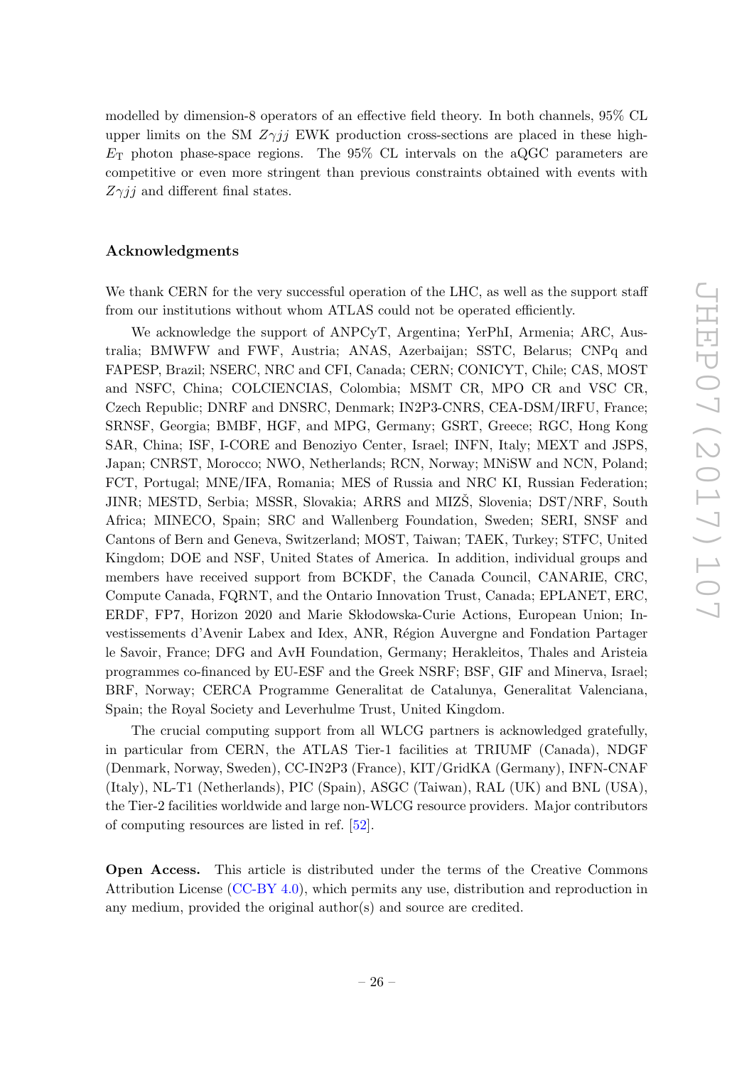modelled by dimension-8 operators of an effective field theory. In both channels, 95% CL upper limits on the SM $Z\gamma jj$ EWK production cross-sections are placed in these high-$E_{\mathrm{T}}$ photon phase-space regions. The 95% CL intervals on the aQGC parameters are competitive or even more stringent than previous constraints obtained with events with $Z\gamma jj$ and different final states.

## Acknowledgments

We thank CERN for the very successful operation of the LHC, as well as the support staff from our institutions without whom ATLAS could not be operated efficiently.

We acknowledge the support of ANPCyT, Argentina; YerPhI, Armenia; ARC, Australia; BMWFW and FWF, Austria; ANAS, Azerbaijan; SSTC, Belarus; CNPq and FAPESP, Brazil; NSERC, NRC and CFI, Canada; CERN; CONICYT, Chile; CAS, MOST and NSFC, China; COLCIENCIAS, Colombia; MSMT CR, MPO CR and VSC CR, Czech Republic; DNRF and DNSRC, Denmark; IN2P3-CNRS, CEA-DSM/IRFU, France; SRNSF, Georgia; BMBF, HGF, and MPG, Germany; GSRT, Greece; RGC, Hong Kong SAR, China; ISF, I-CORE and Benoziyo Center, Israel; INFN, Italy; MEXT and JSPS, Japan; CNRST, Morocco; NWO, Netherlands; RCN, Norway; MNiSW and NCN, Poland; FCT, Portugal; MNE/IFA, Romania; MES of Russia and NRC KI, Russian Federation; JINR; MESTD, Serbia; MSSR, Slovakia; ARRS and MIZŠ, Slovenia; DST/NRF, South Africa; MINECO, Spain; SRC and Wallenberg Foundation, Sweden; SERI, SNSF and Cantons of Bern and Geneva, Switzerland; MOST, Taiwan; TAEK, Turkey; STFC, United Kingdom; DOE and NSF, United States of America. In addition, individual groups and members have received support from BCKDF, the Canada Council, CANARIE, CRC, Compute Canada, FQRNT, and the Ontario Innovation Trust, Canada; EPLANET, ERC, ERDF, FP7, Horizon 2020 and Marie Skłodowska-Curie Actions, European Union; Investissements d'Avenir Labex and Idex, ANR, Région Auvergne and Fondation Partager le Savoir, France; DFG and AvH Foundation, Germany; Herakleitos, Thales and Aristeia programmes co-financed by EU-ESF and the Greek NSRF; BSF, GIF and Minerva, Israel; BRF, Norway; CERCA Programme Generalitat de Catalunya, Generalitat Valenciana, Spain; the Royal Society and Leverhulme Trust, United Kingdom.

The crucial computing support from all WLCG partners is acknowledged gratefully, in particular from CERN, the ATLAS Tier-1 facilities at TRIUMF (Canada), NDGF (Denmark, Norway, Sweden), CC-IN2P3 (France), KIT/GridKA (Germany), INFN-CNAF (Italy), NL-T1 (Netherlands), PIC (Spain), ASGC (Taiwan), RAL (UK) and BNL (USA), the Tier-2 facilities worldwide and large non-WLCG resource providers. Major contributors of computing resources are listed in ref. [52].

**Open Access.** This article is distributed under the terms of the Creative Commons Attribution License (CC-BY 4.0), which permits any use, distribution and reproduction in any medium, provided the original author(s) and source are credited.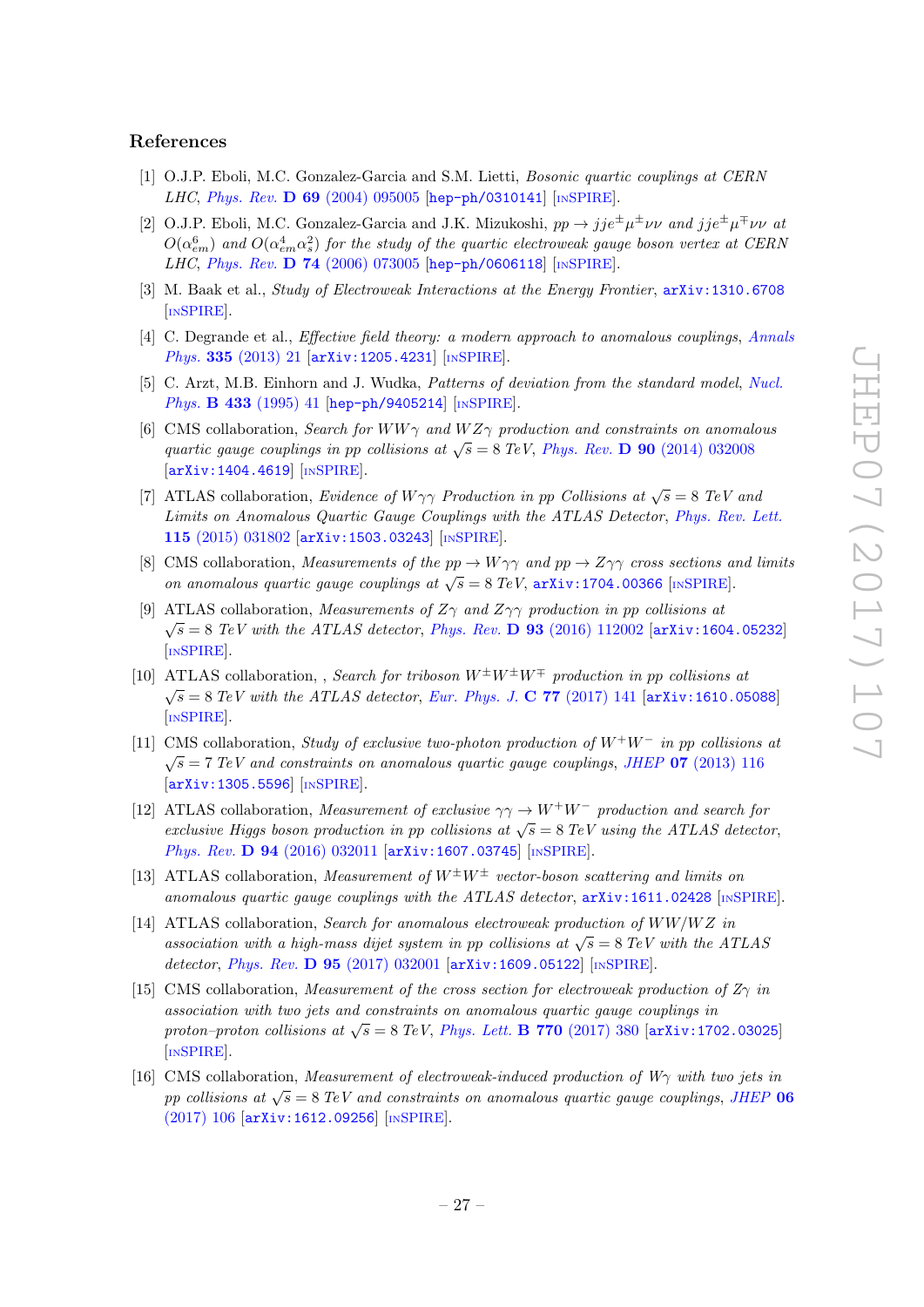## References

[1] O.J.P. Eboli, M.C. Gonzalez-Garcia and S.M. Lietti, *Bosonic quartic couplings at CERN LHC*, *Phys. Rev.* **D 69** (2004) 095005 [hep-ph/0310141] [INSPIRE].

[2] O.J.P. Eboli, M.C. Gonzalez-Garcia and J.K. Mizukoshi, *$pp \to jje^{\pm}\mu^{\pm}\nu\nu$ and $jje^{\pm}\mu^{\mp}\nu\nu$ at $O(\alpha_{em}^6)$ and $O(\alpha_{em}^4\alpha_s^2)$ for the study of the quartic electroweak gauge boson vertex at CERN LHC*, *Phys. Rev.* **D 74** (2006) 073005 [hep-ph/0606118] [INSPIRE].

[3] M. Baak et al., *Study of Electroweak Interactions at the Energy Frontier*, arXiv:1310.6708 [INSPIRE].

[4] C. Degrande et al., *Effective field theory: a modern approach to anomalous couplings*, *Annals Phys.* **335** (2013) 21 [arXiv:1205.4231] [INSPIRE].

[5] C. Arzt, M.B. Einhorn and J. Wudka, *Patterns of deviation from the standard model*, *Nucl. Phys.* **B 433** (1995) 41 [hep-ph/9405214] [INSPIRE].

[6] CMS collaboration, *Search for $WW\gamma$ and $WZ\gamma$ production and constraints on anomalous quartic gauge couplings in pp collisions at $\sqrt{s} = 8$ TeV*, *Phys. Rev.* **D 90** (2014) 032008 [arXiv:1404.4619] [INSPIRE].

[7] ATLAS collaboration, *Evidence of $W\gamma\gamma$ Production in pp Collisions at $\sqrt{s} = 8$ TeV and Limits on Anomalous Quartic Gauge Couplings with the ATLAS Detector*, *Phys. Rev. Lett.* **115** (2015) 031802 [arXiv:1503.03243] [INSPIRE].

[8] CMS collaboration, *Measurements of the $pp \to W\gamma\gamma$ and $pp \to Z\gamma\gamma$ cross sections and limits on anomalous quartic gauge couplings at $\sqrt{s} = 8$ TeV*, arXiv:1704.00366 [INSPIRE].

[9] ATLAS collaboration, *Measurements of $Z\gamma$ and $Z\gamma\gamma$ production in pp collisions at $\sqrt{s} = 8$ TeV with the ATLAS detector*, *Phys. Rev.* **D 93** (2016) 112002 [arXiv:1604.05232] [INSPIRE].

[10] ATLAS collaboration, , *Search for triboson $W^{\pm}W^{\pm}W^{\mp}$ production in pp collisions at $\sqrt{s} = 8$ TeV with the ATLAS detector*, *Eur. Phys. J.* **C 77** (2017) 141 [arXiv:1610.05088] [INSPIRE].

[11] CMS collaboration, *Study of exclusive two-photon production of $W^+W^-$ in pp collisions at $\sqrt{s} = 7$ TeV and constraints on anomalous quartic gauge couplings*, *JHEP* **07** (2013) 116 [arXiv:1305.5596] [INSPIRE].

[12] ATLAS collaboration, *Measurement of exclusive $\gamma\gamma \to W^+W^-$ production and search for exclusive Higgs boson production in pp collisions at $\sqrt{s} = 8$ TeV using the ATLAS detector*, *Phys. Rev.* **D 94** (2016) 032011 [arXiv:1607.03745] [INSPIRE].

[13] ATLAS collaboration, *Measurement of $W^{\pm}W^{\pm}$ vector-boson scattering and limits on anomalous quartic gauge couplings with the ATLAS detector*, arXiv:1611.02428 [INSPIRE].

[14] ATLAS collaboration, *Search for anomalous electroweak production of $WW/WZ$ in association with a high-mass dijet system in pp collisions at $\sqrt{s} = 8$ TeV with the ATLAS detector*, *Phys. Rev.* **D 95** (2017) 032001 [arXiv:1609.05122] [INSPIRE].

[15] CMS collaboration, *Measurement of the cross section for electroweak production of $Z\gamma$ in association with two jets and constraints on anomalous quartic gauge couplings in proton–proton collisions at $\sqrt{s} = 8$ TeV*, *Phys. Lett.* **B 770** (2017) 380 [arXiv:1702.03025] [INSPIRE].

[16] CMS collaboration, *Measurement of electroweak-induced production of $W\gamma$ with two jets in pp collisions at $\sqrt{s} = 8$ TeV and constraints on anomalous quartic gauge couplings*, *JHEP* **06** (2017) 106 [arXiv:1612.09256] [INSPIRE].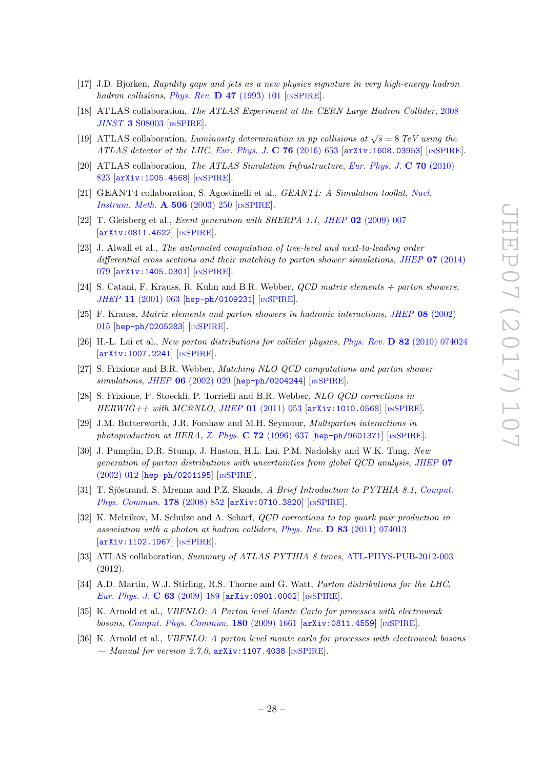[17] J.D. Bjorken, *Rapidity gaps and jets as a new physics signature in very high-energy hadron hadron collisions*, Phys. Rev. **D 47** (1993) 101 [INSPIRE].

[18] ATLAS collaboration, *The ATLAS Experiment at the CERN Large Hadron Collider*, 2008 JINST **3** S08003 [INSPIRE].

[19] ATLAS collaboration, *Luminosity determination in pp collisions at $\sqrt{s} = 8$ TeV using the ATLAS detector at the LHC*, Eur. Phys. J. **C 76** (2016) 653 [arXiv:1608.03953] [INSPIRE].

[20] ATLAS collaboration, *The ATLAS Simulation Infrastructure*, Eur. Phys. J. **C 70** (2010) 823 [arXiv:1005.4568] [INSPIRE].

[21] GEANT4 collaboration, S. Agostinelli et al., *GEANT4: A Simulation toolkit*, Nucl. Instrum. Meth. **A 506** (2003) 250 [INSPIRE].

[22] T. Gleisberg et al., *Event generation with SHERPA 1.1*, JHEP **02** (2009) 007 [arXiv:0811.4622] [INSPIRE].

[23] J. Alwall et al., *The automated computation of tree-level and next-to-leading order differential cross sections and their matching to parton shower simulations*, JHEP **07** (2014) 079 [arXiv:1405.0301] [INSPIRE].

[24] S. Catani, F. Krauss, R. Kuhn and B.R. Webber, *QCD matrix elements + parton showers*, JHEP **11** (2001) 063 [hep-ph/0109231] [INSPIRE].

[25] F. Krauss, *Matrix elements and parton showers in hadronic interactions*, JHEP **08** (2002) 015 [hep-ph/0205283] [INSPIRE].

[26] H.-L. Lai et al., *New parton distributions for collider physics*, Phys. Rev. **D 82** (2010) 074024 [arXiv:1007.2241] [INSPIRE].

[27] S. Frixione and B.R. Webber, *Matching NLO QCD computations and parton shower simulations*, JHEP **06** (2002) 029 [hep-ph/0204244] [INSPIRE].

[28] S. Frixione, F. Stoeckli, P. Torrielli and B.R. Webber, *NLO QCD corrections in HERWIG++ with MC@NLO*, JHEP **01** (2011) 053 [arXiv:1010.0568] [INSPIRE].

[29] J.M. Butterworth, J.R. Forshaw and M.H. Seymour, *Multiparton interactions in photoproduction at HERA*, Z. Phys. **C 72** (1996) 637 [hep-ph/9601371] [INSPIRE].

[30] J. Pumplin, D.R. Stump, J. Huston, H.L. Lai, P.M. Nadolsky and W.K. Tung, *New generation of parton distributions with uncertainties from global QCD analysis*, JHEP **07** (2002) 012 [hep-ph/0201195] [INSPIRE].

[31] T. Sjöstrand, S. Mrenna and P.Z. Skands, *A Brief Introduction to PYTHIA 8.1*, Comput. Phys. Commun. **178** (2008) 852 [arXiv:0710.3820] [INSPIRE].

[32] K. Melnikov, M. Schulze and A. Scharf, *QCD corrections to top quark pair production in association with a photon at hadron colliders*, Phys. Rev. **D 83** (2011) 074013 [arXiv:1102.1967] [INSPIRE].

[33] ATLAS collaboration, *Summary of ATLAS PYTHIA 8 tunes*, ATL-PHYS-PUB-2012-003 (2012).

[34] A.D. Martin, W.J. Stirling, R.S. Thorne and G. Watt, *Parton distributions for the LHC*, Eur. Phys. J. **C 63** (2009) 189 [arXiv:0901.0002] [INSPIRE].

[35] K. Arnold et al., *VBFNLO: A Parton level Monte Carlo for processes with electroweak bosons*, Comput. Phys. Commun. **180** (2009) 1661 [arXiv:0811.4559] [INSPIRE].

[36] K. Arnold et al., *VBFNLO: A parton level monte carlo for processes with electroweak bosons — Manual for version 2.7.0*, arXiv:1107.4038 [INSPIRE].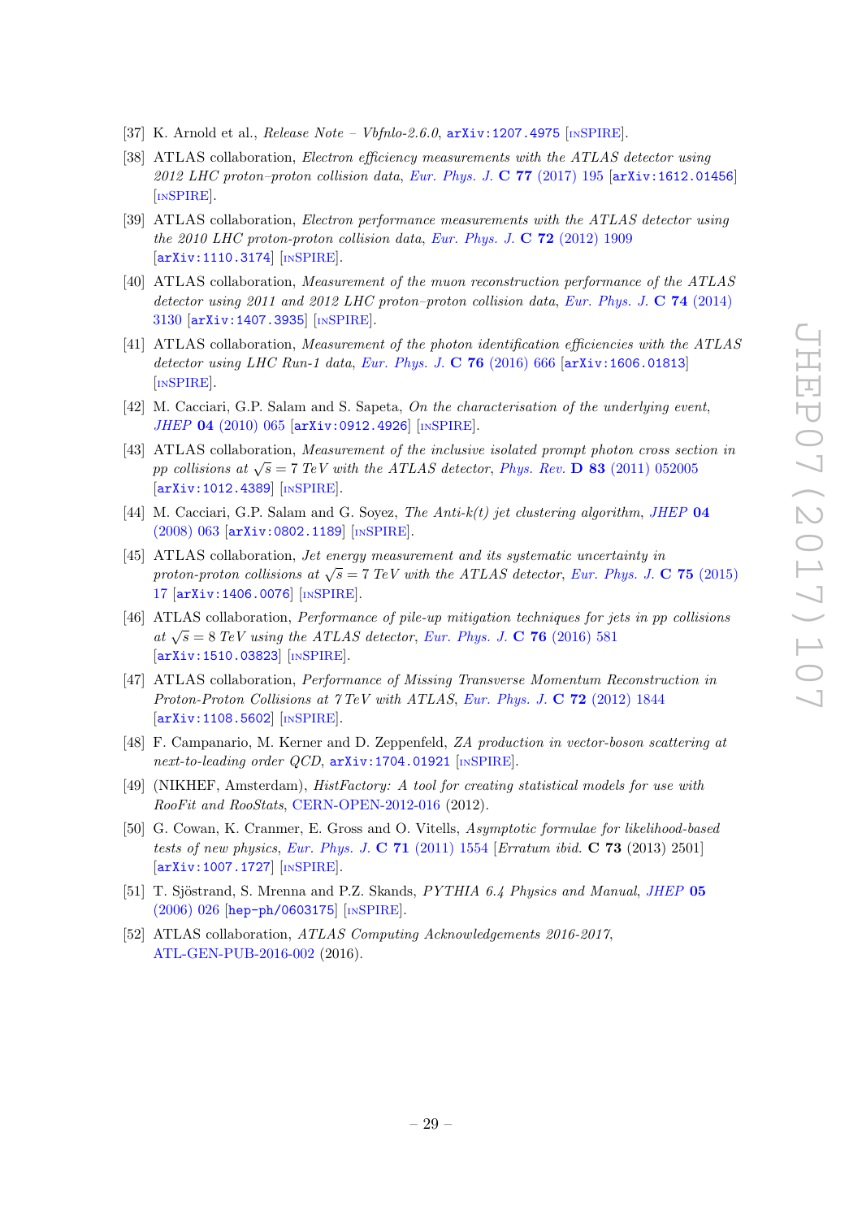[37] K. Arnold et al., *Release Note – Vbfnlo-2.6.0*, arXiv:1207.4975 [INSPIRE].

[38] ATLAS collaboration, *Electron efficiency measurements with the ATLAS detector using 2012 LHC proton–proton collision data*, Eur. Phys. J. **C 77** (2017) 195 [arXiv:1612.01456] [INSPIRE].

[39] ATLAS collaboration, *Electron performance measurements with the ATLAS detector using the 2010 LHC proton-proton collision data*, Eur. Phys. J. **C 72** (2012) 1909 [arXiv:1110.3174] [INSPIRE].

[40] ATLAS collaboration, *Measurement of the muon reconstruction performance of the ATLAS detector using 2011 and 2012 LHC proton–proton collision data*, Eur. Phys. J. **C 74** (2014) 3130 [arXiv:1407.3935] [INSPIRE].

[41] ATLAS collaboration, *Measurement of the photon identification efficiencies with the ATLAS detector using LHC Run-1 data*, Eur. Phys. J. **C 76** (2016) 666 [arXiv:1606.01813] [INSPIRE].

[42] M. Cacciari, G.P. Salam and S. Sapeta, *On the characterisation of the underlying event*, JHEP **04** (2010) 065 [arXiv:0912.4926] [INSPIRE].

[43] ATLAS collaboration, *Measurement of the inclusive isolated prompt photon cross section in pp collisions at $\sqrt{s} = 7$ TeV with the ATLAS detector*, Phys. Rev. **D 83** (2011) 052005 [arXiv:1012.4389] [INSPIRE].

[44] M. Cacciari, G.P. Salam and G. Soyez, *The Anti-k(t) jet clustering algorithm*, JHEP **04** (2008) 063 [arXiv:0802.1189] [INSPIRE].

[45] ATLAS collaboration, *Jet energy measurement and its systematic uncertainty in proton-proton collisions at $\sqrt{s} = 7$ TeV with the ATLAS detector*, Eur. Phys. J. **C 75** (2015) 17 [arXiv:1406.0076] [INSPIRE].

[46] ATLAS collaboration, *Performance of pile-up mitigation techniques for jets in pp collisions at $\sqrt{s} = 8$ TeV using the ATLAS detector*, Eur. Phys. J. **C 76** (2016) 581 [arXiv:1510.03823] [INSPIRE].

[47] ATLAS collaboration, *Performance of Missing Transverse Momentum Reconstruction in Proton-Proton Collisions at 7 TeV with ATLAS*, Eur. Phys. J. **C 72** (2012) 1844 [arXiv:1108.5602] [INSPIRE].

[48] F. Campanario, M. Kerner and D. Zeppenfeld, *ZA production in vector-boson scattering at next-to-leading order QCD*, arXiv:1704.01921 [INSPIRE].

[49] (NIKHEF, Amsterdam), *HistFactory: A tool for creating statistical models for use with RooFit and RooStats*, CERN-OPEN-2012-016 (2012).

[50] G. Cowan, K. Cranmer, E. Gross and O. Vitells, *Asymptotic formulae for likelihood-based tests of new physics*, Eur. Phys. J. **C 71** (2011) 1554 [*Erratum ibid.* **C 73** (2013) 2501] [arXiv:1007.1727] [INSPIRE].

[51] T. Sjöstrand, S. Mrenna and P.Z. Skands, *PYTHIA 6.4 Physics and Manual*, JHEP **05** (2006) 026 [hep-ph/0603175] [INSPIRE].

[52] ATLAS collaboration, *ATLAS Computing Acknowledgements 2016-2017*, ATL-GEN-PUB-2016-002 (2016).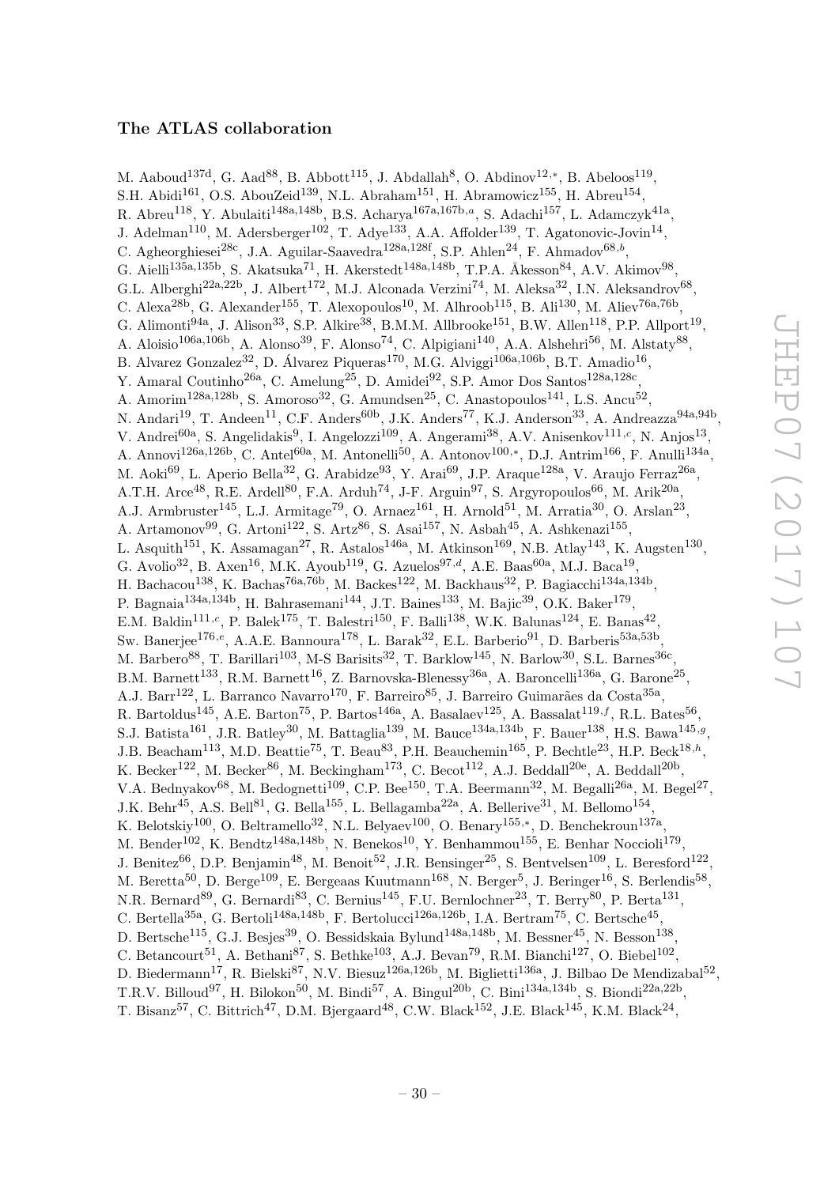### The ATLAS collaboration

M. Aaboud[137d], G. Aad[88], B. Abbott[115], J. Abdallah[8], O. Abdinov[12,*], B. Abeloos[119], S.H. Abidi[161], O.S. AbouZeid[139], N.L. Abraham[151], H. Abramowicz[155], H. Abreu[154], R. Abreu[118], Y. Abulaiti[148a,148b], B.S. Acharya[167a,167b,a], S. Adachi[157], L. Adamczyk[41a], J. Adelman[110], M. Adersberger[102], T. Adye[133], A.A. Affolder[139], T. Agatonovic-Jovin[14], C. Agheorghiesei[28c], J.A. Aguilar-Saavedra[128a,128f], S.P. Ahlen[24], F. Ahmadov[68,b], G. Aielli[135a,135b], S. Akatsuka[71], H. Akerstedt[148a,148b], T.P.A. Åkesson[84], A.V. Akimov[98], G.L. Alberghi[22a,22b], J. Albert[172], M.J. Alconada Verzini[74], M. Aleksa[32], I.N. Aleksandrov[68], C. Alexa[28b], G. Alexander[155], T. Alexopoulos[10], M. Alhroob[115], B. Ali[130], M. Aliev[76a,76b], G. Alimonti[94a], J. Alison[33], S.P. Alkire[38], B.M.M. Allbrooke[151], B.W. Allen[118], P.P. Allport[19], A. Aloisio[106a,106b], A. Alonso[39], F. Alonso[74], C. Alpigiani[140], A.A. Alshehri[56], M. Alstaty[88], B. Alvarez Gonzalez[32], D. Álvarez Piqueras[170], M.G. Alviggi[106a,106b], B.T. Amadio[16], Y. Amaral Coutinho[26a], C. Amelung[25], D. Amidei[92], S.P. Amor Dos Santos[128a,128c], A. Amorim[128a,128b], S. Amoroso[32], G. Amundsen[25], C. Anastopoulos[141], L.S. Ancu[52], N. Andari[19], T. Andeen[11], C.F. Anders[60b], J.K. Anders[77], K.J. Anderson[33], A. Andreazza[94a,94b], V. Andrei[60a], S. Angelidakis[9], I. Angelozzi[109], A. Angerami[38], A.V. Anisenkov[111,c], N. Anjos[13], A. Annovi[126a,126b], C. Antel[60a], M. Antonelli[50], A. Antonov[100,*], D.J. Antrim[166], F. Anulli[134a], M. Aoki[69], L. Aperio Bella[32], G. Arabidze[93], Y. Arai[69], J.P. Araque[128a], V. Araujo Ferraz[26a], A.T.H. Arce[48], R.E. Ardell[80], F.A. Arduh[74], J-F. Arguin[97], S. Argyropoulos[66], M. Arik[20a], A.J. Armbruster[145], L.J. Armitage[79], O. Arnaez[161], H. Arnold[51], M. Arratia[30], O. Arslan[23], A. Artamonov[99], G. Artoni[122], S. Artz[86], S. Asai[157], N. Asbah[45], A. Ashkenazi[155], L. Asquith[151], K. Assamagan[27], R. Astalos[146a], M. Atkinson[169], N.B. Atlay[143], K. Augsten[130], G. Avolio[32], B. Axen[16], M.K. Ayoub[119], G. Azuelos[97,d], A.E. Baas[60a], M.J. Baca[19], H. Bachacou[138], K. Bachas[76a,76b], M. Backes[122], M. Backhaus[32], P. Bagiacchi[134a,134b], P. Bagnaia[134a,134b], H. Bahrasemani[144], J.T. Baines[133], M. Bajic[39], O.K. Baker[179], E.M. Baldin[111,c], P. Balek[175], T. Balestri[150], F. Balli[138], W.K. Balunas[124], E. Banas[42], Sw. Banerjee[176,e], A.A.E. Bannoura[178], L. Barak[32], E.L. Barberio[91], D. Barberis[53a,53b], M. Barbero[88], T. Barillari[103], M-S Barisits[32], T. Barklow[145], N. Barlow[30], S.L. Barnes[36c], B.M. Barnett[133], R.M. Barnett[16], Z. Barnovska-Blenessy[36a], A. Baroncelli[136a], G. Barone[25], A.J. Barr[122], L. Barranco Navarro[170], F. Barreiro[85], J. Barreiro Guimarães da Costa[35a], R. Bartoldus[145], A.E. Barton[75], P. Bartos[146a], A. Basalaev[125], A. Bassalat[119,f], R.L. Bates[56], S.J. Batista[161], J.R. Batley[30], M. Battaglia[139], M. Bauce[134a,134b], F. Bauer[138], H.S. Bawa[145,g], J.B. Beacham[113], M.D. Beattie[75], T. Beau[83], P.H. Beauchemin[165], P. Bechtle[23], H.P. Beck[18,h], K. Becker[122], M. Becker[86], M. Beckingham[173], C. Becot[112], A.J. Beddall[20e], A. Beddall[20b], V.A. Bednyakov[68], M. Bedognetti[109], C.P. Bee[150], T.A. Beermann[32], M. Begalli[26a], M. Begel[27], J.K. Behr[45], A.S. Bell[81], G. Bella[155], L. Bellagamba[22a], A. Bellerive[31], M. Bellomo[154], K. Belotskiy[100], O. Beltramello[32], N.L. Belyaev[100], O. Benary[155,*], D. Benchekroun[137a], M. Bender[102], K. Bendtz[148a,148b], N. Benekos[10], Y. Benhammou[155], E. Benhar Noccioli[179], J. Benitez[66], D.P. Benjamin[48], M. Benoit[52], J.R. Bensinger[25], S. Bentvelsen[109], L. Beresford[122], M. Beretta[50], D. Berge[109], E. Bergeaas Kuutmann[168], N. Berger[5], J. Beringer[16], S. Berlendis[58], N.R. Bernard[89], G. Bernardi[83], C. Bernius[145], F.U. Bernlochner[23], T. Berry[80], P. Berta[131], C. Bertella[35a], G. Bertoli[148a,148b], F. Bertolucci[126a,126b], I.A. Bertram[75], C. Bertsche[45], D. Bertsche[115], G.J. Besjes[39], O. Bessidskaia Bylund[148a,148b], M. Bessner[45], N. Besson[138], C. Betancourt[51], A. Bethani[87], S. Bethke[103], A.J. Bevan[79], R.M. Bianchi[127], O. Biebel[102], D. Biedermann[17], R. Bielski[87], N.V. Biesuz[126a,126b], M. Biglietti[136a], J. Bilbao De Mendizabal[52], T.R.V. Billoud[97], H. Bilokon[50], M. Bindi[57], A. Bingul[20b], C. Bini[134a,134b], S. Biondi[22a,22b], T. Bisanz[57], C. Bittrich[47], D.M. Bjergaard[48], C.W. Black[152], J.E. Black[145], K.M. Black[24],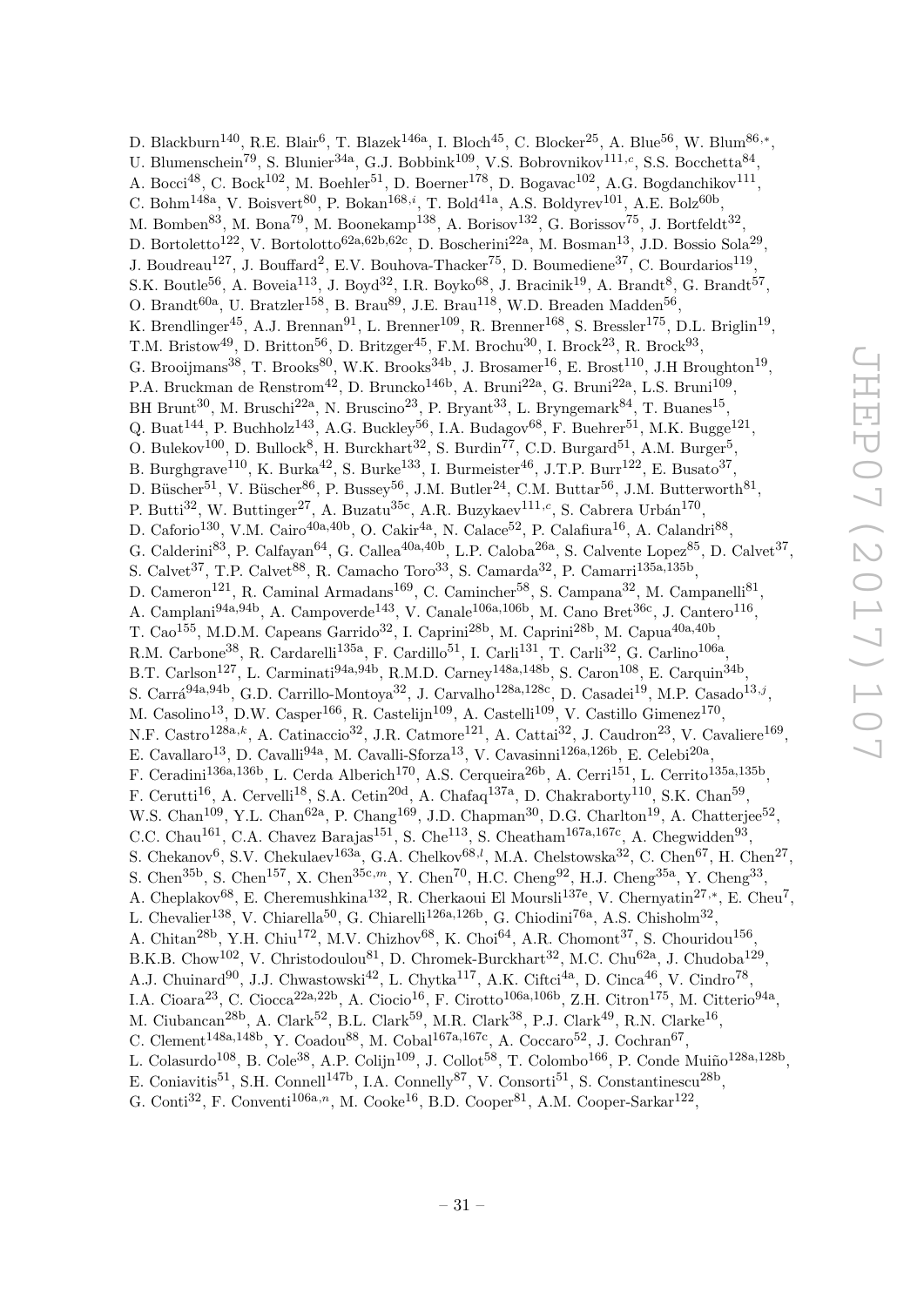D. Blackburn[140], R.E. Blair[6], T. Blazek[146a], I. Bloch[45], C. Blocker[25], A. Blue[56], W. Blum[86,*], U. Blumenschein[79], S. Blunier[34a], G.J. Bobbink[109], V.S. Bobrovnikov[111,c], S.S. Bocchetta[84], A. Bocci[48], C. Bock[102], M. Boehler[51], D. Boerner[178], D. Bogavac[102], A.G. Bogdanchikov[111], C. Bohm[148a], V. Boisvert[80], P. Bokan[168,i], T. Bold[41a], A.S. Boldyrev[101], A.E. Bolz[60b], M. Bomben[83], M. Bona[79], M. Boonekamp[138], A. Borisov[132], G. Borissov[75], J. Bortfeldt[32], D. Bortoletto[122], V. Bortolotto[62a,62b,62c], D. Boscherini[22a], M. Bosman[13], J.D. Bossio Sola[29], J. Boudreau[127], J. Bouffard[2], E.V. Bouhova-Thacker[75], D. Boumediene[37], C. Bourdarios[119], S.K. Boutle[56], A. Boveia[113], J. Boyd[32], I.R. Boyko[68], J. Bracinik[19], A. Brandt[8], G. Brandt[57], O. Brandt[60a], U. Bratzler[158], B. Brau[89], J.E. Brau[118], W.D. Breaden Madden[56], K. Brendlinger[45], A.J. Brennan[91], L. Brenner[109], R. Brenner[168], S. Bressler[175], D.L. Briglin[19], T.M. Bristow[49], D. Britton[56], D. Britzger[45], F.M. Brochu[30], I. Brock[23], R. Brock[93], G. Brooijmans[38], T. Brooks[80], W.K. Brooks[34b], J. Brosamer[16], E. Brost[110], J.H Broughton[19], P.A. Bruckman de Renstrom[42], D. Bruncko[146b], A. Bruni[22a], G. Bruni[22a], L.S. Bruni[109], BH Brunt[30], M. Bruschi[22a], N. Bruscino[23], P. Bryant[33], L. Bryngemark[84], T. Buanes[15], Q. Buat[144], P. Buchholz[143], A.G. Buckley[56], I.A. Budagov[68], F. Buehrer[51], M.K. Bugge[121], O. Bulekov[100], D. Bullock[8], H. Burckhart[32], S. Burdin[77], C.D. Burgard[51], A.M. Burger[5], B. Burghgrave[110], K. Burka[42], S. Burke[133], I. Burmeister[46], J.T.P. Burr[122], E. Busato[37], D. Büscher[51], V. Büscher[86], P. Bussey[56], J.M. Butler[24], C.M. Buttar[56], J.M. Butterworth[81], P. Butti[32], W. Buttinger[27], A. Buzatu[35c], A.R. Buzykaev[111,c], S. Cabrera Urbán[170], D. Caforio[130], V.M. Cairo[40a,40b], O. Cakir[4a], N. Calace[52], P. Calafiura[16], A. Calandri[88], G. Calderini[83], P. Calfayan[64], G. Callea[40a,40b], L.P. Caloba[26a], S. Calvente Lopez[85], D. Calvet[37], S. Calvet[37], T.P. Calvet[88], R. Camacho Toro[33], S. Camarda[32], P. Camarri[135a,135b], D. Cameron[121], R. Caminal Armadans[169], C. Camincher[58], S. Campana[32], M. Campanelli[81], A. Camplani[94a,94b], A. Campoverde[143], V. Canale[106a,106b], M. Cano Bret[36c], J. Cantero[116], T. Cao[155], M.D.M. Capeans Garrido[32], I. Caprini[28b], M. Caprini[28b], M. Capua[40a,40b], R.M. Carbone[38], R. Cardarelli[135a], F. Cardillo[51], I. Carli[131], T. Carli[32], G. Carlino[106a], B.T. Carlson[127], L. Carminati[94a,94b], R.M.D. Carney[148a,148b], S. Caron[108], E. Carquin[34b], S. Carrá[94a,94b], G.D. Carrillo-Montoya[32], J. Carvalho[128a,128c], D. Casadei[19], M.P. Casado[13,j], M. Casolino[13], D.W. Casper[166], R. Castelijn[109], A. Castelli[109], V. Castillo Gimenez[170], N.F. Castro[128a,k], A. Catinaccio[32], J.R. Catmore[121], A. Cattai[32], J. Caudron[23], V. Cavaliere[169], E. Cavallaro[13], D. Cavalli[94a], M. Cavalli-Sforza[13], V. Cavasinni[126a,126b], E. Celebi[20a], F. Ceradini[136a,136b], L. Cerda Alberich[170], A.S. Cerqueira[26b], A. Cerri[151], L. Cerrito[135a,135b], F. Cerutti[16], A. Cervelli[18], S.A. Cetin[20d], A. Chafaq[137a], D. Chakraborty[110], S.K. Chan[59], W.S. Chan[109], Y.L. Chan[62a], P. Chang[169], J.D. Chapman[30], D.G. Charlton[19], A. Chatterjee[52], C.C. Chau[161], C.A. Chavez Barajas[151], S. Che[113], S. Cheatham[167a,167c], A. Chegwidden[93], S. Chekanov[6], S.V. Chekulaev[163a], G.A. Chelkov[68,l], M.A. Chelstowska[32], C. Chen[67], H. Chen[27], S. Chen[35b], S. Chen[157], X. Chen[35c,m], Y. Chen[70], H.C. Cheng[92], H.J. Cheng[35a], Y. Cheng[33], A. Cheplakov[68], E. Cheremushkina[132], R. Cherkaoui El Moursli[137e], V. Chernyatin[27,*], E. Cheu[7], L. Chevalier[138], V. Chiarella[50], G. Chiarelli[126a,126b], G. Chiodini[76a], A.S. Chisholm[32], A. Chitan[28b], Y.H. Chiu[172], M.V. Chizhov[68], K. Choi[64], A.R. Chomont[37], S. Chouridou[156], B.K.B. Chow[102], V. Christodoulou[81], D. Chromek-Burckhart[32], M.C. Chu[62a], J. Chudoba[129], A.J. Chuinard[90], J.J. Chwastowski[42], L. Chytka[117], A.K. Ciftci[4a], D. Cinca[46], V. Cindro[78], I.A. Cioara[23], C. Ciocca[22a,22b], A. Ciocio[16], F. Cirotto[106a,106b], Z.H. Citron[175], M. Citterio[94a], M. Ciubancan[28b], A. Clark[52], B.L. Clark[59], M.R. Clark[38], P.J. Clark[49], R.N. Clarke[16], C. Clement[148a,148b], Y. Coadou[88], M. Cobal[167a,167c], A. Coccaro[52], J. Cochran[67], L. Colasurdo[108], B. Cole[38], A.P. Colijn[109], J. Collot[58], T. Colombo[166], P. Conde Muiño[128a,128b], E. Coniavitis[51], S.H. Connell[147b], I.A. Connelly[87], V. Consorti[51], S. Constantinescu[28b], G. Conti[32], F. Conventi[106a,n], M. Cooke[16], B.D. Cooper[81], A.M. Cooper-Sarkar[122],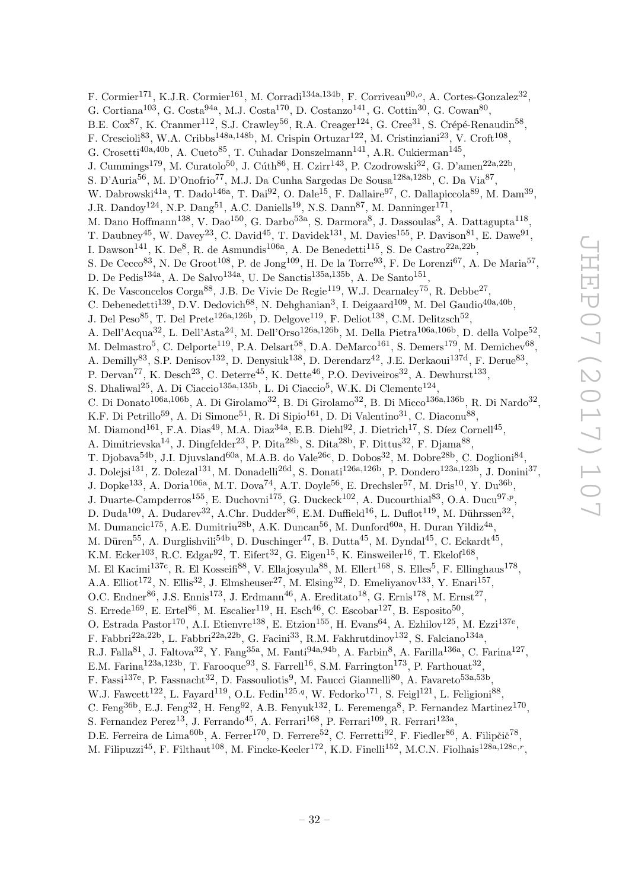F. Cormier[171], K.J.R. Cormier[161], M. Corradi[134a,134b], F. Corriveau[90,o], A. Cortes-Gonzalez[32], G. Cortiana[103], G. Costa[94a], M.J. Costa[170], D. Costanzo[141], G. Cottin[30], G. Cowan[80], B.E. Cox[87], K. Cranmer[112], S.J. Crawley[56], R.A. Creager[124], G. Cree[31], S. Crépé-Renaudin[58], F. Crescioli[83], W.A. Cribbs[148a,148b], M. Crispin Ortuzar[122], M. Cristinziani[23], V. Croft[108], G. Crosetti[40a,40b], A. Cueto[85], T. Cuhadar Donszelmann[141], A.R. Cukierman[145], J. Cummings[179], M. Curatolo[50], J. Cúth[86], H. Czirr[143], P. Czodrowski[32], G. D'amen[22a,22b], S. D'Auria[56], M. D'Onofrio[77], M.J. Da Cunha Sargedas De Sousa[128a,128b], C. Da Via[87], W. Dabrowski[41a], T. Dado[146a], T. Dai[92], O. Dale[15], F. Dallaire[97], C. Dallapiccola[89], M. Dam[39], J.R. Dandoy[124], N.P. Dang[51], A.C. Daniells[19], N.S. Dann[87], M. Danninger[171], M. Dano Hoffmann[138], V. Dao[150], G. Darbo[53a], S. Darmora[8], J. Dassoulas[3], A. Dattagupta[118], T. Daubney[45], W. Davey[23], C. David[45], T. Davidek[131], M. Davies[155], P. Davison[81], E. Dawe[91], I. Dawson[141], K. De[8], R. de Asmundis[106a], A. De Benedetti[115], S. De Castro[22a,22b], S. De Cecco[83], N. De Groot[108], P. de Jong[109], H. De la Torre[93], F. De Lorenzi[67], A. De Maria[57], D. De Pedis[134a], A. De Salvo[134a], U. De Sanctis[135a,135b], A. De Santo[151], K. De Vasconcelos Corga[88], J.B. De Vivie De Regie[119], W.J. Dearnaley[75], R. Debbe[27], C. Debenedetti[139], D.V. Dedovich[68], N. Dehghanian[3], I. Deigaard[109], M. Del Gaudio[40a,40b], J. Del Peso[85], T. Del Prete[126a,126b], D. Delgove[119], F. Deliot[138], C.M. Delitzsch[52], A. Dell'Acqua[32], L. Dell'Asta[24], M. Dell'Orso[126a,126b], M. Della Pietra[106a,106b], D. della Volpe[52], M. Delmastro[5], C. Delporte[119], P.A. Delsart[58], D.A. DeMarco[161], S. Demers[179], M. Demichev[68], A. Demilly[83], S.P. Denisov[132], D. Denysiuk[138], D. Derendarz[42], J.E. Derkaoui[137d], F. Derue[83], P. Dervan[77], K. Desch[23], C. Deterre[45], K. Dette[46], P.O. Deviveiros[32], A. Dewhurst[133], S. Dhaliwal[25], A. Di Ciaccio[135a,135b], L. Di Ciaccio[5], W.K. Di Clemente[124], C. Di Donato[106a,106b], A. Di Girolamo[32], B. Di Girolamo[32], B. Di Micco[136a,136b], R. Di Nardo[32], K.F. Di Petrillo[59], A. Di Simone[51], R. Di Sipio[161], D. Di Valentino[31], C. Diaconu[88], M. Diamond[161], F.A. Dias[49], M.A. Diaz[34a], E.B. Diehl[92], J. Dietrich[17], S. Díez Cornell[45], A. Dimitrievska[14], J. Dingfelder[23], P. Dita[28b], S. Dita[28b], F. Dittus[32], F. Djama[88], T. Djobava[54b], J.I. Djuvsland[60a], M.A.B. do Vale[26c], D. Dobos[32], M. Dobre[28b], C. Doglioni[84], J. Dolejsi[131], Z. Dolezal[131], M. Donadelli[26d], S. Donati[126a,126b], P. Dondero[123a,123b], J. Donini[37], J. Dopke[133], A. Doria[106a], M.T. Dova[74], A.T. Doyle[56], E. Drechsler[57], M. Dris[10], Y. Du[36b], J. Duarte-Campderros[155], E. Duchovni[175], G. Duckeck[102], A. Ducourthial[83], O.A. Ducu[97,p], D. Duda[109], A. Dudarev[32], A.Chr. Dudder[86], E.M. Duffield[16], L. Duflot[119], M. Dührssen[32], M. Dumancic[175], A.E. Dumitriu[28b], A.K. Duncan[56], M. Dunford[60a], H. Duran Yildiz[4a], M. Düren[55], A. Durglishvili[54b], D. Duschinger[47], B. Dutta[45], M. Dyndal[45], C. Eckardt[45], K.M. Ecker[103], R.C. Edgar[92], T. Eifert[32], G. Eigen[15], K. Einsweiler[16], T. Ekelof[168], M. El Kacimi[137c], R. El Kosseifi[88], V. Ellajosyula[88], M. Ellert[168], S. Elles[5], F. Ellinghaus[178], A.A. Elliot[172], N. Ellis[32], J. Elmsheuser[27], M. Elsing[32], D. Emeliyanov[133], Y. Enari[157], O.C. Endner[86], J.S. Ennis[173], J. Erdmann[46], A. Ereditato[18], G. Ernis[178], M. Ernst[27], S. Errede[169], E. Ertel[86], M. Escalier[119], H. Esch[46], C. Escobar[127], B. Esposito[50], O. Estrada Pastor[170], A.I. Etienvre[138], E. Etzion[155], H. Evans[64], A. Ezhilov[125], M. Ezzi[137e], F. Fabbri[22a,22b], L. Fabbri[22a,22b], G. Facini[33], R.M. Fakhrutdinov[132], S. Falciano[134a], R.J. Falla[81], J. Faltova[32], Y. Fang[35a], M. Fanti[94a,94b], A. Farbin[8], A. Farilla[136a], C. Farina[127], E.M. Farina[123a,123b], T. Farooque[93], S. Farrell[16], S.M. Farrington[173], P. Farthouat[32], F. Fassi[137e], P. Fassnacht[32], D. Fassouliotis[9], M. Faucci Giannelli[80], A. Favareto[53a,53b], W.J. Fawcett[122], L. Fayard[119], O.L. Fedin[125,q], W. Fedorko[171], S. Feigl[121], L. Feligioni[88], C. Feng[36b], E.J. Feng[32], H. Feng[92], A.B. Fenyuk[132], L. Feremenga[8], P. Fernandez Martinez[170], S. Fernandez Perez[13], J. Ferrando[45], A. Ferrari[168], P. Ferrari[109], R. Ferrari[123a], D.E. Ferreira de Lima[60b], A. Ferrer[170], D. Ferrere[52], C. Ferretti[92], F. Fiedler[86], A. Filipčič[78], M. Filipuzzi[45], F. Filthaut[108], M. Fincke-Keeler[172], K.D. Finelli[152], M.C.N. Fiolhais[128a,128c,r],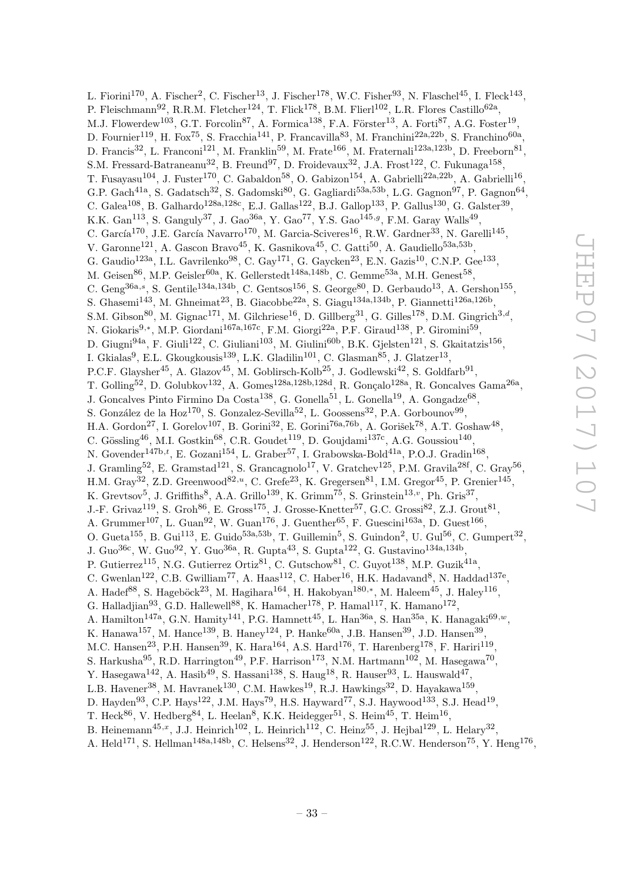L. Fiorini[170], A. Fischer[2], C. Fischer[13], J. Fischer[178], W.C. Fisher[93], N. Flaschel[45], I. Fleck[143], P. Fleischmann[92], R.R.M. Fletcher[124], T. Flick[178], B.M. Flierl[102], L.R. Flores Castillo[62a], M.J. Flowerdew[103], G.T. Forcolin[87], A. Formica[138], F.A. Förster[13], A. Forti[87], A.G. Foster[19], D. Fournier[119], H. Fox[75], S. Fracchia[141], P. Francavilla[83], M. Franchini[22a,22b], S. Franchino[60a], D. Francis[32], L. Franconi[121], M. Franklin[59], M. Frate[166], M. Fraternali[123a,123b], D. Freeborn[81], S.M. Fressard-Batraneanu[32], B. Freund[97], D. Froidevaux[32], J.A. Frost[122], C. Fukunaga[158], T. Fusayasu[104], J. Fuster[170], C. Gabaldon[58], O. Gabizon[154], A. Gabrielli[22a,22b], A. Gabrielli[16], G.P. Gach[41a], S. Gadatsch[32], S. Gadomski[80], G. Gagliardi[53a,53b], L.G. Gagnon[97], P. Gagnon[64], C. Galea[108], B. Galhardo[128a,128c], E.J. Gallas[122], B.J. Gallop[133], P. Gallus[130], G. Galster[39], K.K. Gan[113], S. Ganguly[37], J. Gao[36a], Y. Gao[77], Y.S. Gao[145,g], F.M. Garay Walls[49], C. García[170], J.E. García Navarro[170], M. Garcia-Sciveres[16], R.W. Gardner[33], N. Garelli[145], V. Garonne[121], A. Gascon Bravo[45], K. Gasnikova[45], C. Gatti[50], A. Gaudiello[53a,53b], G. Gaudio[123a], I.L. Gavrilenko[98], C. Gay[171], G. Gaycken[23], E.N. Gazis[10], C.N.P. Gee[133], M. Geisen[86], M.P. Geisler[60a], K. Gellerstedt[148a,148b], C. Gemme[53a], M.H. Genest[58], C. Geng[36a,s], S. Gentile[134a,134b], C. Gentsos[156], S. George[80], D. Gerbaudo[13], A. Gershon[155], S. Ghasemi[143], M. Ghneimat[23], B. Giacobbe[22a], S. Giagu[134a,134b], P. Giannetti[126a,126b], S.M. Gibson[80], M. Gignac[171], M. Gilchriese[16], D. Gillberg[31], G. Gilles[178], D.M. Gingrich[3,d], N. Giokaris[9,*], M.P. Giordani[167a,167c], F.M. Giorgi[22a], P.F. Giraud[138], P. Giromini[59], D. Giugni[94a], F. Giuli[122], C. Giuliani[103], M. Giulini[60b], B.K. Gjelsten[121], S. Gkaitatzis[156], I. Gkialas[9], E.L. Gkougkousis[139], L.K. Gladilin[101], C. Glasman[85], J. Glatzer[13], P.C.F. Glaysher[45], A. Glazov[45], M. Goblirsch-Kolb[25], J. Godlewski[42], S. Goldfarb[91], T. Golling[52], D. Golubkov[132], A. Gomes[128a,128b,128d], R. Gonçalo[128a], R. Goncalves Gama[26a], J. Goncalves Pinto Firmino Da Costa[138], G. Gonella[51], L. Gonella[19], A. Gongadze[68], S. González de la Hoz[170], S. Gonzalez-Sevilla[52], L. Goossens[32], P.A. Gorbounov[99], H.A. Gordon[27], I. Gorelov[107], B. Gorini[32], E. Gorini[76a,76b], A. Gorišek[78], A.T. Goshaw[48], C. Gössling[46], M.I. Gostkin[68], C.R. Goudet[119], D. Goujdami[137c], A.G. Goussiou[140], N. Govender[147b,t], E. Gozani[154], L. Graber[57], I. Grabowska-Bold[41a], P.O.J. Gradin[168], J. Gramling[52], E. Gramstad[121], S. Grancagnolo[17], V. Gratchev[125], P.M. Gravila[28f], C. Gray[56], H.M. Gray[32], Z.D. Greenwood[82,u], C. Grefe[23], K. Gregersen[81], I.M. Gregor[45], P. Grenier[145], K. Grevtsov[5], J. Griffiths[8], A.A. Grillo[139], K. Grimm[75], S. Grinstein[13,v], Ph. Gris[37], J.-F. Grivaz[119], S. Groh[86], E. Gross[175], J. Grosse-Knetter[57], G.C. Grossi[82], Z.J. Grout[81], A. Grummer[107], L. Guan[92], W. Guan[176], J. Guenther[65], F. Guescini[163a], D. Guest[166], O. Gueta[155], B. Gui[113], E. Guido[53a,53b], T. Guillemin[5], S. Guindon[2], U. Gul[56], C. Gumpert[32], J. Guo[36c], W. Guo[92], Y. Guo[36a], R. Gupta[43], S. Gupta[122], G. Gustavino[134a,134b], P. Gutierrez[115], N.G. Gutierrez Ortiz[81], C. Gutschow[81], C. Guyot[138], M.P. Guzik[41a], C. Gwenlan[122], C.B. Gwilliam[77], A. Haas[112], C. Haber[16], H.K. Hadavand[8], N. Haddad[137e], A. Hadef[88], S. Hageböck[23], M. Hagihara[164], H. Hakobyan[180,*], M. Haleem[45], J. Haley[116], G. Halladjian[93], G.D. Hallewell[88], K. Hamacher[178], P. Hamal[117], K. Hamano[172], A. Hamilton[147a], G.N. Hamity[141], P.G. Hamnett[45], L. Han[36a], S. Han[35a], K. Hanagaki[69,w], K. Hanawa[157], M. Hance[139], B. Haney[124], P. Hanke[60a], J.B. Hansen[39], J.D. Hansen[39], M.C. Hansen[23], P.H. Hansen[39], K. Hara[164], A.S. Hard[176], T. Harenberg[178], F. Hariri[119], S. Harkusha[95], R.D. Harrington[49], P.F. Harrison[173], N.M. Hartmann[102], M. Hasegawa[70], Y. Hasegawa[142], A. Hasib[49], S. Hassani[138], S. Haug[18], R. Hauser[93], L. Hauswald[47], L.B. Havener[38], M. Havranek[130], C.M. Hawkes[19], R.J. Hawkings[32], D. Hayakawa[159], D. Hayden[93], C.P. Hays[122], J.M. Hays[79], H.S. Hayward[77], S.J. Haywood[133], S.J. Head[19], T. Heck[86], V. Hedberg[84], L. Heelan[8], K.K. Heidegger[51], S. Heim[45], T. Heim[16], B. Heinemann[45,x], J.J. Heinrich[102], L. Heinrich[112], C. Heinz[55], J. Hejbal[129], L. Helary[32], A. Held[171], S. Hellman[148a,148b], C. Helsens[32], J. Henderson[122], R.C.W. Henderson[75], Y. Heng[176],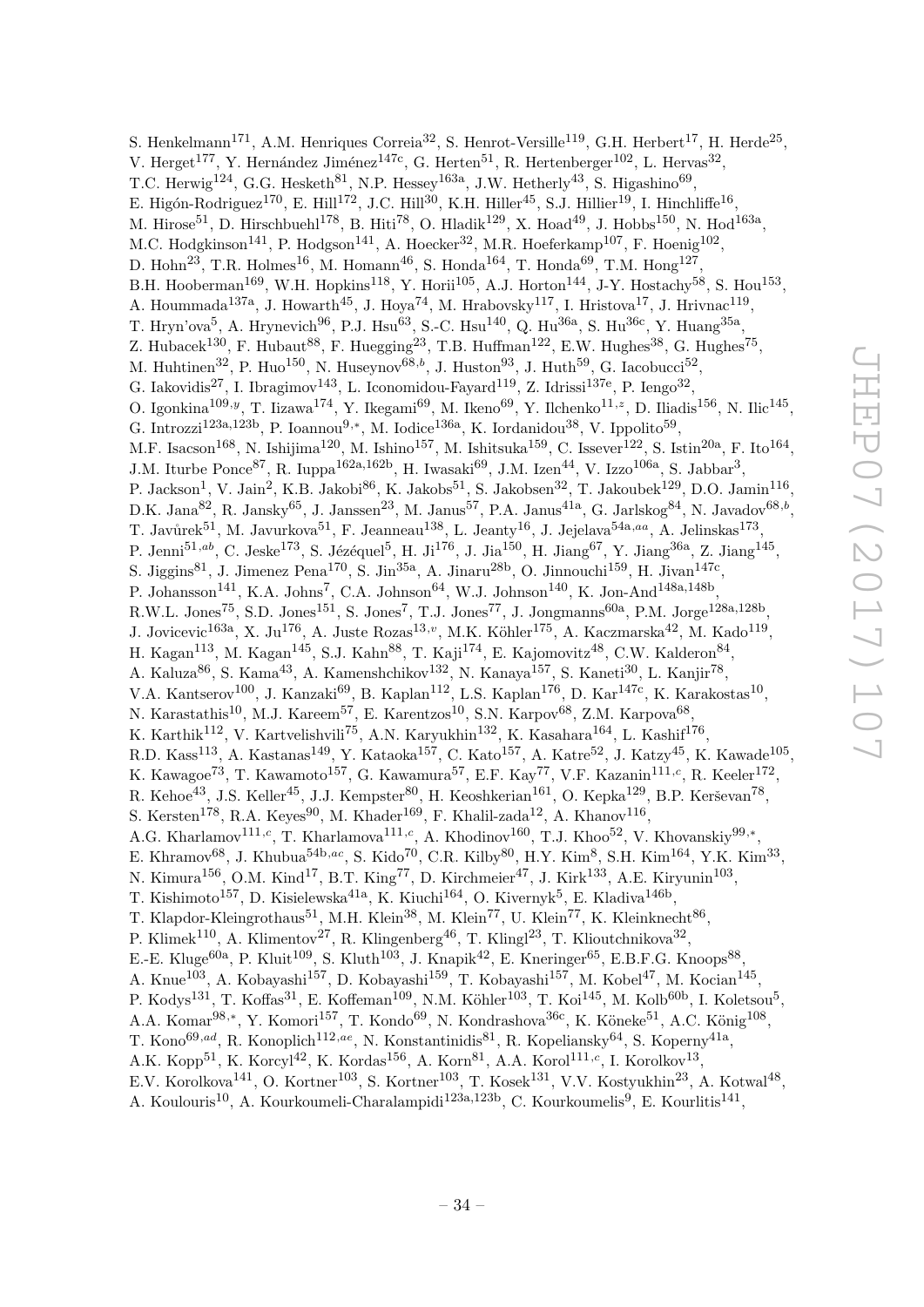S. Henkelmann[171], A.M. Henriques Correia[32], S. Henrot-Versille[119], G.H. Herbert[17], H. Herde[25], V. Herget[177], Y. Hernández Jiménez[147c], G. Herten[51], R. Hertenberger[102], L. Hervas[32], T.C. Herwig[124], G.G. Hesketh[81], N.P. Hessey[163a], J.W. Hetherly[43], S. Higashino[69], E. Higón-Rodriguez[170], E. Hill[172], J.C. Hill[30], K.H. Hiller[45], S.J. Hillier[19], I. Hinchliffe[16], M. Hirose[51], D. Hirschbuehl[178], B. Hiti[78], O. Hladik[129], X. Hoad[49], J. Hobbs[150], N. Hod[163a], M.C. Hodgkinson[141], P. Hodgson[141], A. Hoecker[32], M.R. Hoeferkamp[107], F. Hoenig[102], D. Hohn[23], T.R. Holmes[16], M. Homann[46], S. Honda[164], T. Honda[69], T.M. Hong[127], B.H. Hooberman[169], W.H. Hopkins[118], Y. Horii[105], A.J. Horton[144], J-Y. Hostachy[58], S. Hou[153], A. Hoummada[137a], J. Howarth[45], J. Hoya[74], M. Hrabovsky[117], I. Hristova[17], J. Hrivnac[119], T. Hryn'ova[5], A. Hrynevich[96], P.J. Hsu[63], S.-C. Hsu[140], Q. Hu[36a], S. Hu[36c], Y. Huang[35a], Z. Hubacek[130], F. Hubaut[88], F. Huegging[23], T.B. Huffman[122], E.W. Hughes[38], G. Hughes[75], M. Huhtinen[32], P. Huo[150], N. Huseynov[68,b], J. Huston[93], J. Huth[59], G. Iacobucci[52], G. Iakovidis[27], I. Ibragimov[143], L. Iconomidou-Fayard[119], Z. Idrissi[137e], P. Iengo[32], O. Igonkina[109,y], T. Iizawa[174], Y. Ikegami[69], M. Ikeno[69], Y. Ilchenko[11,z], D. Iliadis[156], N. Ilic[145], G. Introzzi[123a,123b], P. Ioannou[9,*], M. Iodice[136a], K. Iordanidou[38], V. Ippolito[59], M.F. Isacson[168], N. Ishijima[120], M. Ishino[157], M. Ishitsuka[159], C. Issever[122], S. Istin[20a], F. Ito[164], J.M. Iturbe Ponce[87], R. Iuppa[162a,162b], H. Iwasaki[69], J.M. Izen[44], V. Izzo[106a], S. Jabbar[3], P. Jackson[1], V. Jain[2], K.B. Jakobi[86], K. Jakobs[51], S. Jakobsen[32], T. Jakoubek[129], D.O. Jamin[116], D.K. Jana[82], R. Jansky[65], J. Janssen[23], M. Janus[57], P.A. Janus[41a], G. Jarlskog[84], N. Javadov[68,b], T. Javůrek[51], M. Javurkova[51], F. Jeanneau[138], L. Jeanty[16], J. Jejelava[54a,aa], A. Jelinskas[173], P. Jenni[51,ab], C. Jeske[173], S. Jézéquel[5], H. Ji[176], J. Jia[150], H. Jiang[67], Y. Jiang[36a], Z. Jiang[145], S. Jiggins[81], J. Jimenez Pena[170], S. Jin[35a], A. Jinaru[28b], O. Jinnouchi[159], H. Jivan[147c], P. Johansson[141], K.A. Johns[7], C.A. Johnson[64], W.J. Johnson[140], K. Jon-And[148a,148b], R.W.L. Jones[75], S.D. Jones[151], S. Jones[7], T.J. Jones[77], J. Jongmanns[60a], P.M. Jorge[128a,128b], J. Jovicevic[163a], X. Ju[176], A. Juste Rozas[13,v], M.K. Köhler[175], A. Kaczmarska[42], M. Kado[119], H. Kagan[113], M. Kagan[145], S.J. Kahn[88], T. Kaji[174], E. Kajomovitz[48], C.W. Kalderon[84], A. Kaluza[86], S. Kama[43], A. Kamenshchikov[132], N. Kanaya[157], S. Kaneti[30], L. Kanjir[78], V.A. Kantserov[100], J. Kanzaki[69], B. Kaplan[112], L.S. Kaplan[176], D. Kar[147c], K. Karakostas[10], N. Karastathis[10], M.J. Kareem[57], E. Karentzos[10], S.N. Karpov[68], Z.M. Karpova[68], K. Karthik[112], V. Kartvelishvili[75], A.N. Karyukhin[132], K. Kasahara[164], L. Kashif[176], R.D. Kass[113], A. Kastanas[149], Y. Kataoka[157], C. Kato[157], A. Katre[52], J. Katzy[45], K. Kawade[105], K. Kawagoe[73], T. Kawamoto[157], G. Kawamura[57], E.F. Kay[77], V.F. Kazanin[111,c], R. Keeler[172], R. Kehoe[43], J.S. Keller[45], J.J. Kempster[80], H. Keoshkerian[161], O. Kepka[129], B.P. Kerševan[78], S. Kersten[178], R.A. Keyes[90], M. Khader[169], F. Khalil-zada[12], A. Khanov[116], A.G. Kharlamov[111,c], T. Kharlamova[111,c], A. Khodinov[160], T.J. Khoo[52], V. Khovanskiy[99,*], E. Khramov[68], J. Khubua[54b,ac], S. Kido[70], C.R. Kilby[80], H.Y. Kim[8], S.H. Kim[164], Y.K. Kim[33], N. Kimura[156], O.M. Kind[17], B.T. King[77], D. Kirchmeier[47], J. Kirk[133], A.E. Kiryunin[103], T. Kishimoto[157], D. Kisielewska[41a], K. Kiuchi[164], O. Kivernyk[5], E. Kladiva[146b], T. Klapdor-Kleingrothaus[51], M.H. Klein[38], M. Klein[77], U. Klein[77], K. Kleinknecht[86], P. Klimek[110], A. Klimentov[27], R. Klingenberg[46], T. Klingl[23], T. Klioutchnikova[32], E.-E. Kluge[60a], P. Kluit[109], S. Kluth[103], J. Knapik[42], E. Kneringer[65], E.B.F.G. Knoops[88], A. Knue[103], A. Kobayashi[157], D. Kobayashi[159], T. Kobayashi[157], M. Kobel[47], M. Kocian[145], P. Kodys[131], T. Koffas[31], E. Koffeman[109], N.M. Köhler[103], T. Koi[145], M. Kolb[60b], I. Koletsou[5], A.A. Komar[98,*], Y. Komori[157], T. Kondo[69], N. Kondrashova[36c], K. Köneke[51], A.C. König[108], T. Kono[69,ad], R. Konoplich[112,ae], N. Konstantinidis[81], R. Kopeliansky[64], S. Koperny[41a], A.K. Kopp[51], K. Korcyl[42], K. Kordas[156], A. Korn[81], A.A. Korol[111,c], I. Korolkov[13], E.V. Korolkova[141], O. Kortner[103], S. Kortner[103], T. Kosek[131], V.V. Kostyukhin[23], A. Kotwal[48], A. Koulouris[10], A. Kourkoumeli-Charalampidi[123a,123b], C. Kourkoumelis[9], E. Kourlitis[141],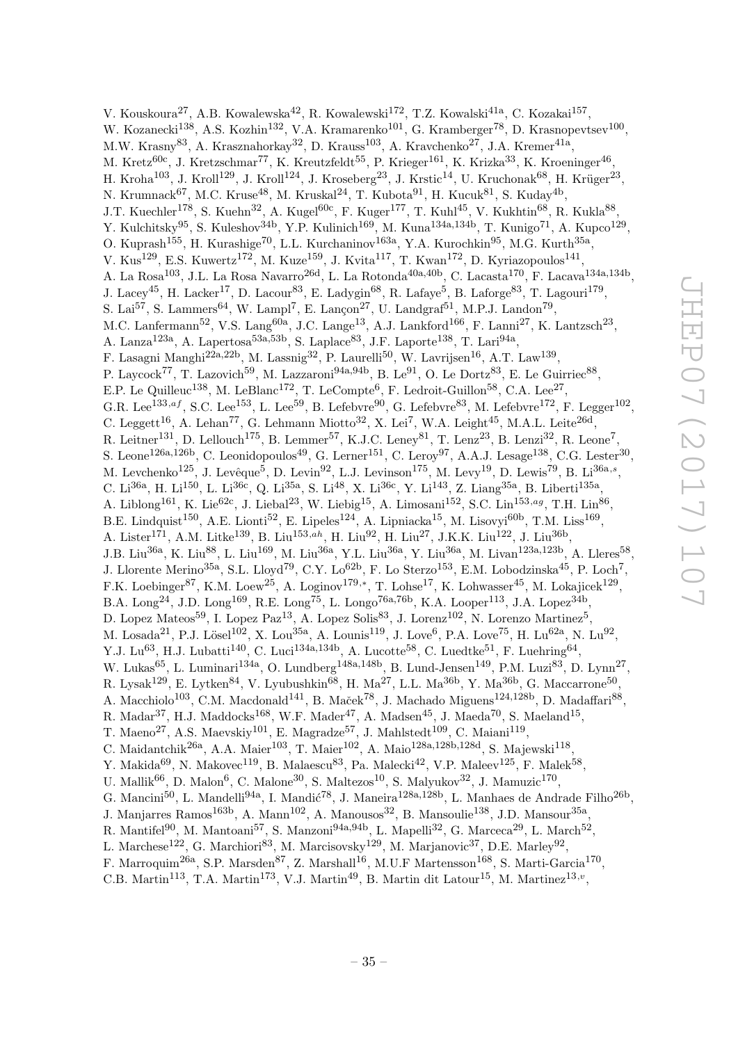V. Kouskoura[27], A.B. Kowalewska[42], R. Kowalewski[172], T.Z. Kowalski[41a], C. Kozakai[157], W. Kozanecki[138], A.S. Kozhin[132], V.A. Kramarenko[101], G. Kramberger[78], D. Krasnopevtsev[100], M.W. Krasny[83], A. Krasznahorkay[32], D. Krauss[103], A. Kravchenko[27], J.A. Kremer[41a], M. Kretz[60c], J. Kretzschmar[77], K. Kreutzfeldt[55], P. Krieger[161], K. Krizka[33], K. Kroeninger[46], H. Kroha[103], J. Kroll[129], J. Kroll[124], J. Kroseberg[23], J. Krstic[14], U. Kruchonak[68], H. Krüger[23], N. Krumnack[67], M.C. Kruse[48], M. Kruskal[24], T. Kubota[91], H. Kucuk[81], S. Kuday[4b], J.T. Kuechler[178], S. Kuehn[32], A. Kugel[60c], F. Kuger[177], T. Kuhl[45], V. Kukhtin[68], R. Kukla[88], Y. Kulchitsky[95], S. Kuleshov[34b], Y.P. Kulinich[169], M. Kuna[134a,134b], T. Kunigo[71], A. Kupco[129], O. Kuprash[155], H. Kurashige[70], L.L. Kurchaninov[163a], Y.A. Kurochkin[95], M.G. Kurth[35a], V. Kus[129], E.S. Kuwertz[172], M. Kuze[159], J. Kvita[117], T. Kwan[172], D. Kyriazopoulos[141], A. La Rosa[103], J.L. La Rosa Navarro[26d], L. La Rotonda[40a,40b], C. Lacasta[170], F. Lacava[134a,134b], J. Lacey[45], H. Lacker[17], D. Lacour[83], E. Ladygin[68], R. Lafaye[5], B. Laforge[83], T. Lagouri[179], S. Lai[57], S. Lammers[64], W. Lampl[7], E. Lançon[27], U. Landgraf[51], M.P.J. Landon[79], M.C. Lanfermann[52], V.S. Lang[60a], J.C. Lange[13], A.J. Lankford[166], F. Lanni[27], K. Lantzsch[23], A. Lanza[123a], A. Lapertosa[53a,53b], S. Laplace[83], J.F. Laporte[138], T. Lari[94a], F. Lasagni Manghi[22a,22b], M. Lassnig[32], P. Laurelli[50], W. Lavrijsen[16], A.T. Law[139], P. Laycock[77], T. Lazovich[59], M. Lazzaroni[94a,94b], B. Le[91], O. Le Dortz[83], E. Le Guirriec[88], E.P. Le Quilleuc[138], M. LeBlanc[172], T. LeCompte[6], F. Ledroit-Guillon[58], C.A. Lee[27], G.R. Lee[133,af], S.C. Lee[153], L. Lee[59], B. Lefebvre[90], G. Lefebvre[83], M. Lefebvre[172], F. Legger[102], C. Leggett[16], A. Lehan[77], G. Lehmann Miotto[32], X. Lei[7], W.A. Leight[45], M.A.L. Leite[26d], R. Leitner[131], D. Lellouch[175], B. Lemmer[57], K.J.C. Leney[81], T. Lenz[23], B. Lenzi[32], R. Leone[7], S. Leone[126a,126b], C. Leonidopoulos[49], G. Lerner[151], C. Leroy[97], A.A.J. Lesage[138], C.G. Lester[30], M. Levchenko[125], J. Levêque[5], D. Levin[92], L.J. Levinson[175], M. Levy[19], D. Lewis[79], B. Li[36a,s], C. Li[36a], H. Li[150], L. Li[36c], Q. Li[35a], S. Li[48], X. Li[36c], Y. Li[143], Z. Liang[35a], B. Liberti[135a], A. Liblong[161], K. Lie[62c], J. Liebal[23], W. Liebig[15], A. Limosani[152], S.C. Lin[153,ag], T.H. Lin[86], B.E. Lindquist[150], A.E. Lionti[52], E. Lipeles[124], A. Lipniacka[15], M. Lisovyi[60b], T.M. Liss[169], A. Lister[171], A.M. Litke[139], B. Liu[153,ah], H. Liu[92], H. Liu[27], J.K.K. Liu[122], J. Liu[36b], J.B. Liu[36a], K. Liu[88], L. Liu[169], M. Liu[36a], Y.L. Liu[36a], Y. Liu[36a], M. Livan[123a,123b], A. Lleres[58], J. Llorente Merino[35a], S.L. Lloyd[79], C.Y. Lo[62b], F. Lo Sterzo[153], E.M. Lobodzinska[45], P. Loch[7], F.K. Loebinger[87], K.M. Loew[25], A. Loginov[179,*], T. Lohse[17], K. Lohwasser[45], M. Lokajicek[129], B.A. Long[24], J.D. Long[169], R.E. Long[75], L. Longo[76a,76b], K.A. Looper[113], J.A. Lopez[34b], D. Lopez Mateos[59], I. Lopez Paz[13], A. Lopez Solis[83], J. Lorenz[102], N. Lorenzo Martinez[5], M. Losada[21], P.J. Lösel[102], X. Lou[35a], A. Lounis[119], J. Love[6], P.A. Love[75], H. Lu[62a], N. Lu[92], Y.J. Lu[63], H.J. Lubatti[140], C. Luci[134a,134b], A. Lucotte[58], C. Luedtke[51], F. Luehring[64], W. Lukas[65], L. Luminari[134a], O. Lundberg[148a,148b], B. Lund-Jensen[149], P.M. Luzi[83], D. Lynn[27], R. Lysak[129], E. Lytken[84], V. Lyubushkin[68], H. Ma[27], L.L. Ma[36b], Y. Ma[36b], G. Maccarrone[50], A. Macchiolo[103], C.M. Macdonald[141], B. Maček[78], J. Machado Miguens[124,128b], D. Madaffari[88], R. Madar[37], H.J. Maddocks[168], W.F. Mader[47], A. Madsen[45], J. Maeda[70], S. Maeland[15], T. Maeno[27], A.S. Maevskiy[101], E. Magradze[57], J. Mahlstedt[109], C. Maiani[119], C. Maidantchik[26a], A.A. Maier[103], T. Maier[102], A. Maio[128a,128b,128d], S. Majewski[118], Y. Makida[69], N. Makovec[119], B. Malaescu[83], Pa. Malecki[42], V.P. Maleev[125], F. Malek[58], U. Mallik[66], D. Malon[6], C. Malone[30], S. Maltezos[10], S. Malyukov[32], J. Mamuzic[170], G. Mancini[50], L. Mandelli[94a], I. Mandić[78], J. Maneira[128a,128b], L. Manhaes de Andrade Filho[26b], J. Manjarres Ramos[163b], A. Mann[102], A. Manousos[32], B. Mansoulie[138], J.D. Mansour[35a], R. Mantifel[90], M. Mantoani[57], S. Manzoni[94a,94b], L. Mapelli[32], G. Marceca[29], L. March[52], L. Marchese[122], G. Marchiori[83], M. Marcisovsky[129], M. Marjanovic[37], D.E. Marley[92], F. Marroquim[26a], S.P. Marsden[87], Z. Marshall[16], M.U.F Martensson[168], S. Marti-Garcia[170], C.B. Martin[113], T.A. Martin[173], V.J. Martin[49], B. Martin dit Latour[15], M. Martinez[13,v],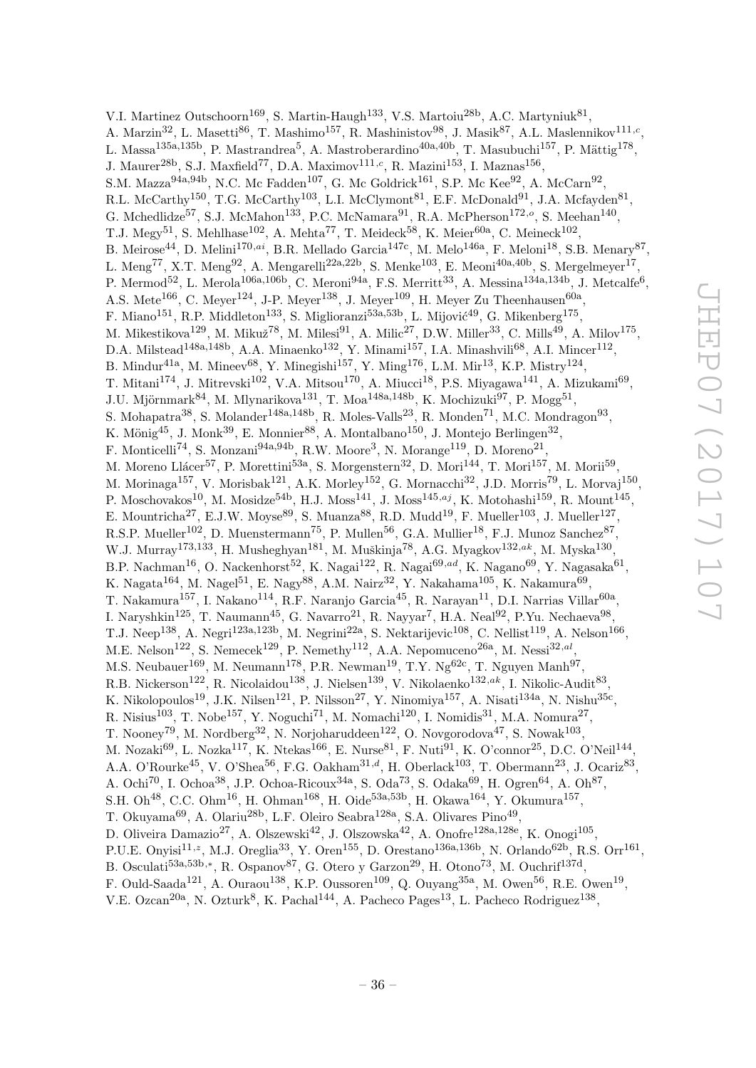V.I. Martinez Outschoorn[169], S. Martin-Haugh[133], V.S. Martoiu[28b], A.C. Martyniuk[81], A. Marzin[32], L. Masetti[86], T. Mashimo[157], R. Mashinistov[98], J. Masik[87], A.L. Maslennikov[111,c], L. Massa[135a,135b], P. Mastrandrea[5], A. Mastroberardino[40a,40b], T. Masubuchi[157], P. Mättig[178], J. Maurer[28b], S.J. Maxfield[77], D.A. Maximov[111,c], R. Mazini[153], I. Maznas[156], S.M. Mazza[94a,94b], N.C. Mc Fadden[107], G. Mc Goldrick[161], S.P. Mc Kee[92], A. McCarn[92], R.L. McCarthy[150], T.G. McCarthy[103], L.I. McClymont[81], E.F. McDonald[91], J.A. Mcfayden[81], G. Mchedlidze[57], S.J. McMahon[133], P.C. McNamara[91], R.A. McPherson[172,o], S. Meehan[140], T.J. Megy[51], S. Mehlhase[102], A. Mehta[77], T. Meideck[58], K. Meier[60a], C. Meineck[102], B. Meirose[44], D. Melini[170,ai], B.R. Mellado Garcia[147c], M. Melo[146a], F. Meloni[18], S.B. Menary[87], L. Meng[77], X.T. Meng[92], A. Mengarelli[22a,22b], S. Menke[103], E. Meoni[40a,40b], S. Mergelmeyer[17], P. Mermod[52], L. Merola[106a,106b], C. Meroni[94a], F.S. Merritt[33], A. Messina[134a,134b], J. Metcalfe[6], A.S. Mete[166], C. Meyer[124], J-P. Meyer[138], J. Meyer[109], H. Meyer Zu Theenhausen[60a], F. Miano[151], R.P. Middleton[133], S. Miglioranzi[53a,53b], L. Mijović[49], G. Mikenberg[175], M. Mikestikova[129], M. Mikuž[78], M. Milesi[91], A. Milic[27], D.W. Miller[33], C. Mills[49], A. Milov[175], D.A. Milstead[148a,148b], A.A. Minaenko[132], Y. Minami[157], I.A. Minashvili[68], A.I. Mincer[112], B. Mindur[41a], M. Mineev[68], Y. Minegishi[157], Y. Ming[176], L.M. Mir[13], K.P. Mistry[124], T. Mitani[174], J. Mitrevski[102], V.A. Mitsou[170], A. Miucci[18], P.S. Miyagawa[141], A. Mizukami[69], J.U. Mjörnmark[84], M. Mlynarikova[131], T. Moa[148a,148b], K. Mochizuki[97], P. Mogg[51], S. Mohapatra[38], S. Molander[148a,148b], R. Moles-Valls[23], R. Monden[71], M.C. Mondragon[93], K. Mönig[45], J. Monk[39], E. Monnier[88], A. Montalbano[150], J. Montejo Berlingen[32], F. Monticelli[74], S. Monzani[94a,94b], R.W. Moore[3], N. Morange[119], D. Moreno[21], M. Moreno Llácer[57], P. Morettini[53a], S. Morgenstern[32], D. Mori[144], T. Mori[157], M. Morii[59], M. Morinaga[157], V. Morisbak[121], A.K. Morley[152], G. Mornacchi[32], J.D. Morris[79], L. Morvaj[150], P. Moschovakos[10], M. Mosidze[54b], H.J. Moss[141], J. Moss[145,aj], K. Motohashi[159], R. Mount[145], E. Mountricha[27], E.J.W. Moyse[89], S. Muanza[88], R.D. Mudd[19], F. Mueller[103], J. Mueller[127], R.S.P. Mueller[102], D. Muenstermann[75], P. Mullen[56], G.A. Mullier[18], F.J. Munoz Sanchez[87], W.J. Murray[173,133], H. Musheghyan[181], M. Muškinja[78], A.G. Myagkov[132,ak], M. Myska[130], B.P. Nachman[16], O. Nackenhorst[52], K. Nagai[122], R. Nagai[69,ad], K. Nagano[69], Y. Nagasaka[61], K. Nagata[164], M. Nagel[51], E. Nagy[88], A.M. Nairz[32], Y. Nakahama[105], K. Nakamura[69], T. Nakamura[157], I. Nakano[114], R.F. Naranjo Garcia[45], R. Narayan[11], D.I. Narrias Villar[60a], I. Naryshkin[125], T. Naumann[45], G. Navarro[21], R. Nayyar[7], H.A. Neal[92], P.Yu. Nechaeva[98], T.J. Neep[138], A. Negri[123a,123b], M. Negrini[22a], S. Nektarijevic[108], C. Nellist[119], A. Nelson[166], M.E. Nelson[122], S. Nemecek[129], P. Nemethy[112], A.A. Nepomuceno[26a], M. Nessi[32,al], M.S. Neubauer[169], M. Neumann[178], P.R. Newman[19], T.Y. Ng[62c], T. Nguyen Manh[97], R.B. Nickerson[122], R. Nicolaidou[138], J. Nielsen[139], V. Nikolaenko[132,ak], I. Nikolic-Audit[83], K. Nikolopoulos[19], J.K. Nilsen[121], P. Nilsson[27], Y. Ninomiya[157], A. Nisati[134a], N. Nishu[35c], R. Nisius[103], T. Nobe[157], Y. Noguchi[71], M. Nomachi[120], I. Nomidis[31], M.A. Nomura[27], T. Nooney[79], M. Nordberg[32], N. Norjoharuddeen[122], O. Novgorodova[47], S. Nowak[103], M. Nozaki[69], L. Nozka[117], K. Ntekas[166], E. Nurse[81], F. Nuti[91], K. O'connor[25], D.C. O'Neil[144], A.A. O'Rourke[45], V. O'Shea[56], F.G. Oakham[31,d], H. Oberlack[103], T. Obermann[23], J. Ocariz[83], A. Ochi[70], I. Ochoa[38], J.P. Ochoa-Ricoux[34a], S. Oda[73], S. Odaka[69], H. Ogren[64], A. Oh[87], S.H. Oh[48], C.C. Ohm[16], H. Ohman[168], H. Oide[53a,53b], H. Okawa[164], Y. Okumura[157], T. Okuyama[69], A. Olariu[28b], L.F. Oleiro Seabra[128a], S.A. Olivares Pino[49], D. Oliveira Damazio[27], A. Olszewski[42], J. Olszowska[42], A. Onofre[128a,128e], K. Onogi[105], P.U.E. Onyisi[11,z], M.J. Oreglia[33], Y. Oren[155], D. Orestano[136a,136b], N. Orlando[62b], R.S. Orr[161], B. Osculati[53a,53b,*], R. Ospanov[87], G. Otero y Garzon[29], H. Otono[73], M. Ouchrif[137d], F. Ould-Saada[121], A. Ouraou[138], K.P. Oussoren[109], Q. Ouyang[35a], M. Owen[56], R.E. Owen[19], V.E. Ozcan[20a], N. Ozturk[8], K. Pachal[144], A. Pacheco Pages[13], L. Pacheco Rodriguez[138],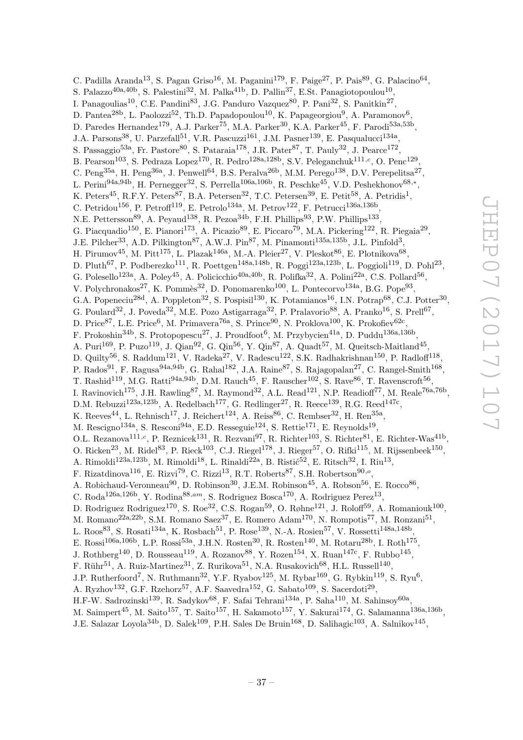C. Padilla Aranda[13], S. Pagan Griso[16], M. Paganini[179], F. Paige[27], P. Pais[89], G. Palacino[64], S. Palazzo[40a,40b], S. Palestini[32], M. Palka[41b], D. Pallin[37], E.St. Panagiotopoulou[10], I. Panagoulias[10], C.E. Pandini[83], J.G. Panduro Vazquez[80], P. Pani[32], S. Panitkin[27], D. Pantea[28b], L. Paolozzi[52], Th.D. Papadopoulou[10], K. Papageorgiou[9], A. Paramonov[6], D. Paredes Hernandez[179], A.J. Parker[75], M.A. Parker[30], K.A. Parker[45], F. Parodi[53a,53b], J.A. Parsons[38], U. Parzefall[51], V.R. Pascuzzi[161], J.M. Pasner[139], E. Pasqualucci[134a], S. Passaggio[53a], Fr. Pastore[80], S. Pataraia[178], J.R. Pater[87], T. Pauly[32], J. Pearce[172], B. Pearson[103], S. Pedraza Lopez[170], R. Pedro[128a,128b], S.V. Peleganchuk[111,c], O. Penc[129], C. Peng[35a], H. Peng[36a], J. Penwell[64], B.S. Peralva[26b], M.M. Perego[138], D.V. Perepelitsa[27], L. Perini[94a,94b], H. Pernegger[32], S. Perrella[106a,106b], R. Peschke[45], V.D. Peshekhonov[68,*], K. Peters[45], R.F.Y. Peters[87], B.A. Petersen[32], T.C. Petersen[39], E. Petit[58], A. Petridis[1], C. Petridou[156], P. Petroff[119], E. Petrolo[134a], M. Petrov[122], F. Petrucci[136a,136b], N.E. Pettersson[89], A. Peyaud[138], R. Pezoa[34b], F.H. Phillips[93], P.W. Phillips[133], G. Piacquadio[150], E. Pianori[173], A. Picazio[89], E. Piccaro[79], M.A. Pickering[122], R. Piegaia[29], J.E. Pilcher[33], A.D. Pilkington[87], A.W.J. Pin[87], M. Pinamonti[135a,135b], J.L. Pinfold[3], H. Pirumov[45], M. Pitt[175], L. Plazak[146a], M.-A. Pleier[27], V. Pleskot[86], E. Plotnikova[68], D. Pluth[67], P. Podberezko[111], R. Poettgen[148a,148b], R. Poggi[123a,123b], L. Poggioli[119], D. Pohl[23], G. Polesello[123a], A. Poley[45], A. Policicchio[40a,40b], R. Polifka[32], A. Polini[22a], C.S. Pollard[56], V. Polychronakos[27], K. Pommès[32], D. Ponomarenko[100], L. Pontecorvo[134a], B.G. Pope[93], G.A. Popeneciu[28d], A. Poppleton[32], S. Pospisil[130], K. Potamianos[16], I.N. Potrap[68], C.J. Potter[30], G. Poulard[32], J. Poveda[32], M.E. Pozo Astigarraga[32], P. Pralavorio[88], A. Pranko[16], S. Prell[67], D. Price[87], L.E. Price[6], M. Primavera[76a], S. Prince[90], N. Proklova[100], K. Prokofiev[62c], F. Prokoshin[34b], S. Protopopescu[27], J. Proudfoot[6], M. Przybycien[41a], D. Puddu[136a,136b], A. Puri[169], P. Puzo[119], J. Qian[92], G. Qin[56], Y. Qin[87], A. Quadt[57], M. Queitsch-Maitland[45], D. Quilty[56], S. Raddum[121], V. Radeka[27], V. Radescu[122], S.K. Radhakrishnan[150], P. Radloff[118], P. Rados[91], F. Ragusa[94a,94b], G. Rahal[182], J.A. Raine[87], S. Rajagopalan[27], C. Rangel-Smith[168], T. Rashid[119], M.G. Ratti[94a,94b], D.M. Rauch[45], F. Rauscher[102], S. Rave[86], T. Ravenscroft[56], I. Ravinovich[175], J.H. Rawling[87], M. Raymond[32], A.L. Read[121], N.P. Readioff[77], M. Reale[76a,76b], D.M. Rebuzzi[123a,123b], A. Redelbach[177], G. Redlinger[27], R. Reece[139], R.G. Reed[147c], K. Reeves[44], L. Rehnisch[17], J. Reichert[124], A. Reiss[86], C. Rembser[32], H. Ren[35a], M. Rescigno[134a], S. Resconi[94a], E.D. Resseguie[124], S. Rettie[171], E. Reynolds[19], O.L. Rezanova[111,c], P. Reznicek[131], R. Rezvani[97], R. Richter[103], S. Richter[81], E. Richter-Was[41b], O. Ricken[23], M. Ridel[83], P. Rieck[103], C.J. Riegel[178], J. Rieger[57], O. Rifki[115], M. Rijssenbeek[150], A. Rimoldi[123a,123b], M. Rimoldi[18], L. Rinaldi[22a], B. Ristić[52], E. Ritsch[32], I. Riu[13], F. Rizatdinova[116], E. Rizvi[79], C. Rizzi[13], R.T. Roberts[87], S.H. Robertson[90,o], A. Robichaud-Veronneau[90], D. Robinson[30], J.E.M. Robinson[45], A. Robson[56], E. Rocco[86], C. Roda[126a,126b], Y. Rodina[88,am], S. Rodriguez Bosca[170], A. Rodriguez Perez[13], D. Rodriguez Rodriguez[170], S. Roe[32], C.S. Rogan[59], O. Røhne[121], J. Roloff[59], A. Romaniouk[100], M. Romano[22a,22b], S.M. Romano Saez[37], E. Romero Adam[170], N. Rompotis[77], M. Ronzani[51], L. Roos[83], S. Rosati[134a], K. Rosbach[51], P. Rose[139], N.-A. Rosien[57], V. Rossetti[148a,148b], E. Rossi[106a,106b], L.P. Rossi[53a], J.H.N. Rosten[30], R. Rosten[140], M. Rotaru[28b], I. Roth[175], J. Rothberg[140], D. Rousseau[119], A. Rozanov[88], Y. Rozen[154], X. Ruan[147c], F. Rubbo[145], F. Rühr[51], A. Ruiz-Martinez[31], Z. Rurikova[51], N.A. Rusakovich[68], H.L. Russell[140], J.P. Rutherfoord[7], N. Ruthmann[32], Y.F. Ryabov[125], M. Rybar[169], G. Rybkin[119], S. Ryu[6], A. Ryzhov[132], G.F. Rzehorz[57], A.F. Saavedra[152], G. Sabato[109], S. Sacerdoti[29], H.F-W. Sadrozinski[139], R. Sadykov[68], F. Safai Tehrani[134a], P. Saha[110], M. Sahinsoy[60a], M. Saimpert[45], M. Saito[157], T. Saito[157], H. Sakamoto[157], Y. Sakurai[174], G. Salamanna[136a,136b], J.E. Salazar Loyola[34b], D. Salek[109], P.H. Sales De Bruin[168], D. Salihagic[103], A. Salnikov[145],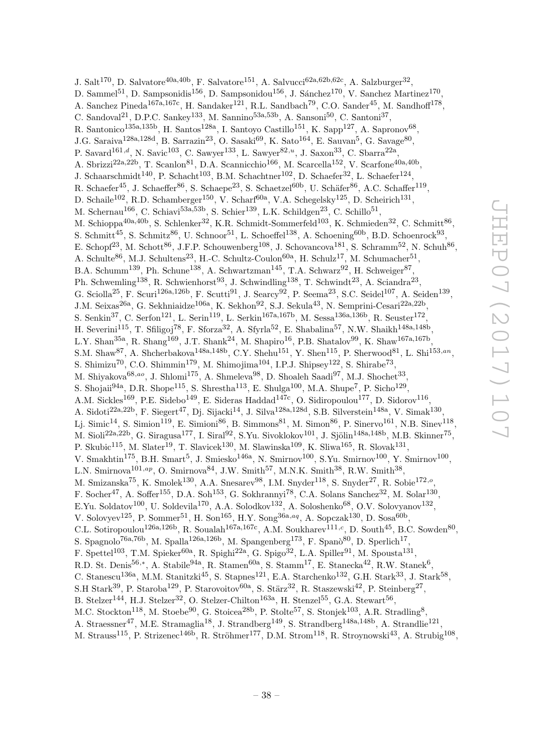J. Salt[170], D. Salvatore[40a,40b], F. Salvatore[151], A. Salvucci[62a,62b,62c], A. Salzburger[32], D. Sammel[51], D. Sampsonidis[156], D. Sampsonidou[156], J. Sánchez[170], V. Sanchez Martinez[170], A. Sanchez Pineda[167a,167c], H. Sandaker[121], R.L. Sandbach[79], C.O. Sander[45], M. Sandhoff[178], C. Sandoval[21], D.P.C. Sankey[133], M. Sannino[53a,53b], A. Sansoni[50], C. Santoni[37], R. Santonico[135a,135b], H. Santos[128a], I. Santoyo Castillo[151], K. Sapp[127], A. Sapronov[68], J.G. Saraiva[128a,128d], B. Sarrazin[23], O. Sasaki[69], K. Sato[164], E. Sauvan[5], G. Savage[80], P. Savard[161,d], N. Savic[103], C. Sawyer[133], L. Sawyer[82,u], J. Saxon[33], C. Sbarra[22a], A. Sbrizzi[22a,22b], T. Scanlon[81], D.A. Scannicchio[166], M. Scarcella[152], V. Scarfone[40a,40b], J. Schaarschmidt[140], P. Schacht[103], B.M. Schachtner[102], D. Schaefer[32], L. Schaefer[124], R. Schaefer[45], J. Schaeffer[86], S. Schaepe[23], S. Schaetzel[60b], U. Schäfer[86], A.C. Schaffer[119], D. Schaile[102], R.D. Schamberger[150], V. Scharf[60a], V.A. Schegelsky[125], D. Scheirich[131], M. Schernau[166], C. Schiavi[53a,53b], S. Schier[139], L.K. Schildgen[23], C. Schillo[51], M. Schioppa[40a,40b], S. Schlenker[32], K.R. Schmidt-Sommerfeld[103], K. Schmieden[32], C. Schmitt[86], S. Schmitt[45], S. Schmitz[86], U. Schnoor[51], L. Schoeffel[138], A. Schoening[60b], B.D. Schoenrock[93], E. Schopf[23], M. Schott[86], J.F.P. Schouwenberg[108], J. Schovancova[181], S. Schramm[52], N. Schuh[86], A. Schulte[86], M.J. Schultens[23], H.-C. Schultz-Coulon[60a], H. Schulz[17], M. Schumacher[51], B.A. Schumm[139], Ph. Schune[138], A. Schwartzman[145], T.A. Schwarz[92], H. Schweiger[87], Ph. Schwemling[138], R. Schwienhorst[93], J. Schwindling[138], T. Schwindt[23], A. Sciandra[23], G. Sciolla[25], F. Scuri[126a,126b], F. Scutti[91], J. Searcy[92], P. Seema[23], S.C. Seidel[107], A. Seiden[139], J.M. Seixas[26a], G. Sekhniaidze[106a], K. Sekhon[92], S.J. Sekula[43], N. Semprini-Cesari[22a,22b], S. Senkin[37], C. Serfon[121], L. Serin[119], L. Serkin[167a,167b], M. Sessa[136a,136b], R. Seuster[172], H. Severini[115], T. Sfiligoj[78], F. Sforza[32], A. Sfyrla[52], E. Shabalina[57], N.W. Shaikh[148a,148b], L.Y. Shan[35a], R. Shang[169], J.T. Shank[24], M. Shapiro[16], P.B. Shatalov[99], K. Shaw[167a,167b], S.M. Shaw[87], A. Shcherbakova[148a,148b], C.Y. Shehu[151], Y. Shen[115], P. Sherwood[81], L. Shi[153,an], S. Shimizu[70], C.O. Shimmin[179], M. Shimojima[104], I.P.J. Shipsey[122], S. Shirabe[73], M. Shiyakova[68,ao], J. Shlomi[175], A. Shmeleva[98], D. Shoaleh Saadi[97], M.J. Shochet[33], S. Shojaii[94a], D.R. Shope[115], S. Shrestha[113], E. Shulga[100], M.A. Shupe[7], P. Sicho[129], A.M. Sickles[169], P.E. Sidebo[149], E. Sideras Haddad[147c], O. Sidiropoulou[177], D. Sidorov[116], A. Sidoti[22a,22b], F. Siegert[47], Dj. Sijacki[14], J. Silva[128a,128d], S.B. Silverstein[148a], V. Simak[130], Lj. Simic[14], S. Simion[119], E. Simioni[86], B. Simmons[81], M. Simon[86], P. Sinervo[161], N.B. Sinev[118], M. Sioli[22a,22b], G. Siragusa[177], I. Siral[92], S.Yu. Sivoklokov[101], J. Sjölin[148a,148b], M.B. Skinner[75], P. Skubic[115], M. Slater[19], T. Slavicek[130], M. Slawinska[109], K. Sliwa[165], R. Slovak[131], V. Smakhtin[175], B.H. Smart[5], J. Smiesko[146a], N. Smirnov[100], S.Yu. Smirnov[100], Y. Smirnov[100], L.N. Smirnova[101,ap], O. Smirnova[84], J.W. Smith[57], M.N.K. Smith[38], R.W. Smith[38], M. Smizanska[75], K. Smolek[130], A.A. Snesarev[98], I.M. Snyder[118], S. Snyder[27], R. Sobie[172,o], F. Socher[47], A. Soffer[155], D.A. Soh[153], G. Sokhrannyi[78], C.A. Solans Sanchez[32], M. Solar[130], E.Yu. Soldatov[100], U. Soldevila[170], A.A. Solodkov[132], A. Soloshenko[68], O.V. Solovyanov[132], V. Solovyev[125], P. Sommer[51], H. Son[165], H.Y. Song[36a,aq], A. Sopczak[130], D. Sosa[60b], C.L. Sotiropoulou[126a,126b], R. Soualah[167a,167c], A.M. Soukharev[111,c], D. South[45], B.C. Sowden[80], S. Spagnolo[76a,76b], M. Spalla[126a,126b], M. Spangenberg[173], F. Spanò[80], D. Sperlich[17], F. Spettel[103], T.M. Spieker[60a], R. Spighi[22a], G. Spigo[32], L.A. Spiller[91], M. Spousta[131], R.D. St. Denis[56,*], A. Stabile[94a], R. Stamen[60a], S. Stamm[17], E. Stanecka[42], R.W. Stanek[6], C. Stanescu[136a], M.M. Stanitzki[45], S. Stapnes[121], E.A. Starchenko[132], G.H. Stark[33], J. Stark[58], S.H Stark[39], P. Staroba[129], P. Starovoitov[60a], S. Stärz[32], R. Staszewski[42], P. Steinberg[27], B. Stelzer[144], H.J. Stelzer[32], O. Stelzer-Chilton[163a], H. Stenzel[55], G.A. Stewart[56], M.C. Stockton[118], M. Stoebe[90], G. Stoicea[28b], P. Stolte[57], S. Stonjek[103], A.R. Stradling[8], A. Straessner[47], M.E. Stramaglia[18], J. Strandberg[149], S. Strandberg[148a,148b], A. Strandlie[121], M. Strauss[115], P. Strizenec[146b], R. Ströhmer[177], D.M. Strom[118], R. Stroynowski[43], A. Strubig[108],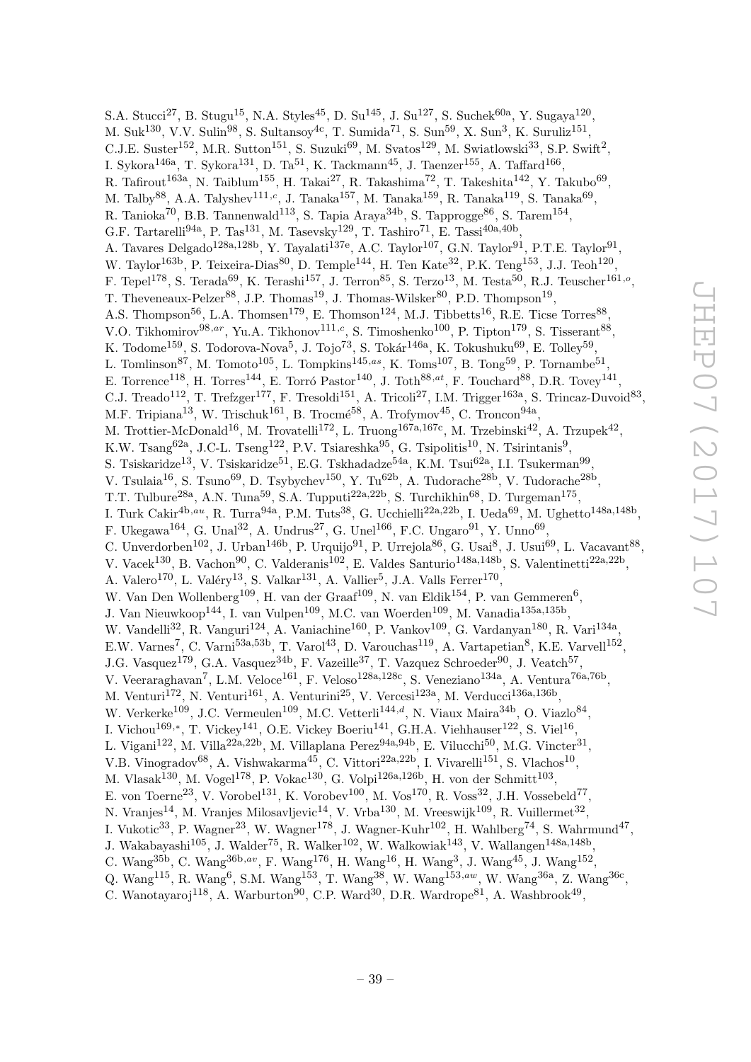S.A. Stucci[27], B. Stugu[15], N.A. Styles[45], D. Su[145], J. Su[127], S. Suchek[60a], Y. Sugaya[120], M. Suk[130], V.V. Sulin[98], S. Sultansoy[4c], T. Sumida[71], S. Sun[59], X. Sun[3], K. Suruliz[151], C.J.E. Suster[152], M.R. Sutton[151], S. Suzuki[69], M. Svatos[129], M. Swiatlowski[33], S.P. Swift[2], I. Sykora[146a], T. Sykora[131], D. Ta[51], K. Tackmann[45], J. Taenzer[155], A. Taffard[166], R. Tafirout[163a], N. Taiblum[155], H. Takai[27], R. Takashima[72], T. Takeshita[142], Y. Takubo[69], M. Talby[88], A.A. Talyshev[111,c], J. Tanaka[157], M. Tanaka[159], R. Tanaka[119], S. Tanaka[69], R. Tanioka[70], B.B. Tannenwald[113], S. Tapia Araya[34b], S. Tapprogge[86], S. Tarem[154], G.F. Tartarelli[94a], P. Tas[131], M. Tasevsky[129], T. Tashiro[71], E. Tassi[40a,40b], A. Tavares Delgado[128a,128b], Y. Tayalati[137e], A.C. Taylor[107], G.N. Taylor[91], P.T.E. Taylor[91], W. Taylor[163b], P. Teixeira-Dias[80], D. Temple[144], H. Ten Kate[32], P.K. Teng[153], J.J. Teoh[120], F. Tepel[178], S. Terada[69], K. Terashi[157], J. Terron[85], S. Terzo[13], M. Testa[50], R.J. Teuscher[161,o], T. Theveneaux-Pelzer[88], J.P. Thomas[19], J. Thomas-Wilsker[80], P.D. Thompson[19], A.S. Thompson[56], L.A. Thomsen[179], E. Thomson[124], M.J. Tibbetts[16], R.E. Ticse Torres[88], V.O. Tikhomirov[98,ar], Yu.A. Tikhonov[111,c], S. Timoshenko[100], P. Tipton[179], S. Tisserant[88], K. Todome[159], S. Todorova-Nova[5], J. Tojo[73], S. Tokár[146a], K. Tokushuku[69], E. Tolley[59], L. Tomlinson[87], M. Tomoto[105], L. Tompkins[145,as], K. Toms[107], B. Tong[59], P. Tornambe[51], E. Torrence[118], H. Torres[144], E. Torró Pastor[140], J. Toth[88,at], F. Touchard[88], D.R. Tovey[141], C.J. Treado[112], T. Trefzger[177], F. Tresoldi[151], A. Tricoli[27], I.M. Trigger[163a], S. Trincaz-Duvoid[83], M.F. Tripiana[13], W. Trischuk[161], B. Trocmé[58], A. Trofymov[45], C. Troncon[94a], M. Trottier-McDonald[16], M. Trovatelli[172], L. Truong[167a,167c], M. Trzebinski[42], A. Trzupek[42], K.W. Tsang[62a], J.C-L. Tseng[122], P.V. Tsiareshka[95], G. Tsipolitis[10], N. Tsirintanis[9], S. Tsiskaridze[13], V. Tsiskaridze[51], E.G. Tskhadadze[54a], K.M. Tsui[62a], I.I. Tsukerman[99], V. Tsulaia[16], S. Tsuno[69], D. Tsybychev[150], Y. Tu[62b], A. Tudorache[28b], V. Tudorache[28b], T.T. Tulbure[28a], A.N. Tuna[59], S.A. Tupputi[22a,22b], S. Turchikhin[68], D. Turgeman[175], I. Turk Cakir[4b,au], R. Turra[94a], P.M. Tuts[38], G. Ucchielli[22a,22b], I. Ueda[69], M. Ughetto[148a,148b], F. Ukegawa[164], G. Unal[32], A. Undrus[27], G. Unel[166], F.C. Ungaro[91], Y. Unno[69], C. Unverdorben[102], J. Urban[146b], P. Urquijo[91], P. Urrejola[86], G. Usai[8], J. Usui[69], L. Vacavant[88], V. Vacek[130], B. Vachon[90], C. Valderanis[102], E. Valdes Santurio[148a,148b], S. Valentinetti[22a,22b], A. Valero[170], L. Valéry[13], S. Valkar[131], A. Vallier[5], J.A. Valls Ferrer[170], W. Van Den Wollenberg[109], H. van der Graaf[109], N. van Eldik[154], P. van Gemmeren[6], J. Van Nieuwkoop[144], I. van Vulpen[109], M.C. van Woerden[109], M. Vanadia[135a,135b], W. Vandelli[32], R. Vanguri[124], A. Vaniachine[160], P. Vankov[109], G. Vardanyan[180], R. Vari[134a], E.W. Varnes[7], C. Varni[53a,53b], T. Varol[43], D. Varouchas[119], A. Vartapetian[8], K.E. Varvell[152], J.G. Vasquez[179], G.A. Vasquez[34b], F. Vazeille[37], T. Vazquez Schroeder[90], J. Veatch[57], V. Veeraraghavan[7], L.M. Veloce[161], F. Veloso[128a,128c], S. Veneziano[134a], A. Ventura[76a,76b], M. Venturi[172], N. Venturi[161], A. Venturini[25], V. Vercesi[123a], M. Verducci[136a,136b], W. Verkerke[109], J.C. Vermeulen[109], M.C. Vetterli[144,d], N. Viaux Maira[34b], O. Viazlo[84], I. Vichou[169,*], T. Vickey[141], O.E. Vickey Boeriu[141], G.H.A. Viehhauser[122], S. Viel[16], L. Vigani[122], M. Villa[22a,22b], M. Villaplana Perez[94a,94b], E. Vilucchi[50], M.G. Vincter[31], V.B. Vinogradov[68], A. Vishwakarma[45], C. Vittori[22a,22b], I. Vivarelli[151], S. Vlachos[10], M. Vlasak[130], M. Vogel[178], P. Vokac[130], G. Volpi[126a,126b], H. von der Schmitt[103], E. von Toerne[23], V. Vorobel[131], K. Vorobev[100], M. Vos[170], R. Voss[32], J.H. Vossebeld[77], N. Vranjes[14], M. Vranjes Milosavljevic[14], V. Vrba[130], M. Vreeswijk[109], R. Vuillermet[32], I. Vukotic[33], P. Wagner[23], W. Wagner[178], J. Wagner-Kuhr[102], H. Wahlberg[74], S. Wahrmund[47], J. Wakabayashi[105], J. Walder[75], R. Walker[102], W. Walkowiak[143], V. Wallangen[148a,148b], C. Wang[35b], C. Wang[36b,av], F. Wang[176], H. Wang[16], H. Wang[3], J. Wang[45], J. Wang[152], Q. Wang[115], R. Wang[6], S.M. Wang[153], T. Wang[38], W. Wang[153,aw], W. Wang[36a], Z. Wang[36c], C. Wanotayaroj[118], A. Warburton[90], C.P. Ward[30], D.R. Wardrope[81], A. Washbrook[49],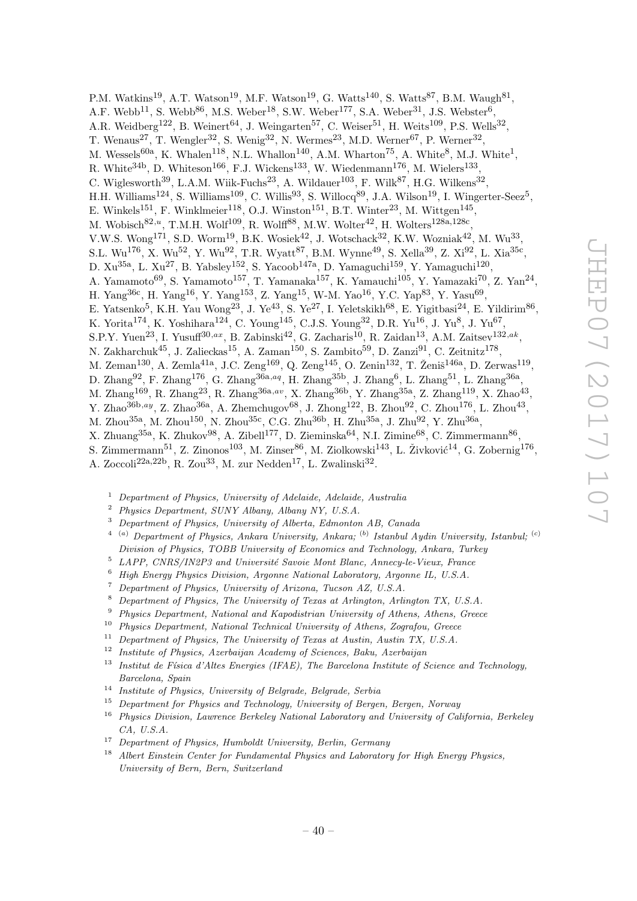P.M. Watkins[19], A.T. Watson[19], M.F. Watson[19], G. Watts[140], S. Watts[87], B.M. Waugh[81], A.F. Webb[11], S. Webb[86], M.S. Weber[18], S.W. Weber[177], S.A. Weber[31], J.S. Webster[6], A.R. Weidberg[122], B. Weinert[64], J. Weingarten[57], C. Weiser[51], H. Weits[109], P.S. Wells[32], T. Wenaus[27], T. Wengler[32], S. Wenig[32], N. Wermes[23], M.D. Werner[67], P. Werner[32], M. Wessels[60a], K. Whalen[118], N.L. Whallon[140], A.M. Wharton[75], A. White[8], M.J. White[1], R. White[34b], D. Whiteson[166], F.J. Wickens[133], W. Wiedenmann[176], M. Wielers[133], C. Wiglesworth[39], L.A.M. Wiik-Fuchs[23], A. Wildauer[103], F. Wilk[87], H.G. Wilkens[32], H.H. Williams[124], S. Williams[109], C. Willis[93], S. Willocq[89], J.A. Wilson[19], I. Wingerter-Seez[5], E. Winkels[151], F. Winklmeier[118], O.J. Winston[151], B.T. Winter[23], M. Wittgen[145], M. Wobisch[82,u], T.M.H. Wolf[109], R. Wolff[88], M.W. Wolter[42], H. Wolters[128a,128c], V.W.S. Wong[171], S.D. Worm[19], B.K. Wosiek[42], J. Wotschack[32], K.W. Wozniak[42], M. Wu[33], S.L. Wu[176], X. Wu[52], Y. Wu[92], T.R. Wyatt[87], B.M. Wynne[49], S. Xella[39], Z. Xi[92], L. Xia[35c], D. Xu[35a], L. Xu[27], B. Yabsley[152], S. Yacoob[147a], D. Yamaguchi[159], Y. Yamaguchi[120], A. Yamamoto[69], S. Yamamoto[157], T. Yamanaka[157], K. Yamauchi[105], Y. Yamazaki[70], Z. Yan[24], H. Yang[36c], H. Yang[16], Y. Yang[153], Z. Yang[15], W-M. Yao[16], Y.C. Yap[83], Y. Yasu[69], E. Yatsenko[5], K.H. Yau Wong[23], J. Ye[43], S. Ye[27], I. Yeletskikh[68], E. Yigitbasi[24], E. Yildirim[86], K. Yorita[174], K. Yoshihara[124], C. Young[145], C.J.S. Young[32], D.R. Yu[16], J. Yu[8], J. Yu[67], S.P.Y. Yuen[23], I. Yusuff[30,ax], B. Zabinski[42], G. Zacharis[10], R. Zaidan[13], A.M. Zaitsev[132,ak], N. Zakharchuk[45], J. Zalieckas[15], A. Zaman[150], S. Zambito[59], D. Zanzi[91], C. Zeitnitz[178], M. Zeman[130], A. Zemla[41a], J.C. Zeng[169], Q. Zeng[145], O. Zenin[132], T. Ženiš[146a], D. Zerwas[119], D. Zhang[92], F. Zhang[176], G. Zhang[36a,aq], H. Zhang[35b], J. Zhang[6], L. Zhang[51], L. Zhang[36a], M. Zhang[169], R. Zhang[23], R. Zhang[36a,av], X. Zhang[36b], Y. Zhang[35a], Z. Zhang[119], X. Zhao[43], Y. Zhao[36b,ay], Z. Zhao[36a], A. Zhemchugov[68], J. Zhong[122], B. Zhou[92], C. Zhou[176], L. Zhou[43], M. Zhou[35a], M. Zhou[150], N. Zhou[35c], C.G. Zhu[36b], H. Zhu[35a], J. Zhu[92], Y. Zhu[36a], X. Zhuang[35a], K. Zhukov[98], A. Zibell[177], D. Zieminska[64], N.I. Zimine[68], C. Zimmermann[86], S. Zimmermann[51], Z. Zinonos[103], M. Zinser[86], M. Ziolkowski[143], L. Živković[14], G. Zobernig[176], A. Zoccoli[22a,22b], R. Zou[33], M. zur Nedden[17], L. Zwalinski[32].

[1] *Department of Physics, University of Adelaide, Adelaide, Australia*

[2] *Physics Department, SUNY Albany, Albany NY, U.S.A.*

[3] *Department of Physics, University of Alberta, Edmonton AB, Canada*

[4] [(a)] *Department of Physics, Ankara University, Ankara;* [(b)] *Istanbul Aydin University, Istanbul;* [(c)] *Division of Physics, TOBB University of Economics and Technology, Ankara, Turkey*

[5] *LAPP, CNRS/IN2P3 and Université Savoie Mont Blanc, Annecy-le-Vieux, France*

[6] *High Energy Physics Division, Argonne National Laboratory, Argonne IL, U.S.A.*

[7] *Department of Physics, University of Arizona, Tucson AZ, U.S.A.*

[8] *Department of Physics, The University of Texas at Arlington, Arlington TX, U.S.A.*

[9] *Physics Department, National and Kapodistrian University of Athens, Athens, Greece*

[10] *Physics Department, National Technical University of Athens, Zografou, Greece*

[11] *Department of Physics, The University of Texas at Austin, Austin TX, U.S.A.*

[12] *Institute of Physics, Azerbaijan Academy of Sciences, Baku, Azerbaijan*

[13] *Institut de Física d'Altes Energies (IFAE), The Barcelona Institute of Science and Technology, Barcelona, Spain*

[14] *Institute of Physics, University of Belgrade, Belgrade, Serbia*

[15] *Department for Physics and Technology, University of Bergen, Bergen, Norway*

[16] *Physics Division, Lawrence Berkeley National Laboratory and University of California, Berkeley CA, U.S.A.*

[17] *Department of Physics, Humboldt University, Berlin, Germany*

[18] *Albert Einstein Center for Fundamental Physics and Laboratory for High Energy Physics, University of Bern, Bern, Switzerland*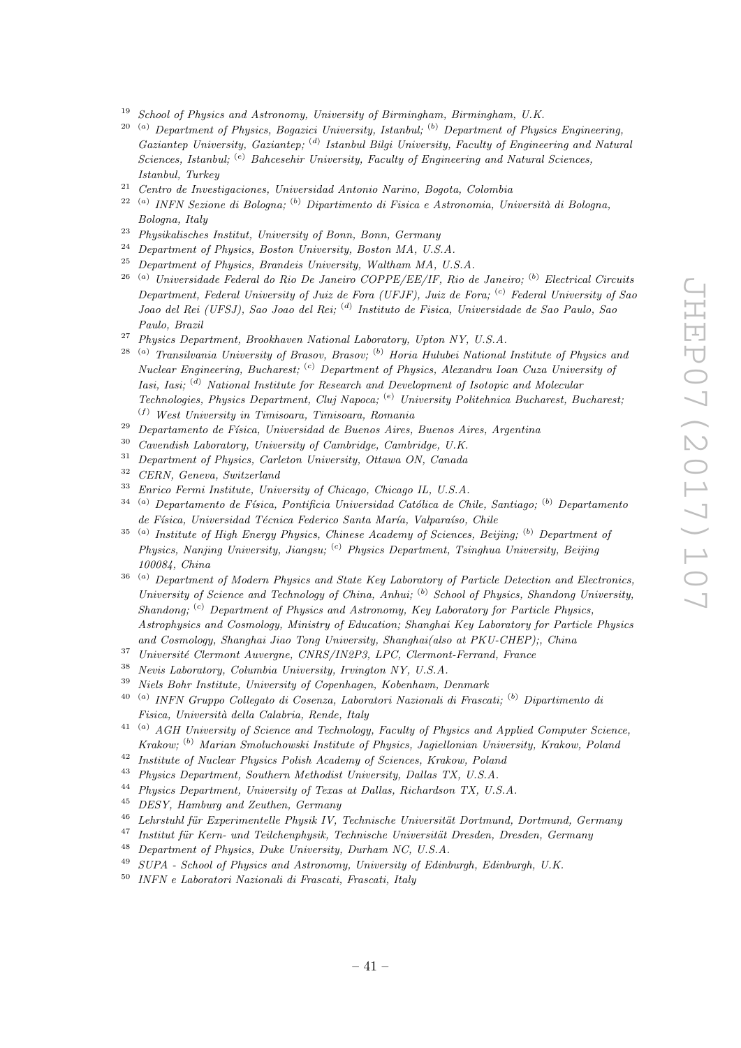[19] *School of Physics and Astronomy, University of Birmingham, Birmingham, U.K.*

[20] [(a)] *Department of Physics, Bogazici University, Istanbul;* [(b)] *Department of Physics Engineering, Gaziantep University, Gaziantep;* [(d)] *Istanbul Bilgi University, Faculty of Engineering and Natural Sciences, Istanbul;* [(e)] *Bahcesehir University, Faculty of Engineering and Natural Sciences, Istanbul, Turkey*

[21] *Centro de Investigaciones, Universidad Antonio Narino, Bogota, Colombia*

[22] [(a)] *INFN Sezione di Bologna;* [(b)] *Dipartimento di Fisica e Astronomia, Università di Bologna, Bologna, Italy*

[23] *Physikalisches Institut, University of Bonn, Bonn, Germany*

[24] *Department of Physics, Boston University, Boston MA, U.S.A.*

[25] *Department of Physics, Brandeis University, Waltham MA, U.S.A.*

[26] [(a)] *Universidade Federal do Rio De Janeiro COPPE/EE/IF, Rio de Janeiro;* [(b)] *Electrical Circuits Department, Federal University of Juiz de Fora (UFJF), Juiz de Fora;* [(c)] *Federal University of Sao Joao del Rei (UFSJ), Sao Joao del Rei;* [(d)] *Instituto de Fisica, Universidade de Sao Paulo, Sao Paulo, Brazil*

[27] *Physics Department, Brookhaven National Laboratory, Upton NY, U.S.A.*

[28] [(a)] *Transilvania University of Brasov, Brasov;* [(b)] *Horia Hulubei National Institute of Physics and Nuclear Engineering, Bucharest;* [(c)] *Department of Physics, Alexandru Ioan Cuza University of Iasi, Iasi;* [(d)] *National Institute for Research and Development of Isotopic and Molecular Technologies, Physics Department, Cluj Napoca;* [(e)] *University Politehnica Bucharest, Bucharest;* [(f)] *West University in Timisoara, Timisoara, Romania*

[29] *Departamento de Física, Universidad de Buenos Aires, Buenos Aires, Argentina*

[30] *Cavendish Laboratory, University of Cambridge, Cambridge, U.K.*

[31] *Department of Physics, Carleton University, Ottawa ON, Canada*

[32] *CERN, Geneva, Switzerland*

[33] *Enrico Fermi Institute, University of Chicago, Chicago IL, U.S.A.*

[34] [(a)] *Departamento de Física, Pontificia Universidad Católica de Chile, Santiago;* [(b)] *Departamento de Física, Universidad Técnica Federico Santa María, Valparaíso, Chile*

[35] [(a)] *Institute of High Energy Physics, Chinese Academy of Sciences, Beijing;* [(b)] *Department of Physics, Nanjing University, Jiangsu;* [(c)] *Physics Department, Tsinghua University, Beijing 100084, China*

[36] [(a)] *Department of Modern Physics and State Key Laboratory of Particle Detection and Electronics, University of Science and Technology of China, Anhui;* [(b)] *School of Physics, Shandong University, Shandong;* [(c)] *Department of Physics and Astronomy, Key Laboratory for Particle Physics, Astrophysics and Cosmology, Ministry of Education; Shanghai Key Laboratory for Particle Physics and Cosmology, Shanghai Jiao Tong University, Shanghai(also at PKU-CHEP);, China*

[37] *Université Clermont Auvergne, CNRS/IN2P3, LPC, Clermont-Ferrand, France*

[38] *Nevis Laboratory, Columbia University, Irvington NY, U.S.A.*

[39] *Niels Bohr Institute, University of Copenhagen, Kobenhavn, Denmark*

[40] [(a)] *INFN Gruppo Collegato di Cosenza, Laboratori Nazionali di Frascati;* [(b)] *Dipartimento di Fisica, Università della Calabria, Rende, Italy*

[41] [(a)] *AGH University of Science and Technology, Faculty of Physics and Applied Computer Science, Krakow;* [(b)] *Marian Smoluchowski Institute of Physics, Jagiellonian University, Krakow, Poland*

[42] *Institute of Nuclear Physics Polish Academy of Sciences, Krakow, Poland*

[43] *Physics Department, Southern Methodist University, Dallas TX, U.S.A.*

[44] *Physics Department, University of Texas at Dallas, Richardson TX, U.S.A.*

[45] *DESY, Hamburg and Zeuthen, Germany*

[46] *Lehrstuhl für Experimentelle Physik IV, Technische Universität Dortmund, Dortmund, Germany*

[47] *Institut für Kern- und Teilchenphysik, Technische Universität Dresden, Dresden, Germany*

[48] *Department of Physics, Duke University, Durham NC, U.S.A.*

[49] *SUPA - School of Physics and Astronomy, University of Edinburgh, Edinburgh, U.K.*

[50] *INFN e Laboratori Nazionali di Frascati, Frascati, Italy*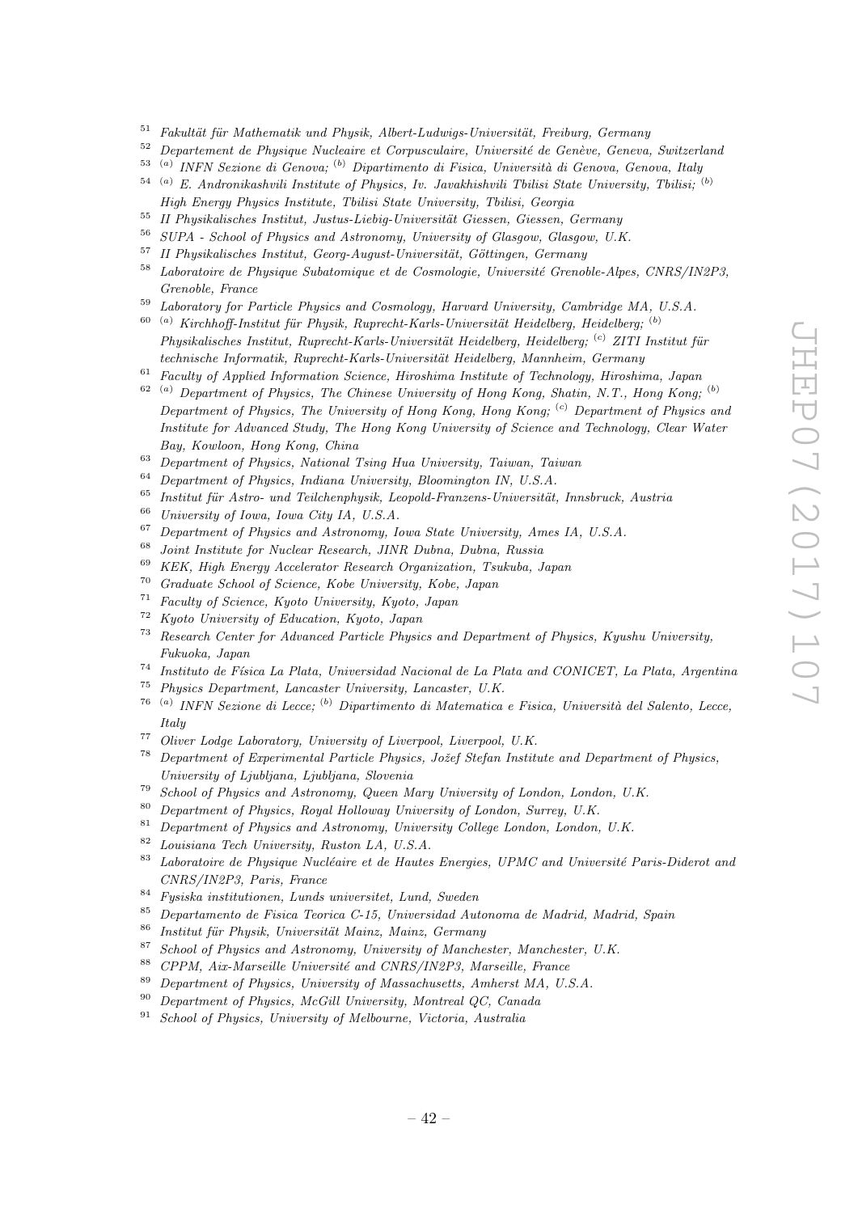[51] *Fakultät für Mathematik und Physik, Albert-Ludwigs-Universität, Freiburg, Germany*
[52] *Departement de Physique Nucleaire et Corpusculaire, Université de Genève, Geneva, Switzerland*
[53] [(a)] *INFN Sezione di Genova;* [(b)] *Dipartimento di Fisica, Università di Genova, Genova, Italy*
[54] [(a)] *E. Andronikashvili Institute of Physics, Iv. Javakhishvili Tbilisi State University, Tbilisi;* [(b)] *High Energy Physics Institute, Tbilisi State University, Tbilisi, Georgia*
[55] *II Physikalisches Institut, Justus-Liebig-Universität Giessen, Giessen, Germany*
[56] *SUPA - School of Physics and Astronomy, University of Glasgow, Glasgow, U.K.*
[57] *II Physikalisches Institut, Georg-August-Universität, Göttingen, Germany*
[58] *Laboratoire de Physique Subatomique et de Cosmologie, Université Grenoble-Alpes, CNRS/IN2P3, Grenoble, France*
[59] *Laboratory for Particle Physics and Cosmology, Harvard University, Cambridge MA, U.S.A.*
[60] [(a)] *Kirchhoff-Institut für Physik, Ruprecht-Karls-Universität Heidelberg, Heidelberg;* [(b)] *Physikalisches Institut, Ruprecht-Karls-Universität Heidelberg, Heidelberg;* [(c)] *ZITI Institut für technische Informatik, Ruprecht-Karls-Universität Heidelberg, Mannheim, Germany*
[61] *Faculty of Applied Information Science, Hiroshima Institute of Technology, Hiroshima, Japan*
[62] [(a)] *Department of Physics, The Chinese University of Hong Kong, Shatin, N.T., Hong Kong;* [(b)] *Department of Physics, The University of Hong Kong, Hong Kong;* [(c)] *Department of Physics and Institute for Advanced Study, The Hong Kong University of Science and Technology, Clear Water Bay, Kowloon, Hong Kong, China*
[63] *Department of Physics, National Tsing Hua University, Taiwan, Taiwan*
[64] *Department of Physics, Indiana University, Bloomington IN, U.S.A.*
[65] *Institut für Astro- und Teilchenphysik, Leopold-Franzens-Universität, Innsbruck, Austria*
[66] *University of Iowa, Iowa City IA, U.S.A.*
[67] *Department of Physics and Astronomy, Iowa State University, Ames IA, U.S.A.*
[68] *Joint Institute for Nuclear Research, JINR Dubna, Dubna, Russia*
[69] *KEK, High Energy Accelerator Research Organization, Tsukuba, Japan*
[70] *Graduate School of Science, Kobe University, Kobe, Japan*
[71] *Faculty of Science, Kyoto University, Kyoto, Japan*
[72] *Kyoto University of Education, Kyoto, Japan*
[73] *Research Center for Advanced Particle Physics and Department of Physics, Kyushu University, Fukuoka, Japan*
[74] *Instituto de Física La Plata, Universidad Nacional de La Plata and CONICET, La Plata, Argentina*
[75] *Physics Department, Lancaster University, Lancaster, U.K.*
[76] [(a)] *INFN Sezione di Lecce;* [(b)] *Dipartimento di Matematica e Fisica, Università del Salento, Lecce, Italy*
[77] *Oliver Lodge Laboratory, University of Liverpool, Liverpool, U.K.*
[78] *Department of Experimental Particle Physics, Jožef Stefan Institute and Department of Physics, University of Ljubljana, Ljubljana, Slovenia*
[79] *School of Physics and Astronomy, Queen Mary University of London, London, U.K.*
[80] *Department of Physics, Royal Holloway University of London, Surrey, U.K.*
[81] *Department of Physics and Astronomy, University College London, London, U.K.*
[82] *Louisiana Tech University, Ruston LA, U.S.A.*
[83] *Laboratoire de Physique Nucléaire et de Hautes Energies, UPMC and Université Paris-Diderot and CNRS/IN2P3, Paris, France*
[84] *Fysiska institutionen, Lunds universitet, Lund, Sweden*
[85] *Departamento de Fisica Teorica C-15, Universidad Autonoma de Madrid, Madrid, Spain*
[86] *Institut für Physik, Universität Mainz, Mainz, Germany*
[87] *School of Physics and Astronomy, University of Manchester, Manchester, U.K.*
[88] *CPPM, Aix-Marseille Université and CNRS/IN2P3, Marseille, France*
[89] *Department of Physics, University of Massachusetts, Amherst MA, U.S.A.*
[90] *Department of Physics, McGill University, Montreal QC, Canada*
[91] *School of Physics, University of Melbourne, Victoria, Australia*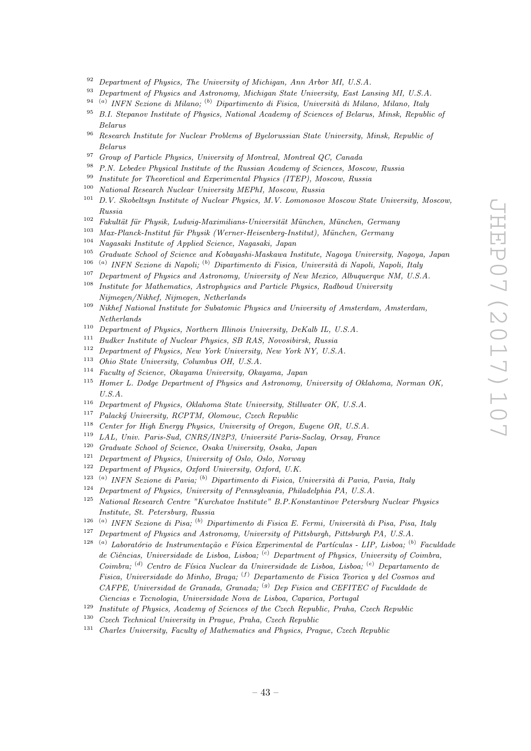[92] *Department of Physics, The University of Michigan, Ann Arbor MI, U.S.A.*
[93] *Department of Physics and Astronomy, Michigan State University, East Lansing MI, U.S.A.*
[94] [(a)] *INFN Sezione di Milano;* [(b)] *Dipartimento di Fisica, Università di Milano, Milano, Italy*
[95] *B.I. Stepanov Institute of Physics, National Academy of Sciences of Belarus, Minsk, Republic of Belarus*
[96] *Research Institute for Nuclear Problems of Byelorussian State University, Minsk, Republic of Belarus*
[97] *Group of Particle Physics, University of Montreal, Montreal QC, Canada*
[98] *P.N. Lebedev Physical Institute of the Russian Academy of Sciences, Moscow, Russia*
[99] *Institute for Theoretical and Experimental Physics (ITEP), Moscow, Russia*
[100] *National Research Nuclear University MEPhI, Moscow, Russia*
[101] *D.V. Skobeltsyn Institute of Nuclear Physics, M.V. Lomonosov Moscow State University, Moscow, Russia*
[102] *Fakultät für Physik, Ludwig-Maximilians-Universität München, München, Germany*
[103] *Max-Planck-Institut für Physik (Werner-Heisenberg-Institut), München, Germany*
[104] *Nagasaki Institute of Applied Science, Nagasaki, Japan*
[105] *Graduate School of Science and Kobayashi-Maskawa Institute, Nagoya University, Nagoya, Japan*
[106] [(a)] *INFN Sezione di Napoli;* [(b)] *Dipartimento di Fisica, Università di Napoli, Napoli, Italy*
[107] *Department of Physics and Astronomy, University of New Mexico, Albuquerque NM, U.S.A.*
[108] *Institute for Mathematics, Astrophysics and Particle Physics, Radboud University Nijmegen/Nikhef, Nijmegen, Netherlands*
[109] *Nikhef National Institute for Subatomic Physics and University of Amsterdam, Amsterdam, Netherlands*
[110] *Department of Physics, Northern Illinois University, DeKalb IL, U.S.A.*
[111] *Budker Institute of Nuclear Physics, SB RAS, Novosibirsk, Russia*
[112] *Department of Physics, New York University, New York NY, U.S.A.*
[113] *Ohio State University, Columbus OH, U.S.A.*
[114] *Faculty of Science, Okayama University, Okayama, Japan*
[115] *Homer L. Dodge Department of Physics and Astronomy, University of Oklahoma, Norman OK, U.S.A.*
[116] *Department of Physics, Oklahoma State University, Stillwater OK, U.S.A.*
[117] *Palacký University, RCPTM, Olomouc, Czech Republic*
[118] *Center for High Energy Physics, University of Oregon, Eugene OR, U.S.A.*
[119] *LAL, Univ. Paris-Sud, CNRS/IN2P3, Université Paris-Saclay, Orsay, France*
[120] *Graduate School of Science, Osaka University, Osaka, Japan*
[121] *Department of Physics, University of Oslo, Oslo, Norway*
[122] *Department of Physics, Oxford University, Oxford, U.K.*
[123] [(a)] *INFN Sezione di Pavia;* [(b)] *Dipartimento di Fisica, Università di Pavia, Pavia, Italy*
[124] *Department of Physics, University of Pennsylvania, Philadelphia PA, U.S.A.*
[125] *National Research Centre "Kurchatov Institute" B.P.Konstantinov Petersburg Nuclear Physics Institute, St. Petersburg, Russia*
[126] [(a)] *INFN Sezione di Pisa;* [(b)] *Dipartimento di Fisica E. Fermi, Università di Pisa, Pisa, Italy*
[127] *Department of Physics and Astronomy, University of Pittsburgh, Pittsburgh PA, U.S.A.*
[128] [(a)] *Laboratório de Instrumentação e Física Experimental de Partículas - LIP, Lisboa;* [(b)] *Faculdade de Ciências, Universidade de Lisboa, Lisboa;* [(c)] *Department of Physics, University of Coimbra, Coimbra;* [(d)] *Centro de Física Nuclear da Universidade de Lisboa, Lisboa;* [(e)] *Departamento de Fisica, Universidade do Minho, Braga;* [(f)] *Departamento de Fisica Teorica y del Cosmos and CAFPE, Universidad de Granada, Granada;* [(g)] *Dep Fisica and CEFITEC of Faculdade de Ciencias e Tecnologia, Universidade Nova de Lisboa, Caparica, Portugal*
[129] *Institute of Physics, Academy of Sciences of the Czech Republic, Praha, Czech Republic*
[130] *Czech Technical University in Prague, Praha, Czech Republic*
[131] *Charles University, Faculty of Mathematics and Physics, Prague, Czech Republic*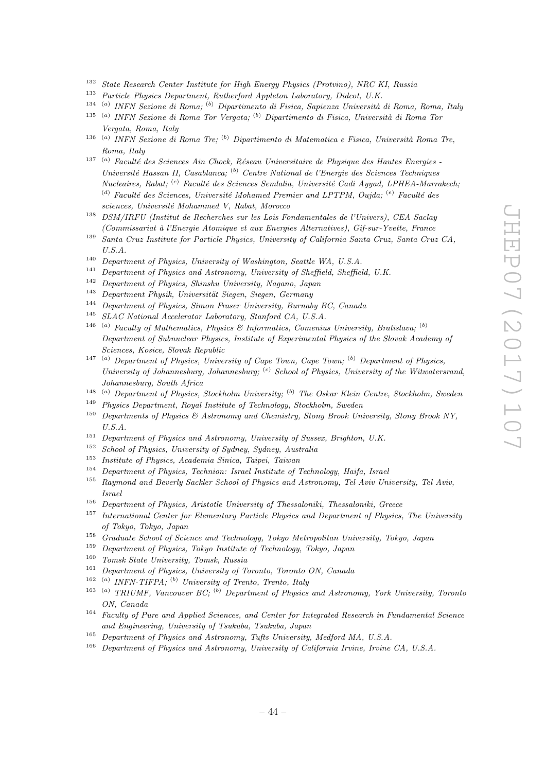[132] *State Research Center Institute for High Energy Physics (Protvino), NRC KI, Russia*

[133] *Particle Physics Department, Rutherford Appleton Laboratory, Didcot, U.K.*

[134] [(a)] *INFN Sezione di Roma;* [(b)] *Dipartimento di Fisica, Sapienza Università di Roma, Roma, Italy*

[135] [(a)] *INFN Sezione di Roma Tor Vergata;* [(b)] *Dipartimento di Fisica, Università di Roma Tor Vergata, Roma, Italy*

[136] [(a)] *INFN Sezione di Roma Tre;* [(b)] *Dipartimento di Matematica e Fisica, Università Roma Tre, Roma, Italy*

[137] [(a)] *Faculté des Sciences Ain Chock, Réseau Universitaire de Physique des Hautes Energies - Université Hassan II, Casablanca;* [(b)] *Centre National de l'Energie des Sciences Techniques Nucleaires, Rabat;* [(c)] *Faculté des Sciences Semlalia, Université Cadi Ayyad, LPHEA-Marrakech;* [(d)] *Faculté des Sciences, Université Mohamed Premier and LPTPM, Oujda;* [(e)] *Faculté des sciences, Université Mohammed V, Rabat, Morocco*

[138] *DSM/IRFU (Institut de Recherches sur les Lois Fondamentales de l'Univers), CEA Saclay (Commissariat à l'Energie Atomique et aux Energies Alternatives), Gif-sur-Yvette, France*

[139] *Santa Cruz Institute for Particle Physics, University of California Santa Cruz, Santa Cruz CA, U.S.A.*

[140] *Department of Physics, University of Washington, Seattle WA, U.S.A.*

[141] *Department of Physics and Astronomy, University of Sheffield, Sheffield, U.K.*

[142] *Department of Physics, Shinshu University, Nagano, Japan*

[143] *Department Physik, Universität Siegen, Siegen, Germany*

[144] *Department of Physics, Simon Fraser University, Burnaby BC, Canada*

[145] *SLAC National Accelerator Laboratory, Stanford CA, U.S.A.*

[146] [(a)] *Faculty of Mathematics, Physics & Informatics, Comenius University, Bratislava;* [(b)] *Department of Subnuclear Physics, Institute of Experimental Physics of the Slovak Academy of Sciences, Kosice, Slovak Republic*

[147] [(a)] *Department of Physics, University of Cape Town, Cape Town;* [(b)] *Department of Physics, University of Johannesburg, Johannesburg;* [(c)] *School of Physics, University of the Witwatersrand, Johannesburg, South Africa*

[148] [(a)] *Department of Physics, Stockholm University;* [(b)] *The Oskar Klein Centre, Stockholm, Sweden*

[149] *Physics Department, Royal Institute of Technology, Stockholm, Sweden*

[150] *Departments of Physics & Astronomy and Chemistry, Stony Brook University, Stony Brook NY, U.S.A.*

[151] *Department of Physics and Astronomy, University of Sussex, Brighton, U.K.*

[152] *School of Physics, University of Sydney, Sydney, Australia*

[153] *Institute of Physics, Academia Sinica, Taipei, Taiwan*

[154] *Department of Physics, Technion: Israel Institute of Technology, Haifa, Israel*

[155] *Raymond and Beverly Sackler School of Physics and Astronomy, Tel Aviv University, Tel Aviv, Israel*

[156] *Department of Physics, Aristotle University of Thessaloniki, Thessaloniki, Greece*

[157] *International Center for Elementary Particle Physics and Department of Physics, The University of Tokyo, Tokyo, Japan*

[158] *Graduate School of Science and Technology, Tokyo Metropolitan University, Tokyo, Japan*

[159] *Department of Physics, Tokyo Institute of Technology, Tokyo, Japan*

[160] *Tomsk State University, Tomsk, Russia*

[161] *Department of Physics, University of Toronto, Toronto ON, Canada*

[162] [(a)] *INFN-TIFPA;* [(b)] *University of Trento, Trento, Italy*

[163] [(a)] *TRIUMF, Vancouver BC;* [(b)] *Department of Physics and Astronomy, York University, Toronto ON, Canada*

[164] *Faculty of Pure and Applied Sciences, and Center for Integrated Research in Fundamental Science and Engineering, University of Tsukuba, Tsukuba, Japan*

[165] *Department of Physics and Astronomy, Tufts University, Medford MA, U.S.A.*

[166] *Department of Physics and Astronomy, University of California Irvine, Irvine CA, U.S.A.*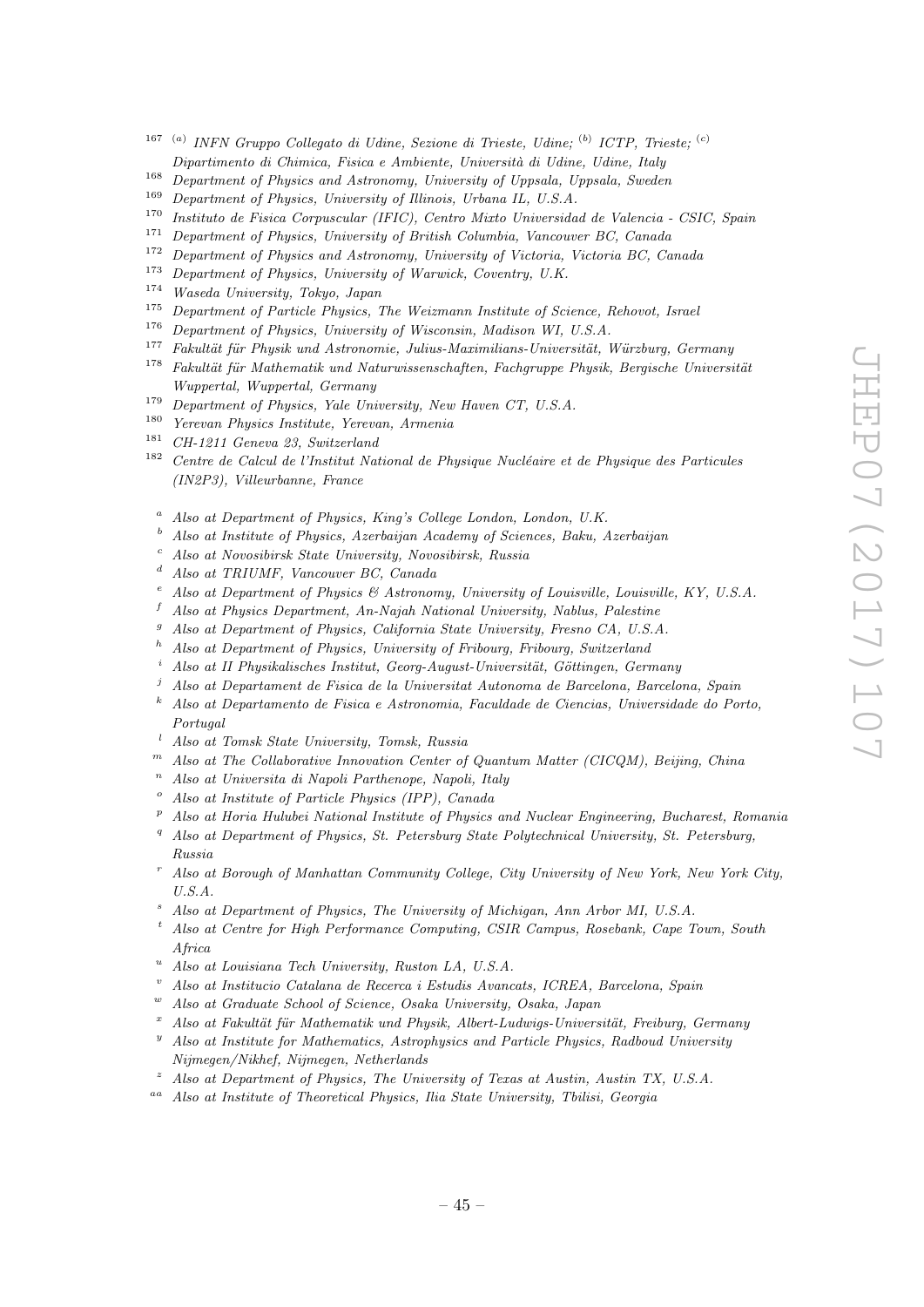[167] [(a)] *INFN Gruppo Collegato di Udine, Sezione di Trieste, Udine;* [(b)] *ICTP, Trieste;* [(c)] *Dipartimento di Chimica, Fisica e Ambiente, Università di Udine, Udine, Italy*

[168] *Department of Physics and Astronomy, University of Uppsala, Uppsala, Sweden*

[169] *Department of Physics, University of Illinois, Urbana IL, U.S.A.*

[170] *Instituto de Fisica Corpuscular (IFIC), Centro Mixto Universidad de Valencia - CSIC, Spain*

[171] *Department of Physics, University of British Columbia, Vancouver BC, Canada*

[172] *Department of Physics and Astronomy, University of Victoria, Victoria BC, Canada*

[173] *Department of Physics, University of Warwick, Coventry, U.K.*

[174] *Waseda University, Tokyo, Japan*

[175] *Department of Particle Physics, The Weizmann Institute of Science, Rehovot, Israel*

[176] *Department of Physics, University of Wisconsin, Madison WI, U.S.A.*

[177] *Fakultät für Physik und Astronomie, Julius-Maximilians-Universität, Würzburg, Germany*

[178] *Fakultät für Mathematik und Naturwissenschaften, Fachgruppe Physik, Bergische Universität Wuppertal, Wuppertal, Germany*

[179] *Department of Physics, Yale University, New Haven CT, U.S.A.*

[180] *Yerevan Physics Institute, Yerevan, Armenia*

[181] *CH-1211 Geneva 23, Switzerland*

[182] *Centre de Calcul de l'Institut National de Physique Nucléaire et de Physique des Particules (IN2P3), Villeurbanne, France*

[a] *Also at Department of Physics, King's College London, London, U.K.*

[b] *Also at Institute of Physics, Azerbaijan Academy of Sciences, Baku, Azerbaijan*

[c] *Also at Novosibirsk State University, Novosibirsk, Russia*

[d] *Also at TRIUMF, Vancouver BC, Canada*

[e] *Also at Department of Physics & Astronomy, University of Louisville, Louisville, KY, U.S.A.*

[f] *Also at Physics Department, An-Najah National University, Nablus, Palestine*

[g] *Also at Department of Physics, California State University, Fresno CA, U.S.A.*

[h] *Also at Department of Physics, University of Fribourg, Fribourg, Switzerland*

[i] *Also at II Physikalisches Institut, Georg-August-Universität, Göttingen, Germany*

[j] *Also at Departament de Fisica de la Universitat Autonoma de Barcelona, Barcelona, Spain*

[k] *Also at Departamento de Fisica e Astronomia, Faculdade de Ciencias, Universidade do Porto, Portugal*

[l] *Also at Tomsk State University, Tomsk, Russia*

[m] *Also at The Collaborative Innovation Center of Quantum Matter (CICQM), Beijing, China*

[n] *Also at Universita di Napoli Parthenope, Napoli, Italy*

[o] *Also at Institute of Particle Physics (IPP), Canada*

[p] *Also at Horia Hulubei National Institute of Physics and Nuclear Engineering, Bucharest, Romania*

[q] *Also at Department of Physics, St. Petersburg State Polytechnical University, St. Petersburg, Russia*

[r] *Also at Borough of Manhattan Community College, City University of New York, New York City, U.S.A.*

[s] *Also at Department of Physics, The University of Michigan, Ann Arbor MI, U.S.A.*

[t] *Also at Centre for High Performance Computing, CSIR Campus, Rosebank, Cape Town, South Africa*

[u] *Also at Louisiana Tech University, Ruston LA, U.S.A.*

[v] *Also at Institucio Catalana de Recerca i Estudis Avancats, ICREA, Barcelona, Spain*

[w] *Also at Graduate School of Science, Osaka University, Osaka, Japan*

[x] *Also at Fakultät für Mathematik und Physik, Albert-Ludwigs-Universität, Freiburg, Germany*

[y] *Also at Institute for Mathematics, Astrophysics and Particle Physics, Radboud University Nijmegen/Nikhef, Nijmegen, Netherlands*

[z] *Also at Department of Physics, The University of Texas at Austin, Austin TX, U.S.A.*

[aa] *Also at Institute of Theoretical Physics, Ilia State University, Tbilisi, Georgia*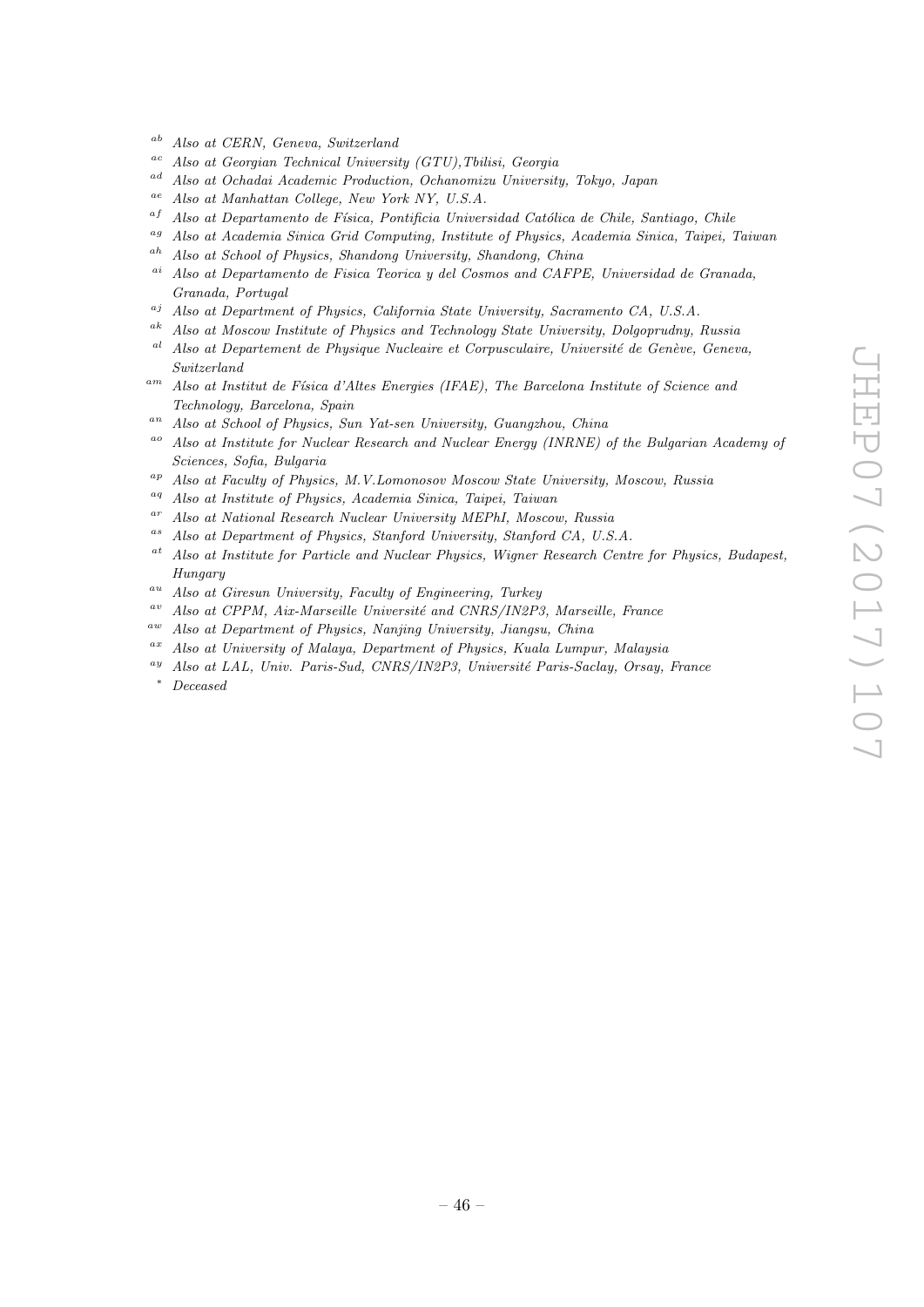[ab] *Also at CERN, Geneva, Switzerland*

[ac] *Also at Georgian Technical University (GTU),Tbilisi, Georgia*

[ad] *Also at Ochadai Academic Production, Ochanomizu University, Tokyo, Japan*

[ae] *Also at Manhattan College, New York NY, U.S.A.*

[af] *Also at Departamento de Física, Pontificia Universidad Católica de Chile, Santiago, Chile*

[ag] *Also at Academia Sinica Grid Computing, Institute of Physics, Academia Sinica, Taipei, Taiwan*

[ah] *Also at School of Physics, Shandong University, Shandong, China*

[ai] *Also at Departamento de Fisica Teorica y del Cosmos and CAFPE, Universidad de Granada, Granada, Portugal*

[aj] *Also at Department of Physics, California State University, Sacramento CA, U.S.A.*

[ak] *Also at Moscow Institute of Physics and Technology State University, Dolgoprudny, Russia*

[al] *Also at Departement de Physique Nucleaire et Corpusculaire, Université de Genève, Geneva, Switzerland*

[am] *Also at Institut de Física d'Altes Energies (IFAE), The Barcelona Institute of Science and Technology, Barcelona, Spain*

[an] *Also at School of Physics, Sun Yat-sen University, Guangzhou, China*

[ao] *Also at Institute for Nuclear Research and Nuclear Energy (INRNE) of the Bulgarian Academy of Sciences, Sofia, Bulgaria*

[ap] *Also at Faculty of Physics, M.V.Lomonosov Moscow State University, Moscow, Russia*

[aq] *Also at Institute of Physics, Academia Sinica, Taipei, Taiwan*

[ar] *Also at National Research Nuclear University MEPhI, Moscow, Russia*

[as] *Also at Department of Physics, Stanford University, Stanford CA, U.S.A.*

[at] *Also at Institute for Particle and Nuclear Physics, Wigner Research Centre for Physics, Budapest, Hungary*

[au] *Also at Giresun University, Faculty of Engineering, Turkey*

[av] *Also at CPPM, Aix-Marseille Université and CNRS/IN2P3, Marseille, France*

[aw] *Also at Department of Physics, Nanjing University, Jiangsu, China*

[ax] *Also at University of Malaya, Department of Physics, Kuala Lumpur, Malaysia*

[ay] *Also at LAL, Univ. Paris-Sud, CNRS/IN2P3, Université Paris-Saclay, Orsay, France*

[*] *Deceased*